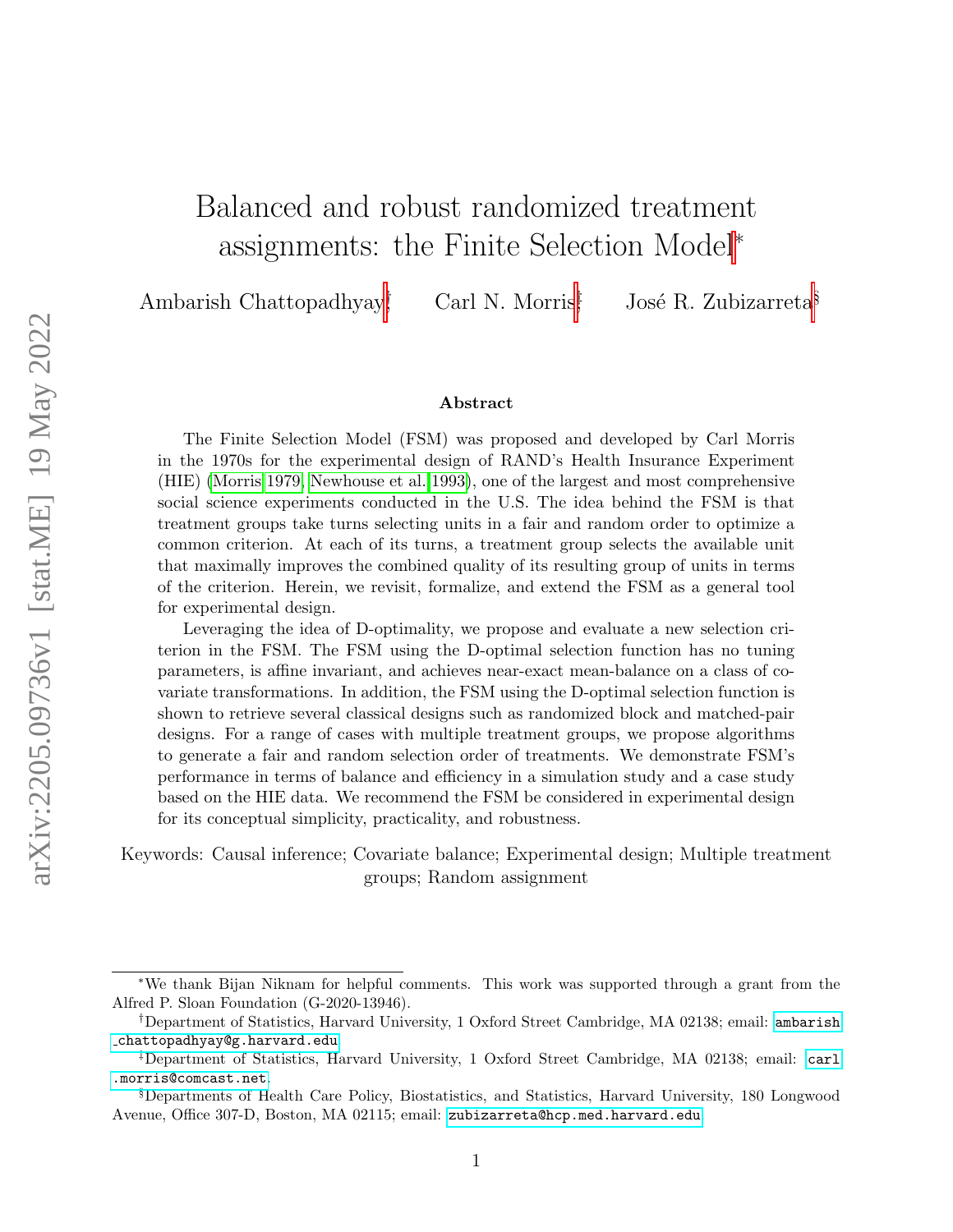# Balanced and robust randomized treatment assignments: the Finite Selection Model[*]

Ambarish Chattopadhyay[†] Carl N. Morris[‡] José R. Zubizarreta[§]

### Abstract

The Finite Selection Model (FSM) was proposed and developed by Carl Morris in the 1970s for the experimental design of RAND's Health Insurance Experiment (HIE) (Morris 1979, Newhouse et al. 1993), one of the largest and most comprehensive social science experiments conducted in the U.S. The idea behind the FSM is that treatment groups take turns selecting units in a fair and random order to optimize a common criterion. At each of its turns, a treatment group selects the available unit that maximally improves the combined quality of its resulting group of units in terms of the criterion. Herein, we revisit, formalize, and extend the FSM as a general tool for experimental design.

Leveraging the idea of D-optimality, we propose and evaluate a new selection criterion in the FSM. The FSM using the D-optimal selection function has no tuning parameters, is affine invariant, and achieves near-exact mean-balance on a class of covariate transformations. In addition, the FSM using the D-optimal selection function is shown to retrieve several classical designs such as randomized block and matched-pair designs. For a range of cases with multiple treatment groups, we propose algorithms to generate a fair and random selection order of treatments. We demonstrate FSM's performance in terms of balance and efficiency in a simulation study and a case study based on the HIE data. We recommend the FSM be considered in experimental design for its conceptual simplicity, practicality, and robustness.

Keywords: Causal inference; Covariate balance; Experimental design; Multiple treatment groups; Random assignment

---

[*] We thank Bijan Niknam for helpful comments. This work was supported through a grant from the Alfred P. Sloan Foundation (G-2020-13946).

[†] Department of Statistics, Harvard University, 1 Oxford Street Cambridge, MA 02138; email: ambarish_chattopadhyay@g.harvard.edu

[‡] Department of Statistics, Harvard University, 1 Oxford Street Cambridge, MA 02138; email: carl.morris@comcast.net

[§] Departments of Health Care Policy, Biostatistics, and Statistics, Harvard University, 180 Longwood Avenue, Office 307-D, Boston, MA 02115; email: zubizarreta@hcp.med.harvard.edu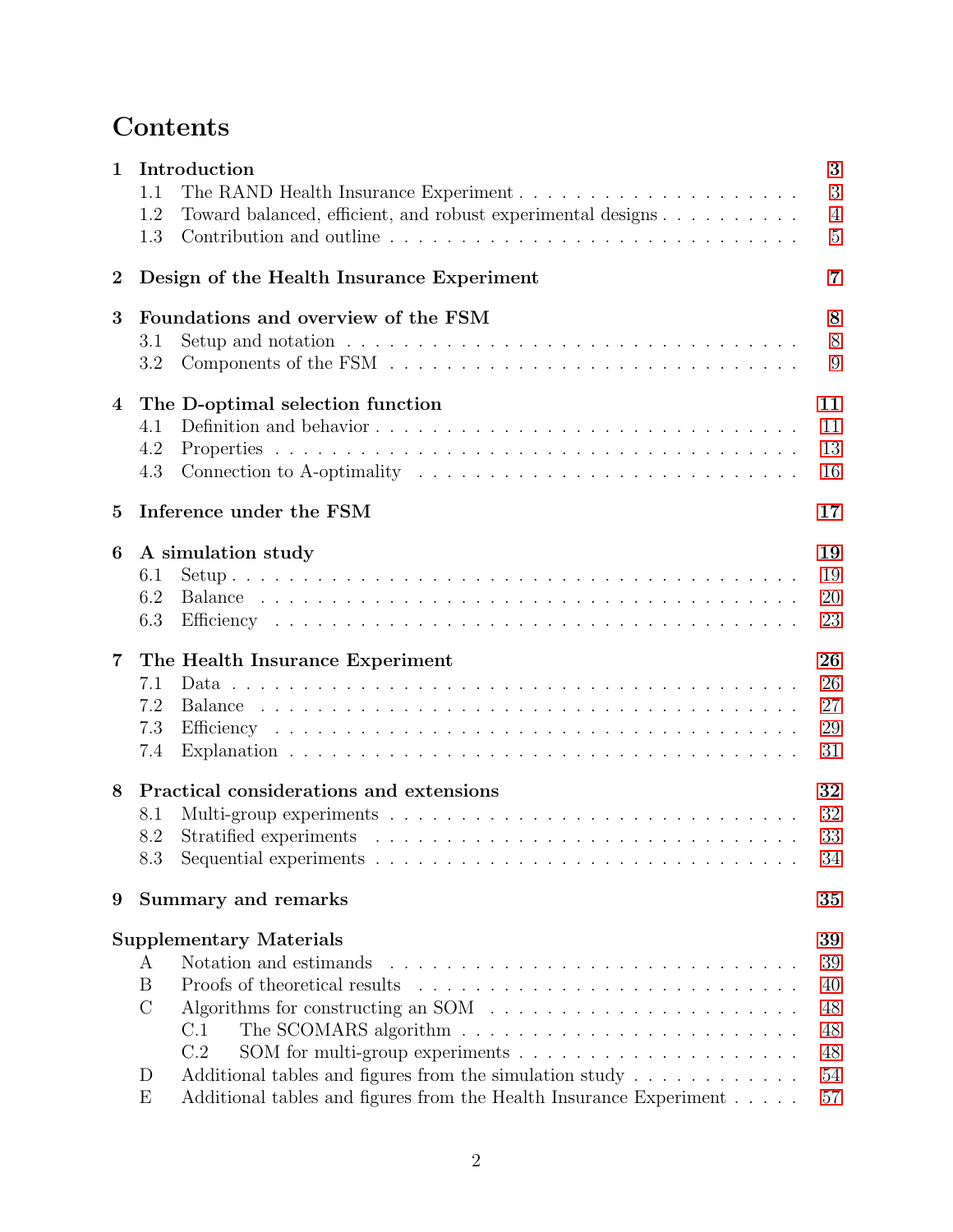# Contents

**1 Introduction** — 3
- 1.1 The RAND Health Insurance Experiment — 3
- 1.2 Toward balanced, efficient, and robust experimental designs — 4
- 1.3 Contribution and outline — 5

**2 Design of the Health Insurance Experiment** — 7

**3 Foundations and overview of the FSM** — 8
- 3.1 Setup and notation — 8
- 3.2 Components of the FSM — 9

**4 The D-optimal selection function** — 11
- 4.1 Definition and behavior — 11
- 4.2 Properties — 13
- 4.3 Connection to A-optimality — 16

**5 Inference under the FSM** — 17

**6 A simulation study** — 19
- 6.1 Setup — 19
- 6.2 Balance — 20
- 6.3 Efficiency — 23

**7 The Health Insurance Experiment** — 26
- 7.1 Data — 26
- 7.2 Balance — 27
- 7.3 Efficiency — 29
- 7.4 Explanation — 31

**8 Practical considerations and extensions** — 32
- 8.1 Multi-group experiments — 32
- 8.2 Stratified experiments — 33
- 8.3 Sequential experiments — 34

**9 Summary and remarks** — 35

**Supplementary Materials** — 39
- A Notation and estimands — 39
- B Proofs of theoretical results — 40
- C Algorithms for constructing an SOM — 48
  - C.1 The SCOMARS algorithm — 48
  - C.2 SOM for multi-group experiments — 48
- D Additional tables and figures from the simulation study — 54
- E Additional tables and figures from the Health Insurance Experiment — 57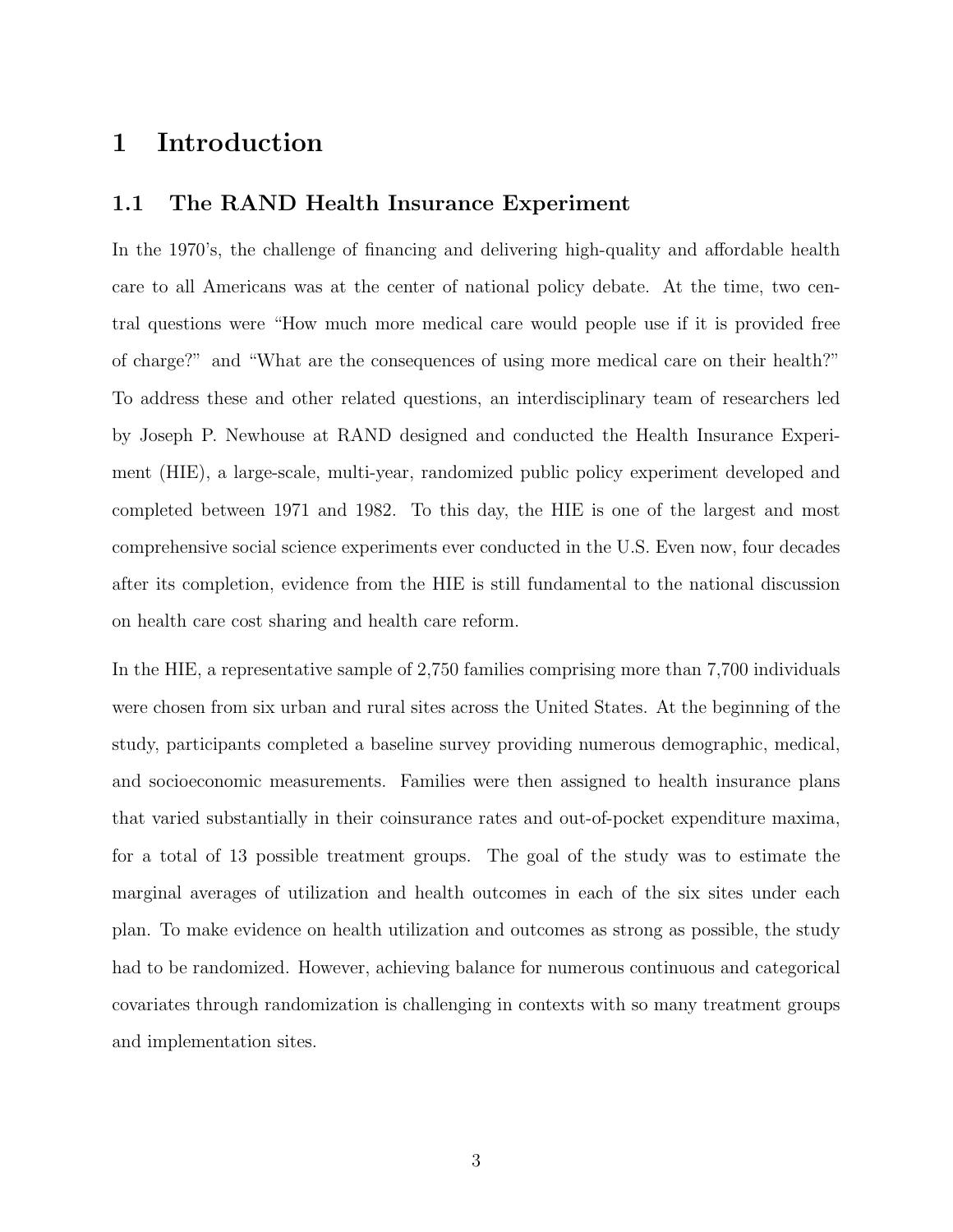# 1 Introduction

## 1.1 The RAND Health Insurance Experiment

In the 1970's, the challenge of financing and delivering high-quality and affordable health care to all Americans was at the center of national policy debate. At the time, two central questions were "How much more medical care would people use if it is provided free of charge?" and "What are the consequences of using more medical care on their health?" To address these and other related questions, an interdisciplinary team of researchers led by Joseph P. Newhouse at RAND designed and conducted the Health Insurance Experiment (HIE), a large-scale, multi-year, randomized public policy experiment developed and completed between 1971 and 1982. To this day, the HIE is one of the largest and most comprehensive social science experiments ever conducted in the U.S. Even now, four decades after its completion, evidence from the HIE is still fundamental to the national discussion on health care cost sharing and health care reform.

In the HIE, a representative sample of 2,750 families comprising more than 7,700 individuals were chosen from six urban and rural sites across the United States. At the beginning of the study, participants completed a baseline survey providing numerous demographic, medical, and socioeconomic measurements. Families were then assigned to health insurance plans that varied substantially in their coinsurance rates and out-of-pocket expenditure maxima, for a total of 13 possible treatment groups. The goal of the study was to estimate the marginal averages of utilization and health outcomes in each of the six sites under each plan. To make evidence on health utilization and outcomes as strong as possible, the study had to be randomized. However, achieving balance for numerous continuous and categorical covariates through randomization is challenging in contexts with so many treatment groups and implementation sites.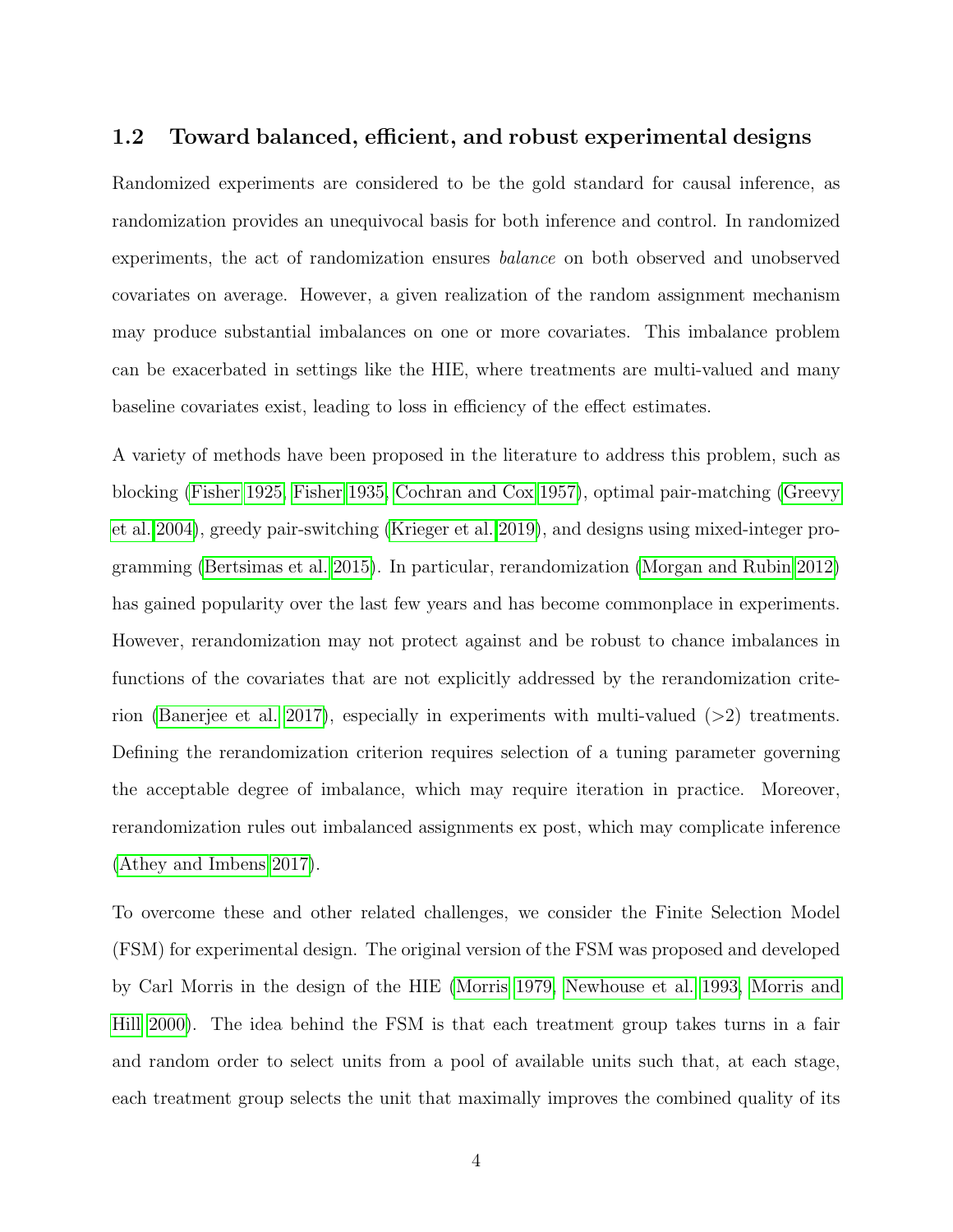### 1.2 Toward balanced, efficient, and robust experimental designs

Randomized experiments are considered to be the gold standard for causal inference, as randomization provides an unequivocal basis for both inference and control. In randomized experiments, the act of randomization ensures *balance* on both observed and unobserved covariates on average. However, a given realization of the random assignment mechanism may produce substantial imbalances on one or more covariates. This imbalance problem can be exacerbated in settings like the HIE, where treatments are multi-valued and many baseline covariates exist, leading to loss in efficiency of the effect estimates.

A variety of methods have been proposed in the literature to address this problem, such as blocking (Fisher 1925, Fisher 1935, Cochran and Cox 1957), optimal pair-matching (Greevy et al. 2004), greedy pair-switching (Krieger et al. 2019), and designs using mixed-integer programming (Bertsimas et al. 2015). In particular, rerandomization (Morgan and Rubin 2012) has gained popularity over the last few years and has become commonplace in experiments. However, rerandomization may not protect against and be robust to chance imbalances in functions of the covariates that are not explicitly addressed by the rerandomization criterion (Banerjee et al. 2017), especially in experiments with multi-valued (>2) treatments. Defining the rerandomization criterion requires selection of a tuning parameter governing the acceptable degree of imbalance, which may require iteration in practice. Moreover, rerandomization rules out imbalanced assignments ex post, which may complicate inference (Athey and Imbens 2017).

To overcome these and other related challenges, we consider the Finite Selection Model (FSM) for experimental design. The original version of the FSM was proposed and developed by Carl Morris in the design of the HIE (Morris 1979, Newhouse et al. 1993, Morris and Hill 2000). The idea behind the FSM is that each treatment group takes turns in a fair and random order to select units from a pool of available units such that, at each stage, each treatment group selects the unit that maximally improves the combined quality of its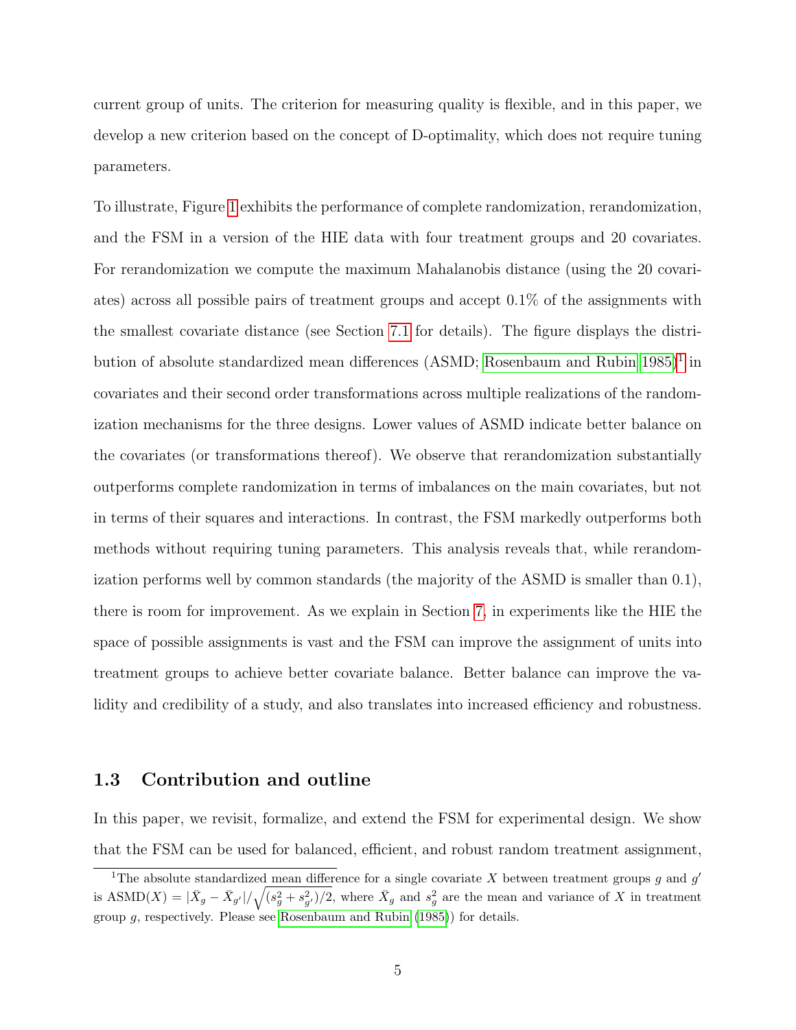current group of units. The criterion for measuring quality is flexible, and in this paper, we develop a new criterion based on the concept of D-optimality, which does not require tuning parameters.

To illustrate, Figure 1 exhibits the performance of complete randomization, rerandomization, and the FSM in a version of the HIE data with four treatment groups and 20 covariates. For rerandomization we compute the maximum Mahalanobis distance (using the 20 covariates) across all possible pairs of treatment groups and accept 0.1% of the assignments with the smallest covariate distance (see Section 7.1 for details). The figure displays the distribution of absolute standardized mean differences (ASMD; Rosenbaum and Rubin 1985)[1] in covariates and their second order transformations across multiple realizations of the randomization mechanisms for the three designs. Lower values of ASMD indicate better balance on the covariates (or transformations thereof). We observe that rerandomization substantially outperforms complete randomization in terms of imbalances on the main covariates, but not in terms of their squares and interactions. In contrast, the FSM markedly outperforms both methods without requiring tuning parameters. This analysis reveals that, while rerandomization performs well by common standards (the majority of the ASMD is smaller than 0.1), there is room for improvement. As we explain in Section 7, in experiments like the HIE the space of possible assignments is vast and the FSM can improve the assignment of units into treatment groups to achieve better covariate balance. Better balance can improve the validity and credibility of a study, and also translates into increased efficiency and robustness.

## 1.3 Contribution and outline

In this paper, we revisit, formalize, and extend the FSM for experimental design. We show that the FSM can be used for balanced, efficient, and robust random treatment assignment,

[1] The absolute standardized mean difference for a single covariate $X$ between treatment groups $g$ and $g'$ is $\text{ASMD}(X) = |\bar{X}_g - \bar{X}_{g'}|/\sqrt{(s_g^2 + s_{g'}^2)/2}$, where $\bar{X}_g$ and $s_g^2$ are the mean and variance of $X$ in treatment group $g$, respectively. Please see Rosenbaum and Rubin (1985)) for details.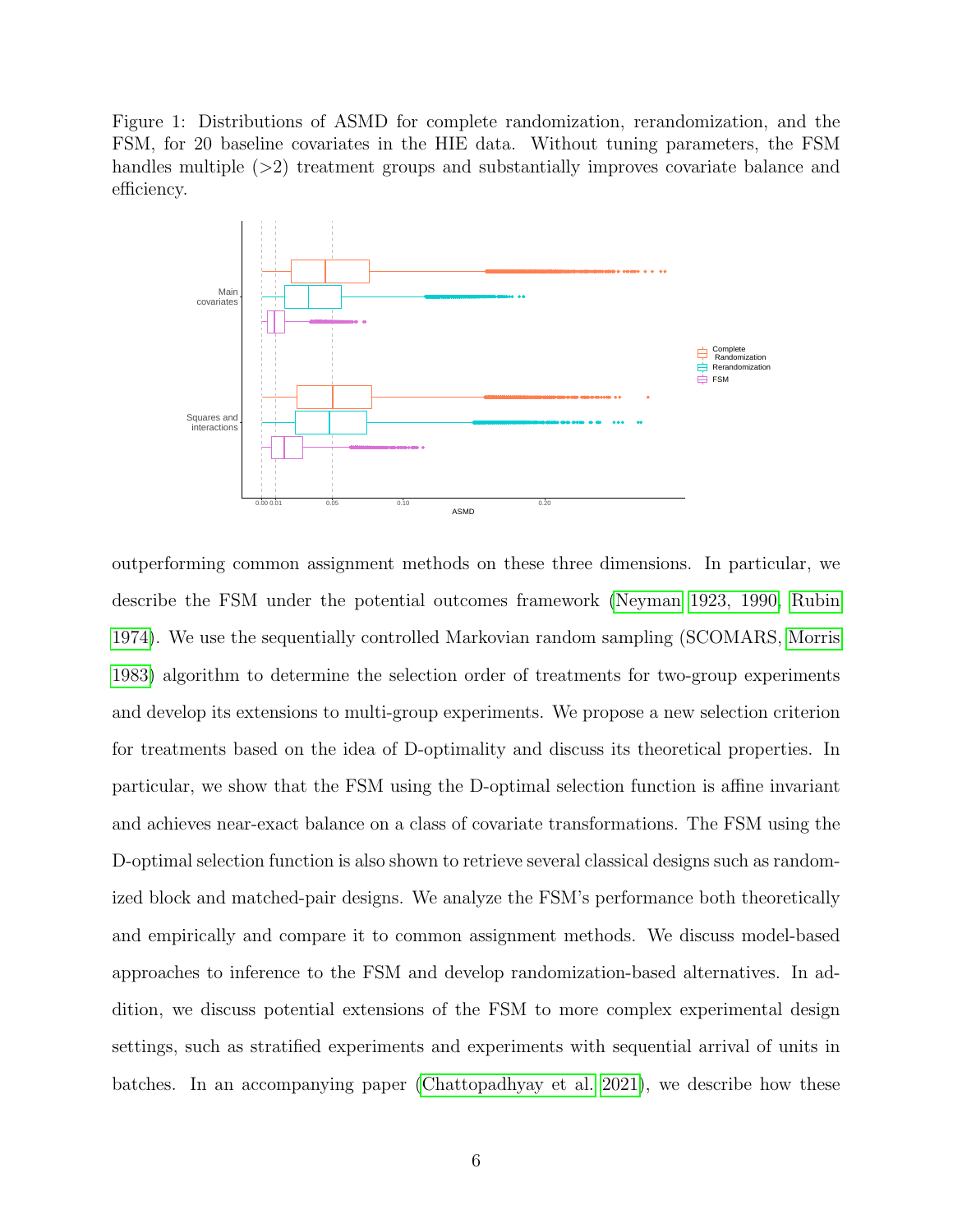Figure 1: Distributions of ASMD for complete randomization, rerandomization, and the FSM, for 20 baseline covariates in the HIE data. Without tuning parameters, the FSM handles multiple (>2) treatment groups and substantially improves covariate balance and efficiency.

outperforming common assignment methods on these three dimensions. In particular, we describe the FSM under the potential outcomes framework (Neyman 1923, 1990, Rubin 1974). We use the sequentially controlled Markovian random sampling (SCOMARS, Morris 1983) algorithm to determine the selection order of treatments for two-group experiments and develop its extensions to multi-group experiments. We propose a new selection criterion for treatments based on the idea of D-optimality and discuss its theoretical properties. In particular, we show that the FSM using the D-optimal selection function is affine invariant and achieves near-exact balance on a class of covariate transformations. The FSM using the D-optimal selection function is also shown to retrieve several classical designs such as randomized block and matched-pair designs. We analyze the FSM's performance both theoretically and empirically and compare it to common assignment methods. We discuss model-based approaches to inference to the FSM and develop randomization-based alternatives. In addition, we discuss potential extensions of the FSM to more complex experimental design settings, such as stratified experiments and experiments with sequential arrival of units in batches. In an accompanying paper (Chattopadhyay et al. 2021), we describe how these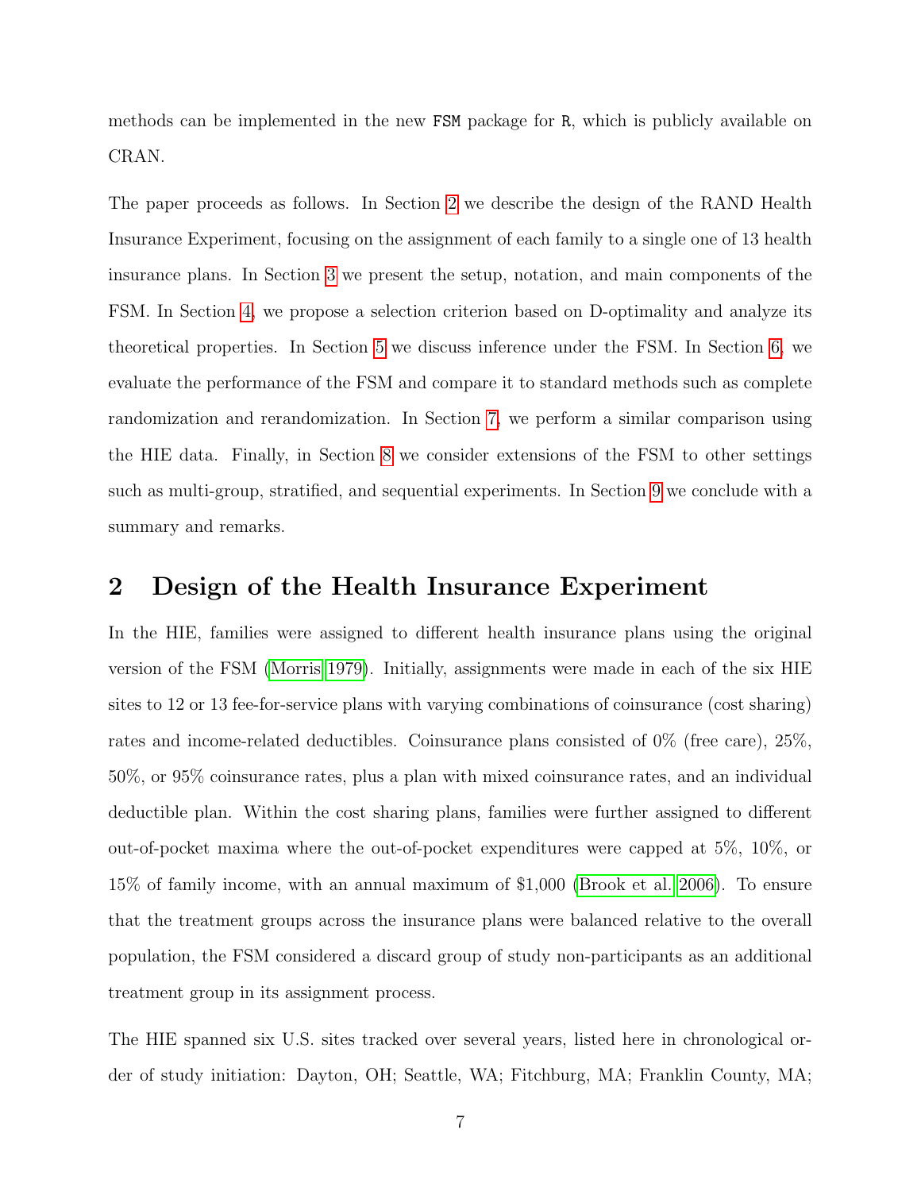methods can be implemented in the new `FSM` package for `R`, which is publicly available on CRAN.

The paper proceeds as follows. In Section 2 we describe the design of the RAND Health Insurance Experiment, focusing on the assignment of each family to a single one of 13 health insurance plans. In Section 3 we present the setup, notation, and main components of the FSM. In Section 4, we propose a selection criterion based on D-optimality and analyze its theoretical properties. In Section 5 we discuss inference under the FSM. In Section 6, we evaluate the performance of the FSM and compare it to standard methods such as complete randomization and rerandomization. In Section 7, we perform a similar comparison using the HIE data. Finally, in Section 8 we consider extensions of the FSM to other settings such as multi-group, stratified, and sequential experiments. In Section 9 we conclude with a summary and remarks.

## 2 Design of the Health Insurance Experiment

In the HIE, families were assigned to different health insurance plans using the original version of the FSM (Morris 1979). Initially, assignments were made in each of the six HIE sites to 12 or 13 fee-for-service plans with varying combinations of coinsurance (cost sharing) rates and income-related deductibles. Coinsurance plans consisted of 0% (free care), 25%, 50%, or 95% coinsurance rates, plus a plan with mixed coinsurance rates, and an individual deductible plan. Within the cost sharing plans, families were further assigned to different out-of-pocket maxima where the out-of-pocket expenditures were capped at 5%, 10%, or 15% of family income, with an annual maximum of $1,000 (Brook et al. 2006). To ensure that the treatment groups across the insurance plans were balanced relative to the overall population, the FSM considered a discard group of study non-participants as an additional treatment group in its assignment process.

The HIE spanned six U.S. sites tracked over several years, listed here in chronological order of study initiation: Dayton, OH; Seattle, WA; Fitchburg, MA; Franklin County, MA;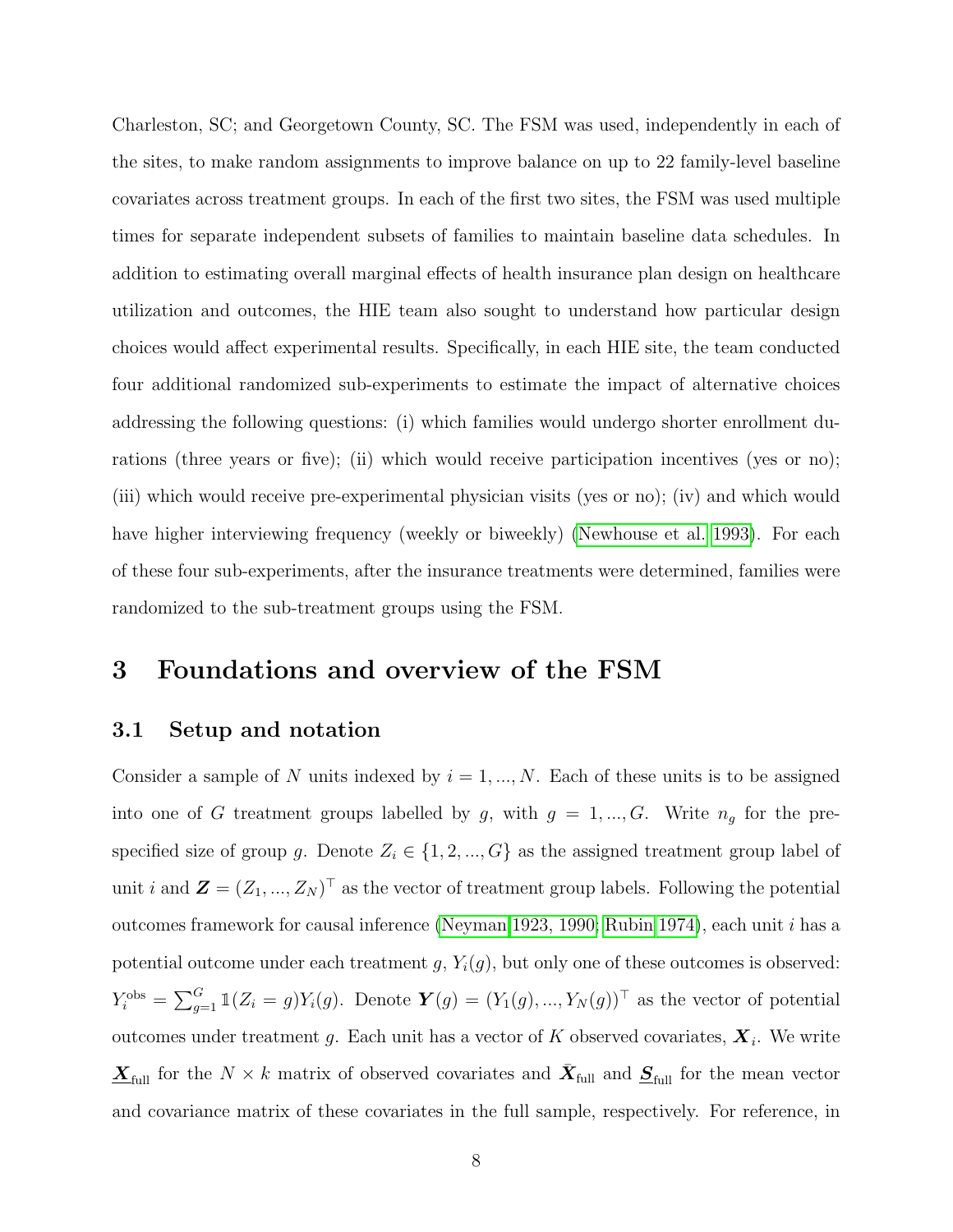Charleston, SC; and Georgetown County, SC. The FSM was used, independently in each of the sites, to make random assignments to improve balance on up to 22 family-level baseline covariates across treatment groups. In each of the first two sites, the FSM was used multiple times for separate independent subsets of families to maintain baseline data schedules. In addition to estimating overall marginal effects of health insurance plan design on healthcare utilization and outcomes, the HIE team also sought to understand how particular design choices would affect experimental results. Specifically, in each HIE site, the team conducted four additional randomized sub-experiments to estimate the impact of alternative choices addressing the following questions: (i) which families would undergo shorter enrollment durations (three years or five); (ii) which would receive participation incentives (yes or no); (iii) which would receive pre-experimental physician visits (yes or no); (iv) and which would have higher interviewing frequency (weekly or biweekly) (Newhouse et al. 1993). For each of these four sub-experiments, after the insurance treatments were determined, families were randomized to the sub-treatment groups using the FSM.

# 3 Foundations and overview of the FSM

## 3.1 Setup and notation

Consider a sample of $N$ units indexed by $i = 1, ..., N$. Each of these units is to be assigned into one of $G$ treatment groups labelled by $g$, with $g = 1, ..., G$. Write $n_g$ for the pre-specified size of group $g$. Denote $Z_i \in \{1, 2, ..., G\}$ as the assigned treatment group label of unit $i$ and $\boldsymbol{Z} = (Z_1, ..., Z_N)^\top$ as the vector of treatment group labels. Following the potential outcomes framework for causal inference (Neyman 1923, 1990; Rubin 1974), each unit $i$ has a potential outcome under each treatment $g$, $Y_i(g)$, but only one of these outcomes is observed: $Y_i^{\text{obs}} = \sum_{g=1}^{G} \mathbb{1}(Z_i = g) Y_i(g)$. Denote $\boldsymbol{Y}(g) = (Y_1(g), ..., Y_N(g))^\top$ as the vector of potential outcomes under treatment $g$. Each unit has a vector of $K$ observed covariates, $\boldsymbol{X}_i$. We write $\underline{\boldsymbol{X}}_{\text{full}}$ for the $N \times k$ matrix of observed covariates and $\bar{\boldsymbol{X}}_{\text{full}}$ and $\underline{\boldsymbol{S}}_{\text{full}}$ for the mean vector and covariance matrix of these covariates in the full sample, respectively. For reference, in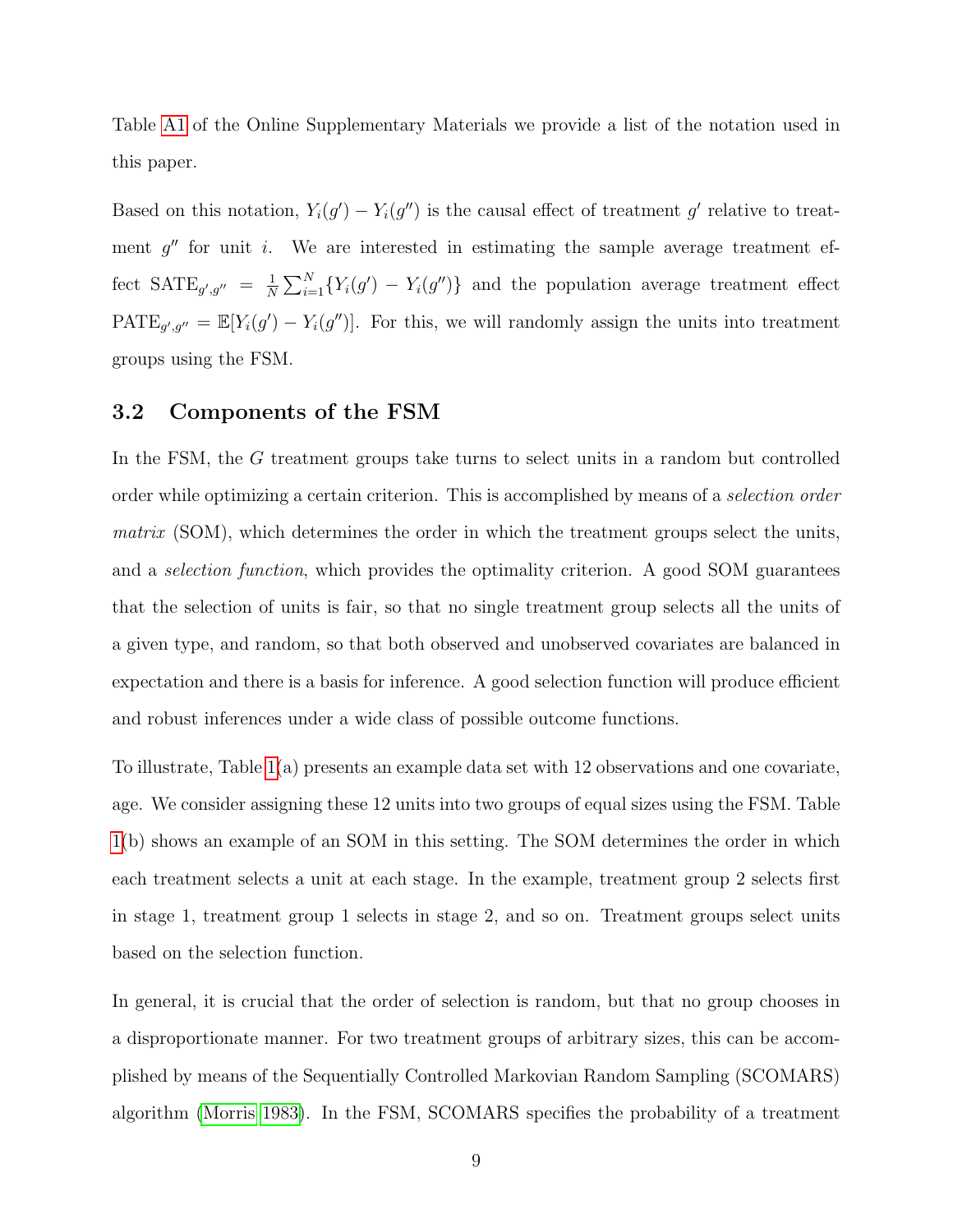Table A1 of the Online Supplementary Materials we provide a list of the notation used in this paper.

Based on this notation, $Y_i(g') - Y_i(g'')$ is the causal effect of treatment $g'$ relative to treatment $g''$ for unit $i$. We are interested in estimating the sample average treatment effect $\text{SATE}_{g',g''} = \frac{1}{N}\sum_{i=1}^{N}\{Y_i(g') - Y_i(g'')\}$ and the population average treatment effect $\text{PATE}_{g',g''} = \mathbb{E}[Y_i(g') - Y_i(g'')]$. For this, we will randomly assign the units into treatment groups using the FSM.

### 3.2 Components of the FSM

In the FSM, the $G$ treatment groups take turns to select units in a random but controlled order while optimizing a certain criterion. This is accomplished by means of a *selection order matrix* (SOM), which determines the order in which the treatment groups select the units, and a *selection function*, which provides the optimality criterion. A good SOM guarantees that the selection of units is fair, so that no single treatment group selects all the units of a given type, and random, so that both observed and unobserved covariates are balanced in expectation and there is a basis for inference. A good selection function will produce efficient and robust inferences under a wide class of possible outcome functions.

To illustrate, Table 1(a) presents an example data set with 12 observations and one covariate, age. We consider assigning these 12 units into two groups of equal sizes using the FSM. Table 1(b) shows an example of an SOM in this setting. The SOM determines the order in which each treatment selects a unit at each stage. In the example, treatment group 2 selects first in stage 1, treatment group 1 selects in stage 2, and so on. Treatment groups select units based on the selection function.

In general, it is crucial that the order of selection is random, but that no group chooses in a disproportionate manner. For two treatment groups of arbitrary sizes, this can be accomplished by means of the Sequentially Controlled Markovian Random Sampling (SCOMARS) algorithm (Morris 1983). In the FSM, SCOMARS specifies the probability of a treatment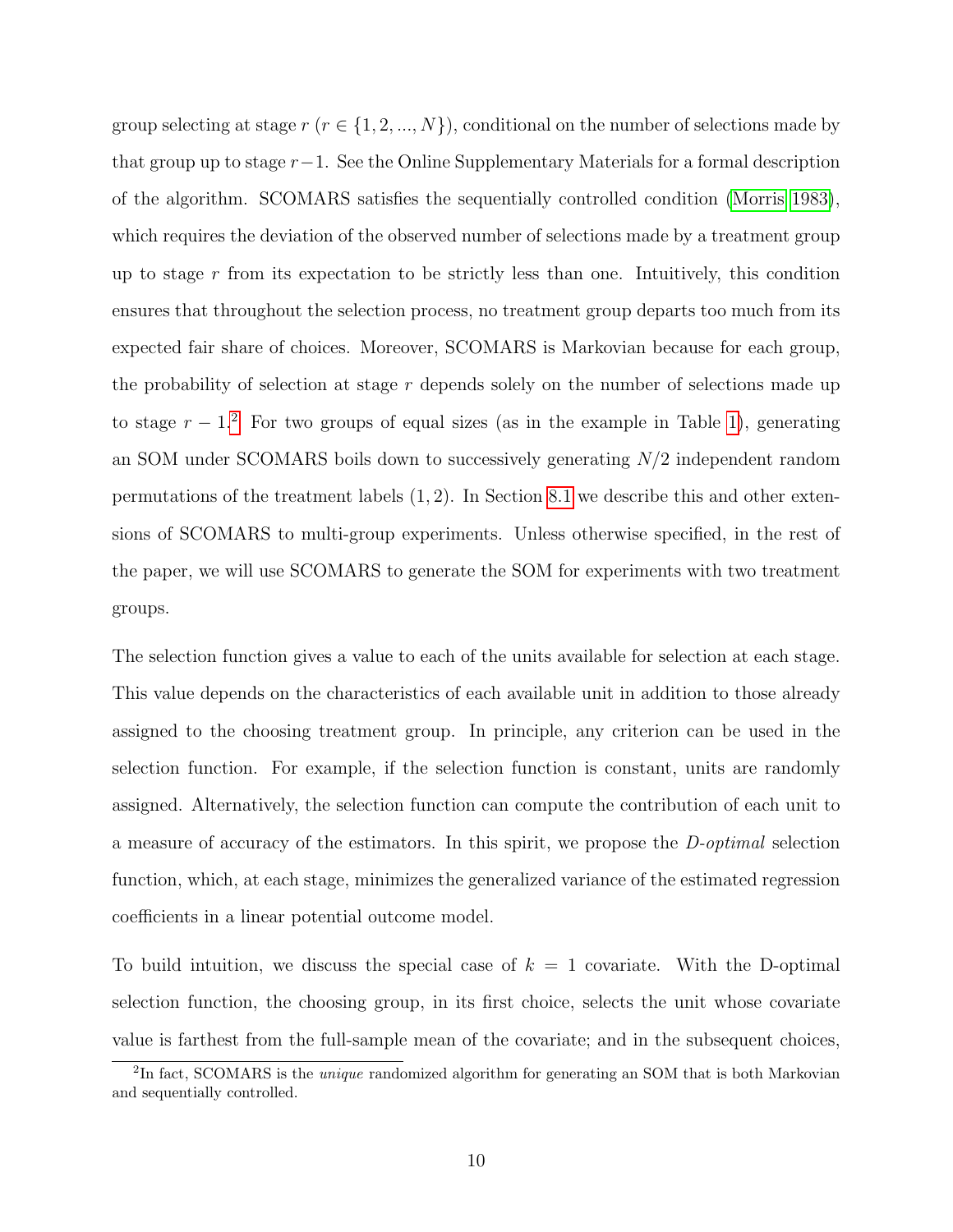group selecting at stage $r$ ($r \in \{1, 2, ..., N\}$), conditional on the number of selections made by that group up to stage $r-1$. See the Online Supplementary Materials for a formal description of the algorithm. SCOMARS satisfies the sequentially controlled condition (Morris 1983), which requires the deviation of the observed number of selections made by a treatment group up to stage $r$ from its expectation to be strictly less than one. Intuitively, this condition ensures that throughout the selection process, no treatment group departs too much from its expected fair share of choices. Moreover, SCOMARS is Markovian because for each group, the probability of selection at stage $r$ depends solely on the number of selections made up to stage $r-1$.[2] For two groups of equal sizes (as in the example in Table 1), generating an SOM under SCOMARS boils down to successively generating $N/2$ independent random permutations of the treatment labels $(1, 2)$. In Section 8.1 we describe this and other extensions of SCOMARS to multi-group experiments. Unless otherwise specified, in the rest of the paper, we will use SCOMARS to generate the SOM for experiments with two treatment groups.

The selection function gives a value to each of the units available for selection at each stage. This value depends on the characteristics of each available unit in addition to those already assigned to the choosing treatment group. In principle, any criterion can be used in the selection function. For example, if the selection function is constant, units are randomly assigned. Alternatively, the selection function can compute the contribution of each unit to a measure of accuracy of the estimators. In this spirit, we propose the *D-optimal* selection function, which, at each stage, minimizes the generalized variance of the estimated regression coefficients in a linear potential outcome model.

To build intuition, we discuss the special case of $k = 1$ covariate. With the D-optimal selection function, the choosing group, in its first choice, selects the unit whose covariate value is farthest from the full-sample mean of the covariate; and in the subsequent choices,

[2] In fact, SCOMARS is the *unique* randomized algorithm for generating an SOM that is both Markovian and sequentially controlled.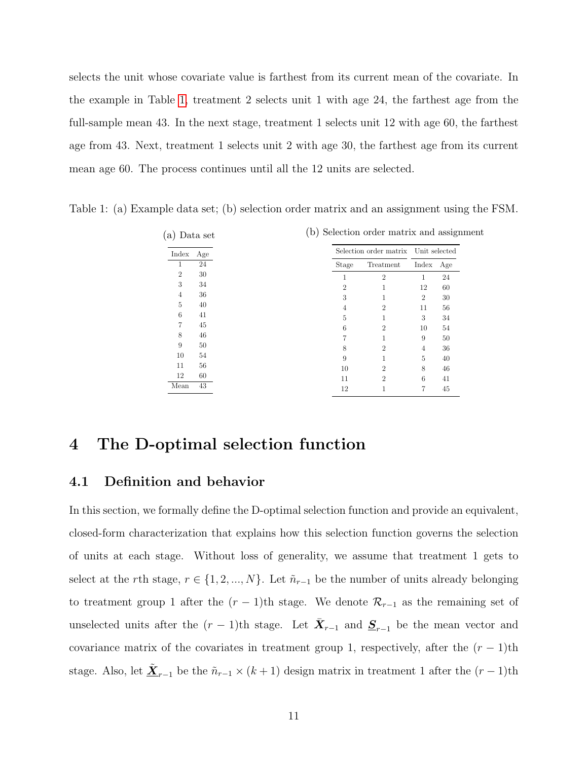selects the unit whose covariate value is farthest from its current mean of the covariate. In the example in Table 1, treatment 2 selects unit 1 with age 24, the farthest age from the full-sample mean 43. In the next stage, treatment 1 selects unit 12 with age 60, the farthest age from 43. Next, treatment 1 selects unit 2 with age 30, the farthest age from its current mean age 60. The process continues until all the 12 units are selected.

Table 1: (a) Example data set; (b) selection order matrix and an assignment using the FSM.

(a) Data set

| Index | Age |
|---|---|
| 1 | 24 |
| 2 | 30 |
| 3 | 34 |
| 4 | 36 |
| 5 | 40 |
| 6 | 41 |
| 7 | 45 |
| 8 | 46 |
| 9 | 50 |
| 10 | 54 |
| 11 | 56 |
| 12 | 60 |
| Mean | 43 |

(b) Selection order matrix and assignment

| Selection order matrix | | Unit selected | |
|---|---|---|---|
| Stage | Treatment | Index | Age |
| 1 | 2 | 1 | 24 |
| 2 | 1 | 12 | 60 |
| 3 | 1 | 2 | 30 |
| 4 | 2 | 11 | 56 |
| 5 | 1 | 3 | 34 |
| 6 | 2 | 10 | 54 |
| 7 | 1 | 9 | 50 |
| 8 | 2 | 4 | 36 |
| 9 | 1 | 5 | 40 |
| 10 | 2 | 8 | 46 |
| 11 | 2 | 6 | 41 |
| 12 | 1 | 7 | 45 |

# 4 The D-optimal selection function

## 4.1 Definition and behavior

In this section, we formally define the D-optimal selection function and provide an equivalent, closed-form characterization that explains how this selection function governs the selection of units at each stage. Without loss of generality, we assume that treatment 1 gets to select at the $r$th stage, $r \in \{1, 2, ..., N\}$. Let $\tilde{n}_{r-1}$ be the number of units already belonging to treatment group 1 after the $(r-1)$th stage. We denote $\mathcal{R}_{r-1}$ as the remaining set of unselected units after the $(r-1)$th stage. Let $\bar{\boldsymbol{X}}_{r-1}$ and $\underline{\boldsymbol{S}}_{r-1}$ be the mean vector and covariance matrix of the covariates in treatment group 1, respectively, after the $(r-1)$th stage. Also, let $\tilde{\underline{\boldsymbol{X}}}_{r-1}$ be the $\tilde{n}_{r-1} \times (k+1)$ design matrix in treatment 1 after the $(r-1)$th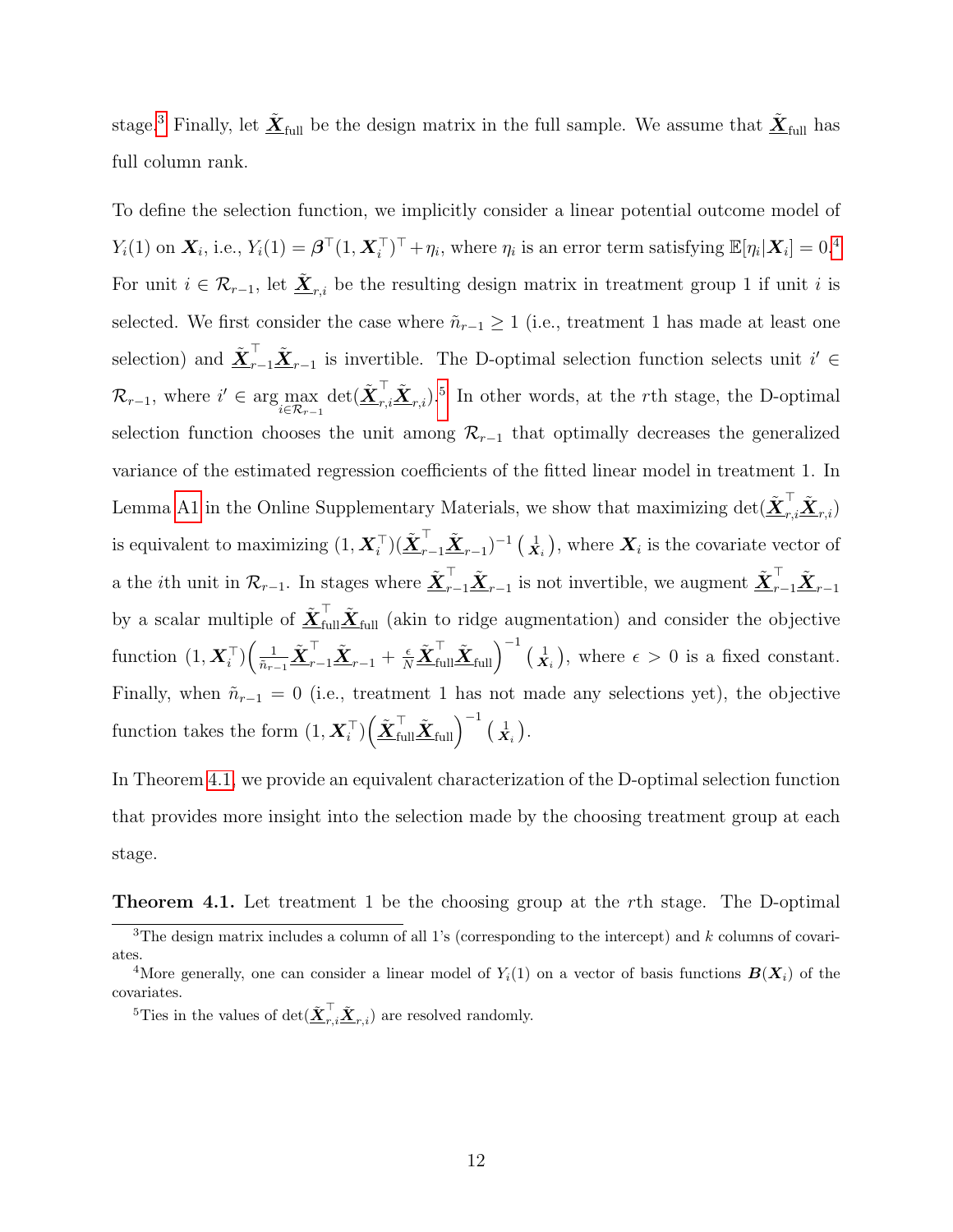stage.[3] Finally, let $\underline{\tilde{\boldsymbol{X}}}_{\text{full}}$ be the design matrix in the full sample. We assume that $\underline{\tilde{\boldsymbol{X}}}_{\text{full}}$ has full column rank.

To define the selection function, we implicitly consider a linear potential outcome model of $Y_i(1)$ on $\boldsymbol{X}_i$, i.e., $Y_i(1) = \boldsymbol{\beta}^\top (1, \boldsymbol{X}_i^\top)^\top + \eta_i$, where $\eta_i$ is an error term satisfying $\mathbb{E}[\eta_i|\boldsymbol{X}_i] = 0$.[4] For unit $i \in \mathcal{R}_{r-1}$, let $\underline{\tilde{\boldsymbol{X}}}_{r,i}$ be the resulting design matrix in treatment group 1 if unit $i$ is selected. We first consider the case where $\tilde{n}_{r-1} \geq 1$ (i.e., treatment 1 has made at least one selection) and $\underline{\tilde{\boldsymbol{X}}}_{r-1}^\top \underline{\tilde{\boldsymbol{X}}}_{r-1}$ is invertible. The D-optimal selection function selects unit $i' \in \mathcal{R}_{r-1}$, where $i' \in \arg\max_{i \in \mathcal{R}_{r-1}} \det(\underline{\tilde{\boldsymbol{X}}}_{r,i}^\top \underline{\tilde{\boldsymbol{X}}}_{r,i})$.[5] In other words, at the $r$th stage, the D-optimal selection function chooses the unit among $\mathcal{R}_{r-1}$ that optimally decreases the generalized variance of the estimated regression coefficients of the fitted linear model in treatment 1. In Lemma A1 in the Online Supplementary Materials, we show that maximizing $\det(\underline{\tilde{\boldsymbol{X}}}_{r,i}^\top \underline{\tilde{\boldsymbol{X}}}_{r,i})$ is equivalent to maximizing $(1, \boldsymbol{X}_i^\top)(\underline{\tilde{\boldsymbol{X}}}_{r-1}^\top \underline{\tilde{\boldsymbol{X}}}_{r-1})^{-1} \left(\begin{smallmatrix} 1 \\ \boldsymbol{X}_i \end{smallmatrix}\right)$, where $\boldsymbol{X}_i$ is the covariate vector of a the $i$th unit in $\mathcal{R}_{r-1}$. In stages where $\underline{\tilde{\boldsymbol{X}}}_{r-1}^\top \underline{\tilde{\boldsymbol{X}}}_{r-1}$ is not invertible, we augment $\underline{\tilde{\boldsymbol{X}}}_{r-1}^\top \underline{\tilde{\boldsymbol{X}}}_{r-1}$ by a scalar multiple of $\underline{\tilde{\boldsymbol{X}}}_{\text{full}}^\top \underline{\tilde{\boldsymbol{X}}}_{\text{full}}$ (akin to ridge augmentation) and consider the objective function $(1, \boldsymbol{X}_i^\top)\Big(\frac{1}{\tilde{n}_{r-1}} \underline{\tilde{\boldsymbol{X}}}_{r-1}^\top \underline{\tilde{\boldsymbol{X}}}_{r-1} + \frac{\epsilon}{N} \underline{\tilde{\boldsymbol{X}}}_{\text{full}}^\top \underline{\tilde{\boldsymbol{X}}}_{\text{full}}\Big)^{-1} \left(\begin{smallmatrix} 1 \\ \boldsymbol{X}_i \end{smallmatrix}\right)$, where $\epsilon > 0$ is a fixed constant. Finally, when $\tilde{n}_{r-1} = 0$ (i.e., treatment 1 has not made any selections yet), the objective function takes the form $(1, \boldsymbol{X}_i^\top)\Big(\underline{\tilde{\boldsymbol{X}}}_{\text{full}}^\top \underline{\tilde{\boldsymbol{X}}}_{\text{full}}\Big)^{-1} \left(\begin{smallmatrix} 1 \\ \boldsymbol{X}_i \end{smallmatrix}\right)$.

In Theorem 4.1, we provide an equivalent characterization of the D-optimal selection function that provides more insight into the selection made by the choosing treatment group at each stage.

**Theorem 4.1.** Let treatment 1 be the choosing group at the $r$th stage. The D-optimal

---

[3] The design matrix includes a column of all 1's (corresponding to the intercept) and $k$ columns of covariates.

[4] More generally, one can consider a linear model of $Y_i(1)$ on a vector of basis functions $\boldsymbol{B}(\boldsymbol{X}_i)$ of the covariates.

[5] Ties in the values of $\det(\underline{\tilde{\boldsymbol{X}}}_{r,i}^\top \underline{\tilde{\boldsymbol{X}}}_{r,i})$ are resolved randomly.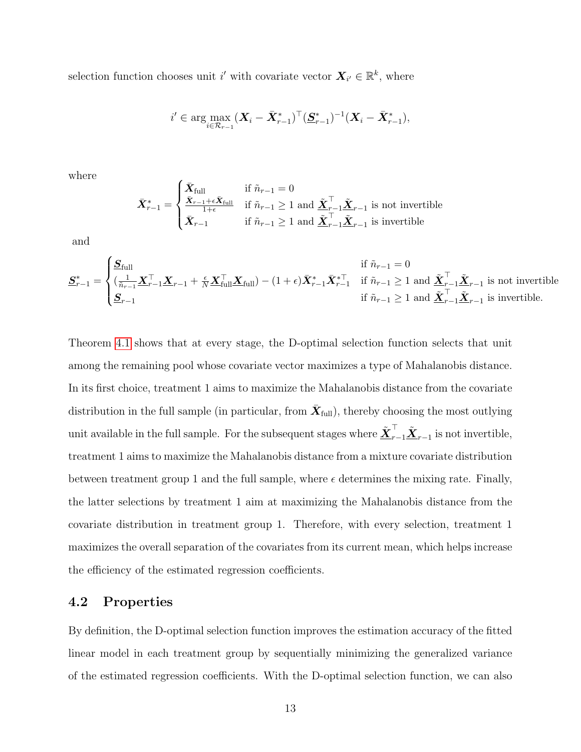selection function chooses unit $i'$ with covariate vector $\boldsymbol{X}_{i'} \in \mathbb{R}^k$, where

$$i' \in \arg\max_{i \in \mathcal{R}_{r-1}} (\boldsymbol{X}_i - \bar{\boldsymbol{X}}^*_{r-1})^\top (\underline{\boldsymbol{S}}^*_{r-1})^{-1} (\boldsymbol{X}_i - \bar{\boldsymbol{X}}^*_{r-1}),$$

where

$$\bar{\boldsymbol{X}}^*_{r-1} = \begin{cases} \bar{\boldsymbol{X}}_{\text{full}} & \text{if } \tilde{n}_{r-1} = 0 \\ \frac{\bar{\boldsymbol{X}}_{r-1} + \epsilon \bar{\boldsymbol{X}}_{\text{full}}}{1+\epsilon} & \text{if } \tilde{n}_{r-1} \geq 1 \text{ and } \underline{\tilde{\boldsymbol{X}}}^\top_{r-1} \underline{\tilde{\boldsymbol{X}}}_{r-1} \text{ is not invertible} \\ \bar{\boldsymbol{X}}_{r-1} & \text{if } \tilde{n}_{r-1} \geq 1 \text{ and } \underline{\tilde{\boldsymbol{X}}}^\top_{r-1} \underline{\tilde{\boldsymbol{X}}}_{r-1} \text{ is invertible} \end{cases}$$

and

$$\underline{\boldsymbol{S}}^*_{r-1} = \begin{cases} \underline{\boldsymbol{S}}_{\text{full}} & \text{if } \tilde{n}_{r-1} = 0 \\ (\frac{1}{\tilde{n}_{r-1}} \underline{\boldsymbol{X}}^\top_{r-1} \underline{\boldsymbol{X}}_{r-1} + \frac{\epsilon}{N} \underline{\boldsymbol{X}}^\top_{\text{full}} \underline{\boldsymbol{X}}_{\text{full}}) - (1+\epsilon) \bar{\boldsymbol{X}}^*_{r-1} \bar{\boldsymbol{X}}^{*\top}_{r-1} & \text{if } \tilde{n}_{r-1} \geq 1 \text{ and } \underline{\tilde{\boldsymbol{X}}}^\top_{r-1} \underline{\tilde{\boldsymbol{X}}}_{r-1} \text{ is not invertible} \\ \underline{\boldsymbol{S}}_{r-1} & \text{if } \tilde{n}_{r-1} \geq 1 \text{ and } \underline{\tilde{\boldsymbol{X}}}^\top_{r-1} \underline{\tilde{\boldsymbol{X}}}_{r-1} \text{ is invertible.} \end{cases}$$

Theorem 4.1 shows that at every stage, the D-optimal selection function selects that unit among the remaining pool whose covariate vector maximizes a type of Mahalanobis distance. In its first choice, treatment 1 aims to maximize the Mahalanobis distance from the covariate distribution in the full sample (in particular, from $\bar{\boldsymbol{X}}_{\text{full}}$), thereby choosing the most outlying unit available in the full sample. For the subsequent stages where $\underline{\tilde{\boldsymbol{X}}}^\top_{r-1} \underline{\tilde{\boldsymbol{X}}}_{r-1}$ is not invertible, treatment 1 aims to maximize the Mahalanobis distance from a mixture covariate distribution between treatment group 1 and the full sample, where $\epsilon$ determines the mixing rate. Finally, the latter selections by treatment 1 aim at maximizing the Mahalanobis distance from the covariate distribution in treatment group 1. Therefore, with every selection, treatment 1 maximizes the overall separation of the covariates from its current mean, which helps increase the efficiency of the estimated regression coefficients.

## 4.2 Properties

By definition, the D-optimal selection function improves the estimation accuracy of the fitted linear model in each treatment group by sequentially minimizing the generalized variance of the estimated regression coefficients. With the D-optimal selection function, we can also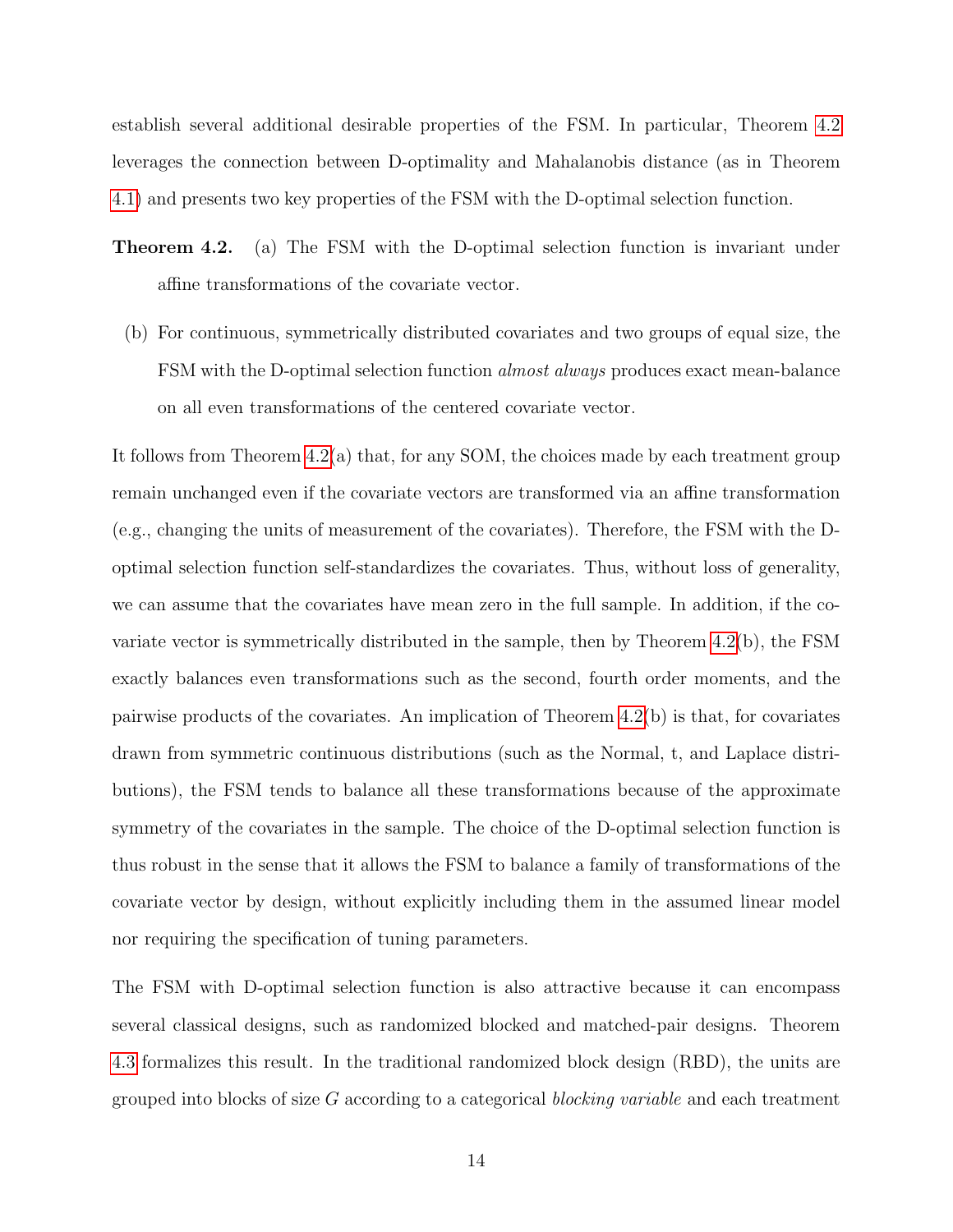establish several additional desirable properties of the FSM. In particular, Theorem 4.2 leverages the connection between D-optimality and Mahalanobis distance (as in Theorem 4.1) and presents two key properties of the FSM with the D-optimal selection function.

**Theorem 4.2.** (a) The FSM with the D-optimal selection function is invariant under affine transformations of the covariate vector.

(b) For continuous, symmetrically distributed covariates and two groups of equal size, the FSM with the D-optimal selection function *almost always* produces exact mean-balance on all even transformations of the centered covariate vector.

It follows from Theorem 4.2(a) that, for any SOM, the choices made by each treatment group remain unchanged even if the covariate vectors are transformed via an affine transformation (e.g., changing the units of measurement of the covariates). Therefore, the FSM with the D-optimal selection function self-standardizes the covariates. Thus, without loss of generality, we can assume that the covariates have mean zero in the full sample. In addition, if the covariate vector is symmetrically distributed in the sample, then by Theorem 4.2(b), the FSM exactly balances even transformations such as the second, fourth order moments, and the pairwise products of the covariates. An implication of Theorem 4.2(b) is that, for covariates drawn from symmetric continuous distributions (such as the Normal, t, and Laplace distributions), the FSM tends to balance all these transformations because of the approximate symmetry of the covariates in the sample. The choice of the D-optimal selection function is thus robust in the sense that it allows the FSM to balance a family of transformations of the covariate vector by design, without explicitly including them in the assumed linear model nor requiring the specification of tuning parameters.

The FSM with D-optimal selection function is also attractive because it can encompass several classical designs, such as randomized blocked and matched-pair designs. Theorem 4.3 formalizes this result. In the traditional randomized block design (RBD), the units are grouped into blocks of size $G$ according to a categorical *blocking variable* and each treatment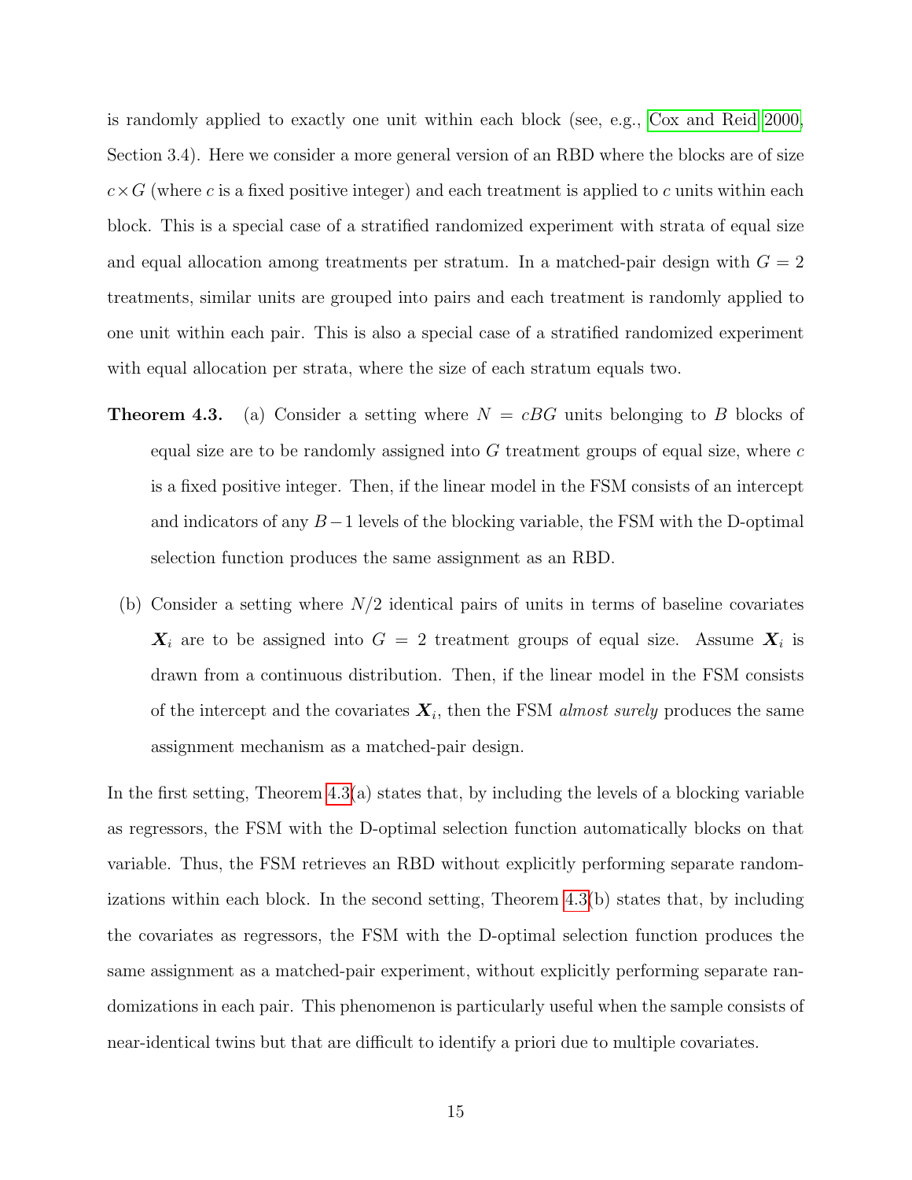is randomly applied to exactly one unit within each block (see, e.g., Cox and Reid 2000, Section 3.4). Here we consider a more general version of an RBD where the blocks are of size $c \times G$ (where $c$ is a fixed positive integer) and each treatment is applied to $c$ units within each block. This is a special case of a stratified randomized experiment with strata of equal size and equal allocation among treatments per stratum. In a matched-pair design with $G = 2$ treatments, similar units are grouped into pairs and each treatment is randomly applied to one unit within each pair. This is also a special case of a stratified randomized experiment with equal allocation per strata, where the size of each stratum equals two.

**Theorem 4.3.** (a) Consider a setting where $N = cBG$ units belonging to $B$ blocks of equal size are to be randomly assigned into $G$ treatment groups of equal size, where $c$ is a fixed positive integer. Then, if the linear model in the FSM consists of an intercept and indicators of any $B-1$ levels of the blocking variable, the FSM with the D-optimal selection function produces the same assignment as an RBD.

(b) Consider a setting where $N/2$ identical pairs of units in terms of baseline covariates $\boldsymbol{X}_i$ are to be assigned into $G = 2$ treatment groups of equal size. Assume $\boldsymbol{X}_i$ is drawn from a continuous distribution. Then, if the linear model in the FSM consists of the intercept and the covariates $\boldsymbol{X}_i$, then the FSM *almost surely* produces the same assignment mechanism as a matched-pair design.

In the first setting, Theorem 4.3(a) states that, by including the levels of a blocking variable as regressors, the FSM with the D-optimal selection function automatically blocks on that variable. Thus, the FSM retrieves an RBD without explicitly performing separate randomizations within each block. In the second setting, Theorem 4.3(b) states that, by including the covariates as regressors, the FSM with the D-optimal selection function produces the same assignment as a matched-pair experiment, without explicitly performing separate randomizations in each pair. This phenomenon is particularly useful when the sample consists of near-identical twins but that are difficult to identify a priori due to multiple covariates.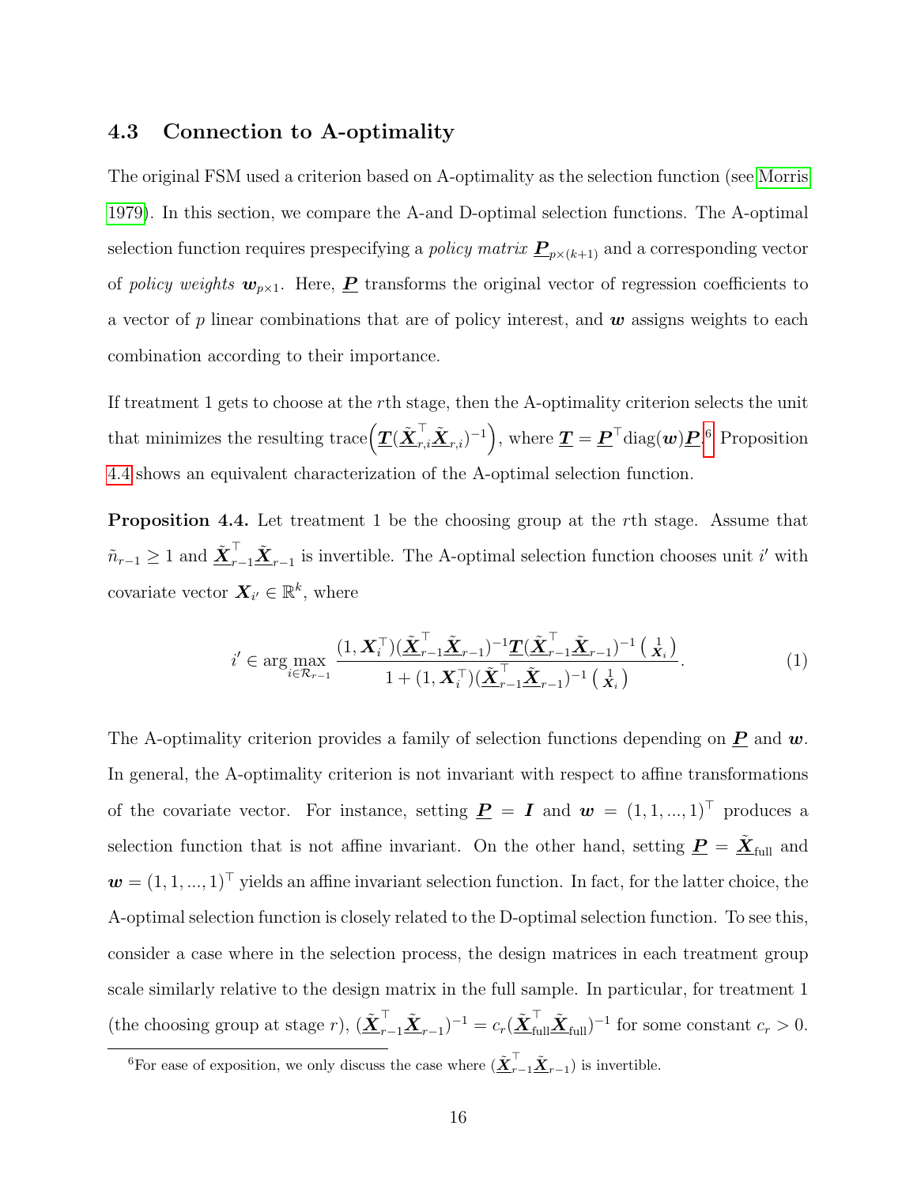### 4.3 Connection to A-optimality

The original FSM used a criterion based on A-optimality as the selection function (see Morris 1979). In this section, we compare the A-and D-optimal selection functions. The A-optimal selection function requires prespecifying a *policy matrix* $\underline{\boldsymbol{P}}_{p\times(k+1)}$ and a corresponding vector of *policy weights* $\boldsymbol{w}_{p\times 1}$. Here, $\underline{\boldsymbol{P}}$ transforms the original vector of regression coefficients to a vector of $p$ linear combinations that are of policy interest, and $\boldsymbol{w}$ assigns weights to each combination according to their importance.

If treatment 1 gets to choose at the $r$th stage, then the A-optimality criterion selects the unit that minimizes the resulting $\text{trace}\Big(\underline{\boldsymbol{T}}(\tilde{\underline{\boldsymbol{X}}}_{r,i}^\top\tilde{\underline{\boldsymbol{X}}}_{r,i})^{-1}\Big)$, where $\underline{\boldsymbol{T}} = \underline{\boldsymbol{P}}^\top\text{diag}(\boldsymbol{w})\underline{\boldsymbol{P}}$.[6] Proposition 4.4 shows an equivalent characterization of the A-optimal selection function.

**Proposition 4.4.** Let treatment 1 be the choosing group at the $r$th stage. Assume that $\tilde{n}_{r-1} \geq 1$ and $\tilde{\underline{\boldsymbol{X}}}_{r-1}^\top\tilde{\underline{\boldsymbol{X}}}_{r-1}$ is invertible. The A-optimal selection function chooses unit $i'$ with covariate vector $\boldsymbol{X}_{i'} \in \mathbb{R}^k$, where

$$i' \in \arg\max_{i\in\mathcal{R}_{r-1}} \frac{(1,\boldsymbol{X}_i^\top)(\tilde{\underline{\boldsymbol{X}}}_{r-1}^\top\tilde{\underline{\boldsymbol{X}}}_{r-1})^{-1}\underline{\boldsymbol{T}}(\tilde{\underline{\boldsymbol{X}}}_{r-1}^\top\tilde{\underline{\boldsymbol{X}}}_{r-1})^{-1}\binom{1}{\boldsymbol{X}_i}}{1+(1,\boldsymbol{X}_i^\top)(\tilde{\underline{\boldsymbol{X}}}_{r-1}^\top\tilde{\underline{\boldsymbol{X}}}_{r-1})^{-1}\binom{1}{\boldsymbol{X}_i}}. \tag{1}$$

The A-optimality criterion provides a family of selection functions depending on $\underline{\boldsymbol{P}}$ and $\boldsymbol{w}$. In general, the A-optimality criterion is not invariant with respect to affine transformations of the covariate vector. For instance, setting $\underline{\boldsymbol{P}} = \boldsymbol{I}$ and $\boldsymbol{w} = (1,1,...,1)^\top$ produces a selection function that is not affine invariant. On the other hand, setting $\underline{\boldsymbol{P}} = \tilde{\underline{\boldsymbol{X}}}_{\text{full}}$ and $\boldsymbol{w} = (1,1,...,1)^\top$ yields an affine invariant selection function. In fact, for the latter choice, the A-optimal selection function is closely related to the D-optimal selection function. To see this, consider a case where in the selection process, the design matrices in each treatment group scale similarly relative to the design matrix in the full sample. In particular, for treatment 1 (the choosing group at stage $r$), $(\tilde{\underline{\boldsymbol{X}}}_{r-1}^\top\tilde{\underline{\boldsymbol{X}}}_{r-1})^{-1} = c_r(\tilde{\underline{\boldsymbol{X}}}_{\text{full}}^\top\tilde{\underline{\boldsymbol{X}}}_{\text{full}})^{-1}$ for some constant $c_r > 0$.

[6] For ease of exposition, we only discuss the case where $(\tilde{\underline{\boldsymbol{X}}}_{r-1}^\top\tilde{\underline{\boldsymbol{X}}}_{r-1})$ is invertible.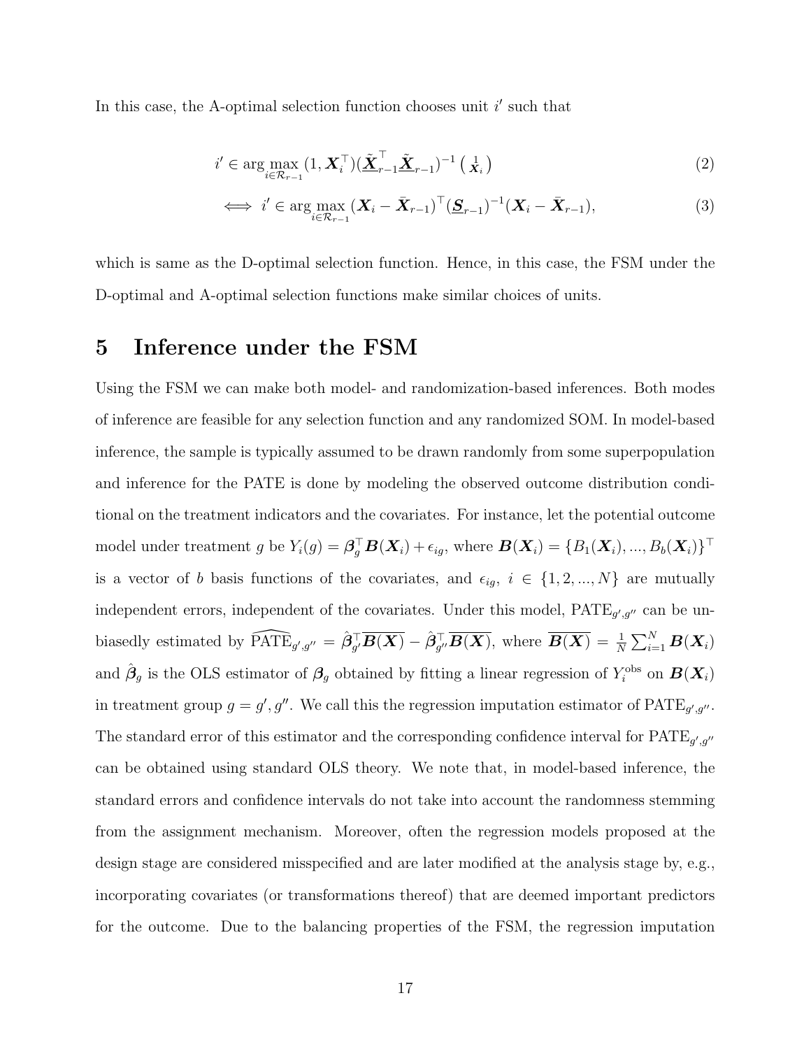In this case, the A-optimal selection function chooses unit $i'$ such that

$$i' \in \arg\max_{i \in \mathcal{R}_{r-1}} (1, \boldsymbol{X}_i^\top)(\underline{\tilde{\boldsymbol{X}}}_{r-1}^\top \underline{\tilde{\boldsymbol{X}}}_{r-1})^{-1} \binom{1}{\boldsymbol{X}_i} \tag{2}$$

$$\iff i' \in \arg\max_{i \in \mathcal{R}_{r-1}} (\boldsymbol{X}_i - \bar{\boldsymbol{X}}_{r-1})^\top (\underline{\boldsymbol{S}}_{r-1})^{-1} (\boldsymbol{X}_i - \bar{\boldsymbol{X}}_{r-1}), \tag{3}$$

which is same as the D-optimal selection function. Hence, in this case, the FSM under the D-optimal and A-optimal selection functions make similar choices of units.

# 5 Inference under the FSM

Using the FSM we can make both model- and randomization-based inferences. Both modes of inference are feasible for any selection function and any randomized SOM. In model-based inference, the sample is typically assumed to be drawn randomly from some superpopulation and inference for the PATE is done by modeling the observed outcome distribution conditional on the treatment indicators and the covariates. For instance, let the potential outcome model under treatment $g$ be $Y_i(g) = \boldsymbol{\beta}_g^\top \boldsymbol{B}(\boldsymbol{X}_i) + \epsilon_{ig}$, where $\boldsymbol{B}(\boldsymbol{X}_i) = \{B_1(\boldsymbol{X}_i), ..., B_b(\boldsymbol{X}_i)\}^\top$ is a vector of $b$ basis functions of the covariates, and $\epsilon_{ig}$, $i \in \{1, 2, ..., N\}$ are mutually independent errors, independent of the covariates. Under this model, $\text{PATE}_{g',g''}$ can be unbiasedly estimated by $\widehat{\text{PATE}}_{g',g''} = \hat{\boldsymbol{\beta}}_{g'}^\top \overline{\boldsymbol{B}(\boldsymbol{X})} - \hat{\boldsymbol{\beta}}_{g''}^\top \overline{\boldsymbol{B}(\boldsymbol{X})}$, where $\overline{\boldsymbol{B}(\boldsymbol{X})} = \frac{1}{N}\sum_{i=1}^N \boldsymbol{B}(\boldsymbol{X}_i)$ and $\hat{\boldsymbol{\beta}}_g$ is the OLS estimator of $\boldsymbol{\beta}_g$ obtained by fitting a linear regression of $Y_i^{\text{obs}}$ on $\boldsymbol{B}(\boldsymbol{X}_i)$ in treatment group $g = g', g''$. We call this the regression imputation estimator of $\text{PATE}_{g',g''}$. The standard error of this estimator and the corresponding confidence interval for $\text{PATE}_{g',g''}$ can be obtained using standard OLS theory. We note that, in model-based inference, the standard errors and confidence intervals do not take into account the randomness stemming from the assignment mechanism. Moreover, often the regression models proposed at the design stage are considered misspecified and are later modified at the analysis stage by, e.g., incorporating covariates (or transformations thereof) that are deemed important predictors for the outcome. Due to the balancing properties of the FSM, the regression imputation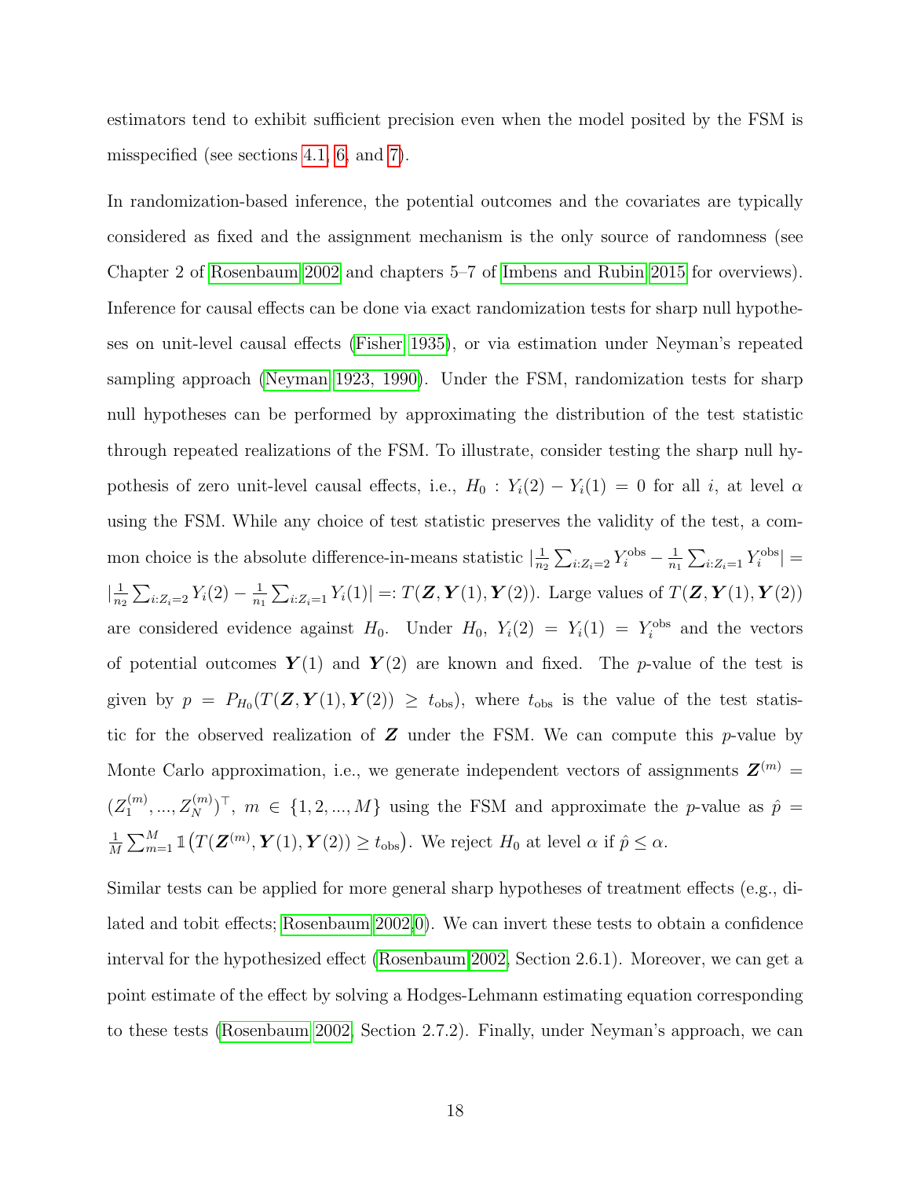estimators tend to exhibit sufficient precision even when the model posited by the FSM is misspecified (see sections 4.1, 6, and 7).

In randomization-based inference, the potential outcomes and the covariates are typically considered as fixed and the assignment mechanism is the only source of randomness (see Chapter 2 of Rosenbaum 2002 and chapters 5–7 of Imbens and Rubin 2015 for overviews). Inference for causal effects can be done via exact randomization tests for sharp null hypotheses on unit-level causal effects (Fisher 1935), or via estimation under Neyman's repeated sampling approach (Neyman 1923, 1990). Under the FSM, randomization tests for sharp null hypotheses can be performed by approximating the distribution of the test statistic through repeated realizations of the FSM. To illustrate, consider testing the sharp null hypothesis of zero unit-level causal effects, i.e., $H_0 : Y_i(2) - Y_i(1) = 0$ for all $i$, at level $\alpha$ using the FSM. While any choice of test statistic preserves the validity of the test, a common choice is the absolute difference-in-means statistic $|\frac{1}{n_2}\sum_{i:Z_i=2} Y_i^{\text{obs}} - \frac{1}{n_1}\sum_{i:Z_i=1} Y_i^{\text{obs}}| = |\frac{1}{n_2}\sum_{i:Z_i=2} Y_i(2) - \frac{1}{n_1}\sum_{i:Z_i=1} Y_i(1)| =: T(\boldsymbol{Z}, \boldsymbol{Y}(1), \boldsymbol{Y}(2))$. Large values of $T(\boldsymbol{Z}, \boldsymbol{Y}(1), \boldsymbol{Y}(2))$ are considered evidence against $H_0$. Under $H_0$, $Y_i(2) = Y_i(1) = Y_i^{\text{obs}}$ and the vectors of potential outcomes $\boldsymbol{Y}(1)$ and $\boldsymbol{Y}(2)$ are known and fixed. The $p$-value of the test is given by $p = P_{H_0}(T(\boldsymbol{Z}, \boldsymbol{Y}(1), \boldsymbol{Y}(2)) \geq t_{\text{obs}})$, where $t_{\text{obs}}$ is the value of the test statistic for the observed realization of $\boldsymbol{Z}$ under the FSM. We can compute this $p$-value by Monte Carlo approximation, i.e., we generate independent vectors of assignments $\boldsymbol{Z}^{(m)} = (Z_1^{(m)}, ..., Z_N^{(m)})^\top$, $m \in \{1, 2, ..., M\}$ using the FSM and approximate the $p$-value as $\hat{p} = \frac{1}{M}\sum_{m=1}^{M} \mathbb{1}\big(T(\boldsymbol{Z}^{(m)}, \boldsymbol{Y}(1), \boldsymbol{Y}(2)) \geq t_{\text{obs}}\big)$. We reject $H_0$ at level $\alpha$ if $\hat{p} \leq \alpha$.

Similar tests can be applied for more general sharp hypotheses of treatment effects (e.g., dilated and tobit effects; Rosenbaum 2002,0). We can invert these tests to obtain a confidence interval for the hypothesized effect (Rosenbaum 2002, Section 2.6.1). Moreover, we can get a point estimate of the effect by solving a Hodges-Lehmann estimating equation corresponding to these tests (Rosenbaum 2002, Section 2.7.2). Finally, under Neyman's approach, we can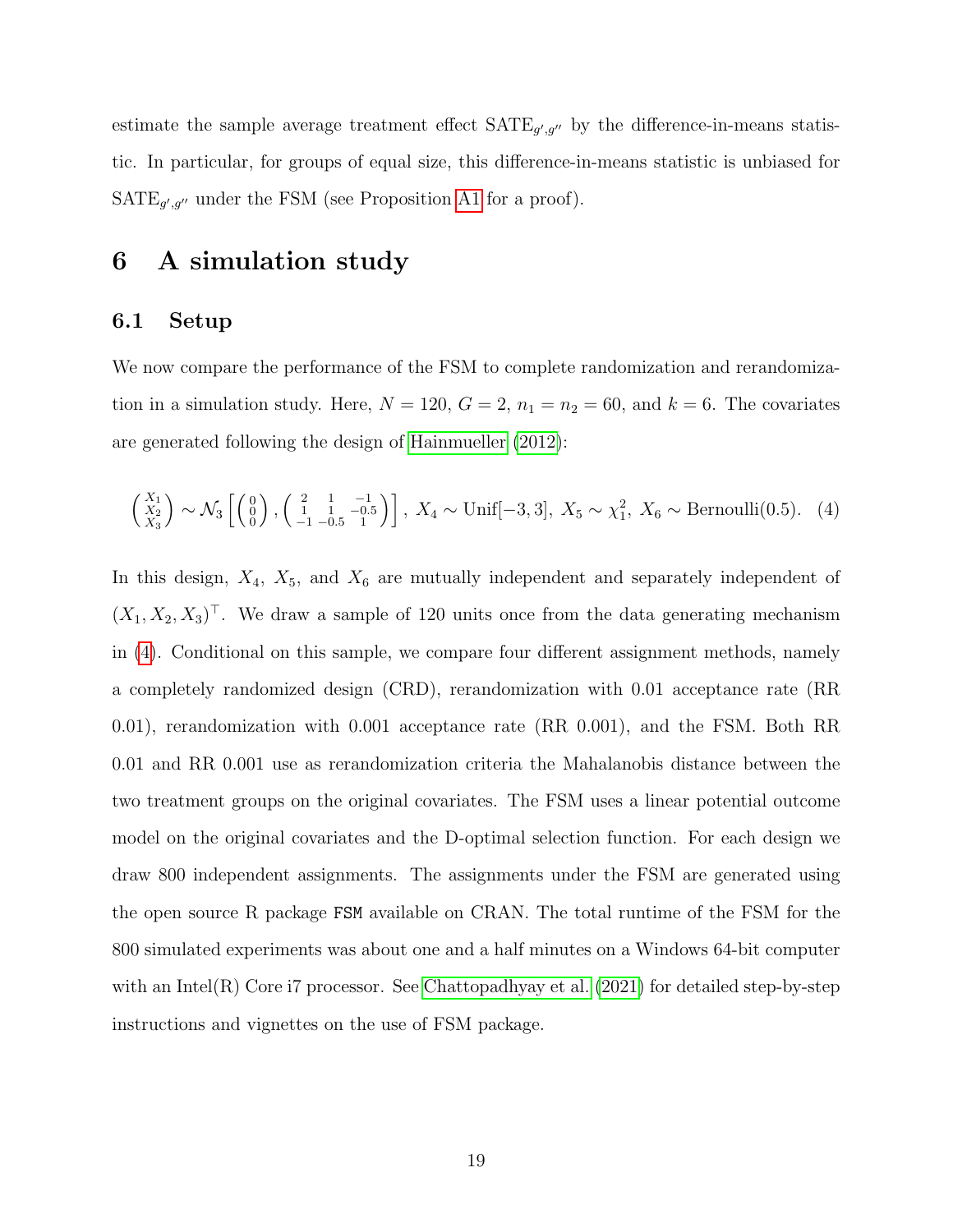estimate the sample average treatment effect $\text{SATE}_{g',g''}$ by the difference-in-means statistic. In particular, for groups of equal size, this difference-in-means statistic is unbiased for $\text{SATE}_{g',g''}$ under the FSM (see Proposition A1 for a proof).

# 6 A simulation study

## 6.1 Setup

We now compare the performance of the FSM to complete randomization and rerandomization in a simulation study. Here, $N = 120$, $G = 2$, $n_1 = n_2 = 60$, and $k = 6$. The covariates are generated following the design of Hainmueller (2012):

$$\begin{pmatrix} X_1 \\ X_2 \\ X_3 \end{pmatrix} \sim \mathcal{N}_3 \left[ \begin{pmatrix} 0 \\ 0 \\ 0 \end{pmatrix}, \begin{pmatrix} 2 & 1 & -1 \\ 1 & 1 & -0.5 \\ -1 & -0.5 & 1 \end{pmatrix} \right], \; X_4 \sim \text{Unif}[-3, 3], \; X_5 \sim \chi^2_1, \; X_6 \sim \text{Bernoulli}(0.5). \quad (4)$$

In this design, $X_4$, $X_5$, and $X_6$ are mutually independent and separately independent of $(X_1, X_2, X_3)^\top$. We draw a sample of 120 units once from the data generating mechanism in (4). Conditional on this sample, we compare four different assignment methods, namely a completely randomized design (CRD), rerandomization with 0.01 acceptance rate (RR 0.01), rerandomization with 0.001 acceptance rate (RR 0.001), and the FSM. Both RR 0.01 and RR 0.001 use as rerandomization criteria the Mahalanobis distance between the two treatment groups on the original covariates. The FSM uses a linear potential outcome model on the original covariates and the D-optimal selection function. For each design we draw 800 independent assignments. The assignments under the FSM are generated using the open source R package `FSM` available on CRAN. The total runtime of the FSM for the 800 simulated experiments was about one and a half minutes on a Windows 64-bit computer with an Intel(R) Core i7 processor. See Chattopadhyay et al. (2021) for detailed step-by-step instructions and vignettes on the use of FSM package.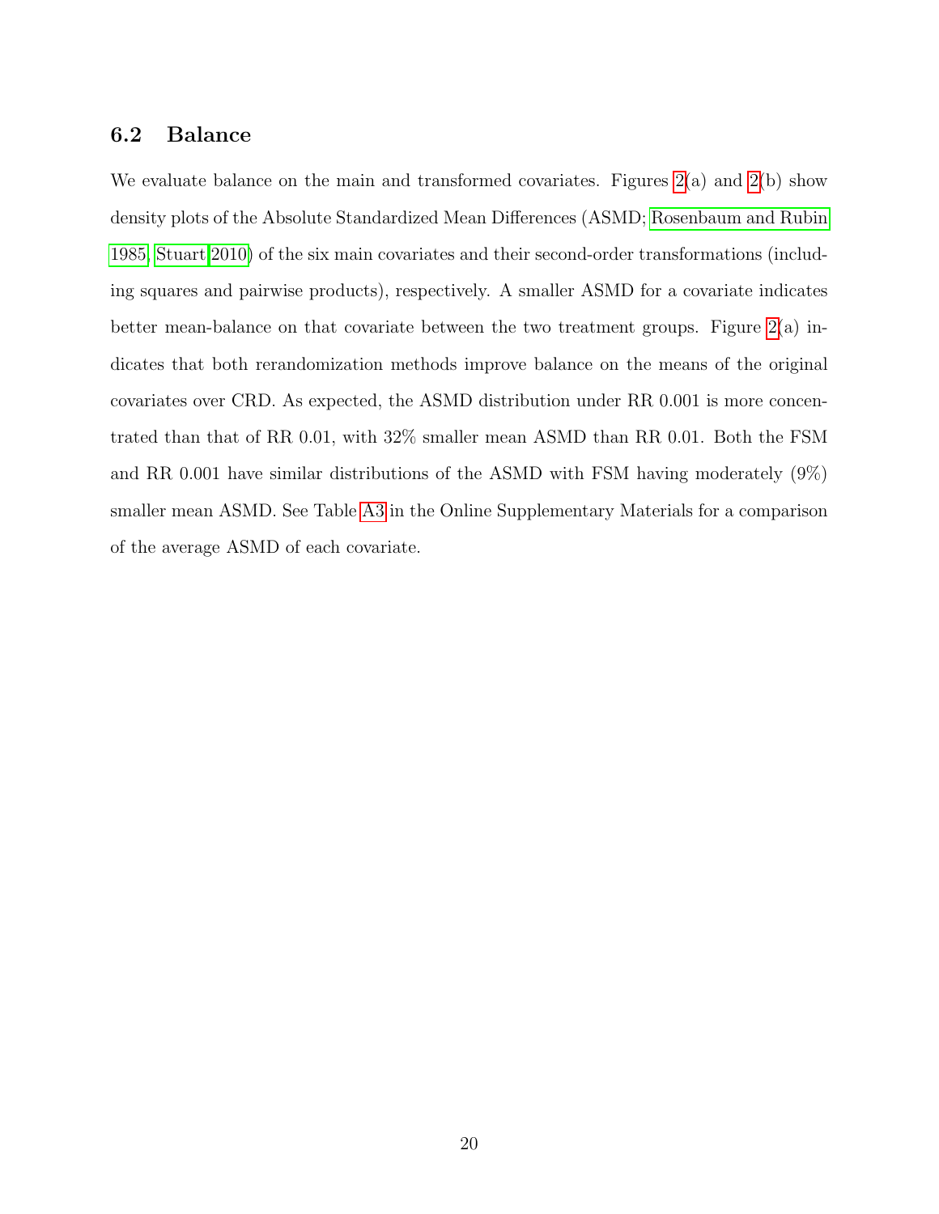## 6.2 Balance

We evaluate balance on the main and transformed covariates. Figures 2(a) and 2(b) show density plots of the Absolute Standardized Mean Differences (ASMD; Rosenbaum and Rubin 1985, Stuart 2010) of the six main covariates and their second-order transformations (including squares and pairwise products), respectively. A smaller ASMD for a covariate indicates better mean-balance on that covariate between the two treatment groups. Figure 2(a) indicates that both rerandomization methods improve balance on the means of the original covariates over CRD. As expected, the ASMD distribution under RR 0.001 is more concentrated than that of RR 0.01, with 32% smaller mean ASMD than RR 0.01. Both the FSM and RR 0.001 have similar distributions of the ASMD with FSM having moderately (9%) smaller mean ASMD. See Table A3 in the Online Supplementary Materials for a comparison of the average ASMD of each covariate.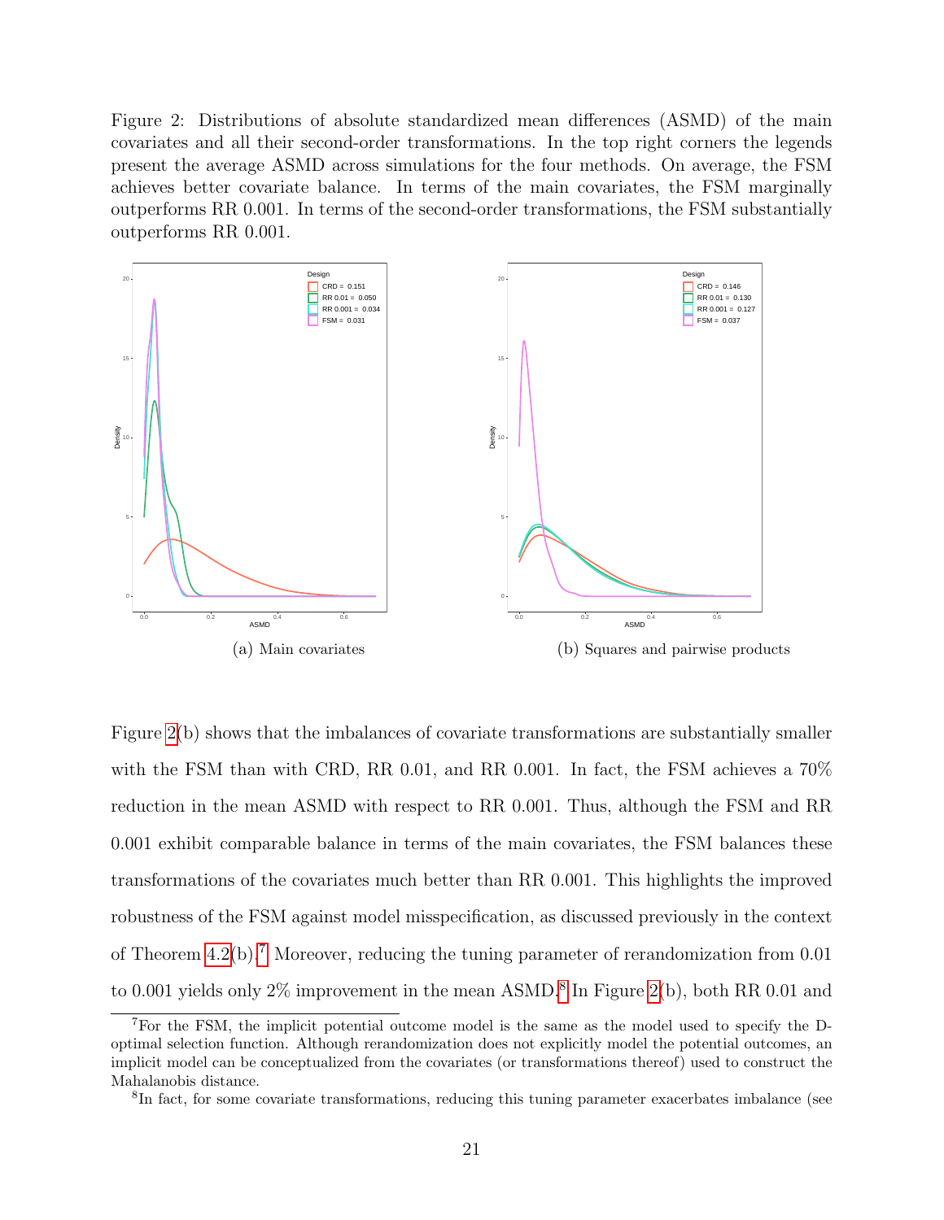Figure 2: Distributions of absolute standardized mean differences (ASMD) of the main covariates and all their second-order transformations. In the top right corners the legends present the average ASMD across simulations for the four methods. On average, the FSM achieves better covariate balance. In terms of the main covariates, the FSM marginally outperforms RR 0.001. In terms of the second-order transformations, the FSM substantially outperforms RR 0.001.

(a) Main covariates

(b) Squares and pairwise products

Figure 2(b) shows that the imbalances of covariate transformations are substantially smaller with the FSM than with CRD, RR 0.01, and RR 0.001. In fact, the FSM achieves a 70% reduction in the mean ASMD with respect to RR 0.001. Thus, although the FSM and RR 0.001 exhibit comparable balance in terms of the main covariates, the FSM balances these transformations of the covariates much better than RR 0.001. This highlights the improved robustness of the FSM against model misspecification, as discussed previously in the context of Theorem 4.2(b).[7] Moreover, reducing the tuning parameter of rerandomization from 0.01 to 0.001 yields only 2% improvement in the mean ASMD.[8] In Figure 2(b), both RR 0.01 and

[7] For the FSM, the implicit potential outcome model is the same as the model used to specify the D-optimal selection function. Although rerandomization does not explicitly model the potential outcomes, an implicit model can be conceptualized from the covariates (or transformations thereof) used to construct the Mahalanobis distance.

[8] In fact, for some covariate transformations, reducing this tuning parameter exacerbates imbalance (see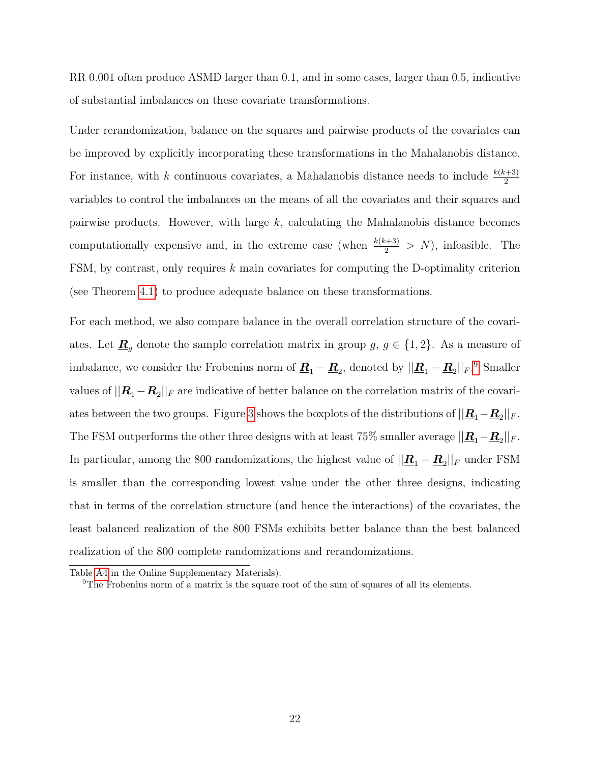RR 0.001 often produce ASMD larger than 0.1, and in some cases, larger than 0.5, indicative of substantial imbalances on these covariate transformations.

Under rerandomization, balance on the squares and pairwise products of the covariates can be improved by explicitly incorporating these transformations in the Mahalanobis distance. For instance, with $k$ continuous covariates, a Mahalanobis distance needs to include $\frac{k(k+3)}{2}$ variables to control the imbalances on the means of all the covariates and their squares and pairwise products. However, with large $k$, calculating the Mahalanobis distance becomes computationally expensive and, in the extreme case (when $\frac{k(k+3)}{2} > N$), infeasible. The FSM, by contrast, only requires $k$ main covariates for computing the D-optimality criterion (see Theorem 4.1) to produce adequate balance on these transformations.

For each method, we also compare balance in the overall correlation structure of the covariates. Let $\underline{\boldsymbol{R}}_g$ denote the sample correlation matrix in group $g$, $g \in \{1, 2\}$. As a measure of imbalance, we consider the Frobenius norm of $\underline{\boldsymbol{R}}_1 - \underline{\boldsymbol{R}}_2$, denoted by $||\underline{\boldsymbol{R}}_1 - \underline{\boldsymbol{R}}_2||_F$.[9] Smaller values of $||\underline{\boldsymbol{R}}_1 - \underline{\boldsymbol{R}}_2||_F$ are indicative of better balance on the correlation matrix of the covariates between the two groups. Figure 3 shows the boxplots of the distributions of $||\underline{\boldsymbol{R}}_1 - \underline{\boldsymbol{R}}_2||_F$. The FSM outperforms the other three designs with at least 75% smaller average $||\underline{\boldsymbol{R}}_1 - \underline{\boldsymbol{R}}_2||_F$. In particular, among the 800 randomizations, the highest value of $||\underline{\boldsymbol{R}}_1 - \underline{\boldsymbol{R}}_2||_F$ under FSM is smaller than the corresponding lowest value under the other three designs, indicating that in terms of the correlation structure (and hence the interactions) of the covariates, the least balanced realization of the 800 FSMs exhibits better balance than the best balanced realization of the 800 complete randomizations and rerandomizations.

Table A4 in the Online Supplementary Materials).

[9]The Frobenius norm of a matrix is the square root of the sum of squares of all its elements.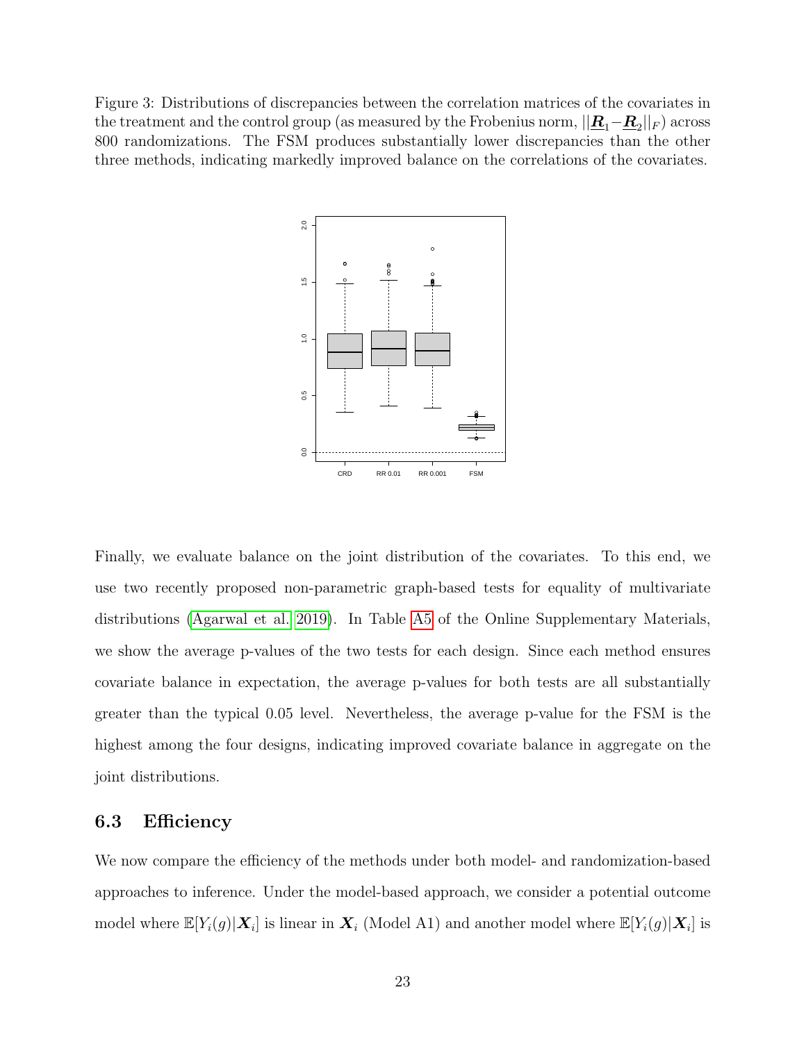Figure 3: Distributions of discrepancies between the correlation matrices of the covariates in the treatment and the control group (as measured by the Frobenius norm, $||\underline{\boldsymbol{R}}_1 - \underline{\boldsymbol{R}}_2||_F$) across 800 randomizations. The FSM produces substantially lower discrepancies than the other three methods, indicating markedly improved balance on the correlations of the covariates.

Finally, we evaluate balance on the joint distribution of the covariates. To this end, we use two recently proposed non-parametric graph-based tests for equality of multivariate distributions (Agarwal et al. 2019). In Table A5 of the Online Supplementary Materials, we show the average p-values of the two tests for each design. Since each method ensures covariate balance in expectation, the average p-values for both tests are all substantially greater than the typical 0.05 level. Nevertheless, the average p-value for the FSM is the highest among the four designs, indicating improved covariate balance in aggregate on the joint distributions.

### 6.3 Efficiency

We now compare the efficiency of the methods under both model- and randomization-based approaches to inference. Under the model-based approach, we consider a potential outcome model where $\mathbb{E}[Y_i(g)|\boldsymbol{X}_i]$ is linear in $\boldsymbol{X}_i$ (Model A1) and another model where $\mathbb{E}[Y_i(g)|\boldsymbol{X}_i]$ is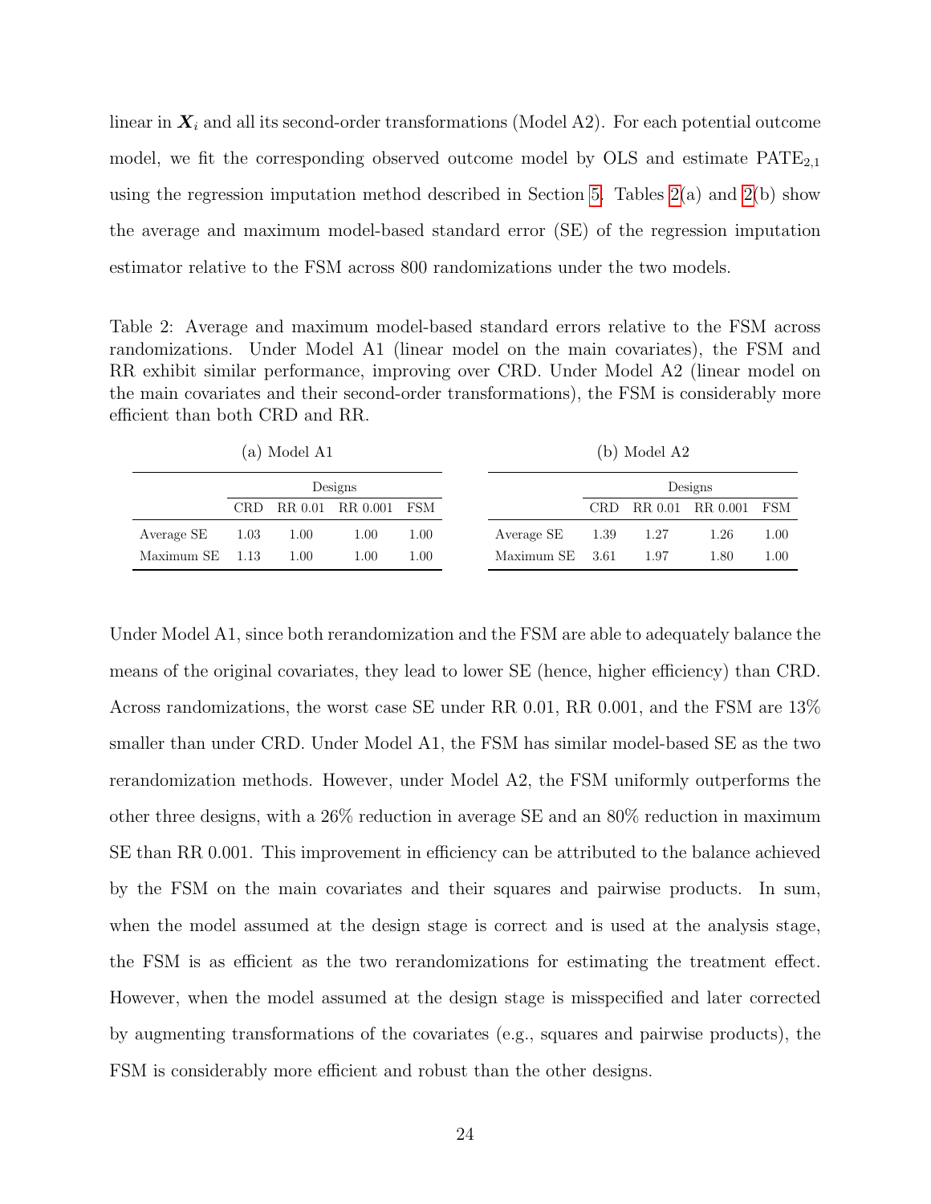linear in $\boldsymbol{X}_i$ and all its second-order transformations (Model A2). For each potential outcome model, we fit the corresponding observed outcome model by OLS and estimate $\text{PATE}_{2,1}$ using the regression imputation method described in Section 5. Tables 2(a) and 2(b) show the average and maximum model-based standard error (SE) of the regression imputation estimator relative to the FSM across 800 randomizations under the two models.

Table 2: Average and maximum model-based standard errors relative to the FSM across randomizations. Under Model A1 (linear model on the main covariates), the FSM and RR exhibit similar performance, improving over CRD. Under Model A2 (linear model on the main covariates and their second-order transformations), the FSM is considerably more efficient than both CRD and RR.

(a) Model A1

| | Designs | | | |
|---|---|---|---|---|
| | CRD | RR 0.01 | RR 0.001 | FSM |
| Average SE | 1.03 | 1.00 | 1.00 | 1.00 |
| Maximum SE | 1.13 | 1.00 | 1.00 | 1.00 |

(b) Model A2

| | Designs | | | |
|---|---|---|---|---|
| | CRD | RR 0.01 | RR 0.001 | FSM |
| Average SE | 1.39 | 1.27 | 1.26 | 1.00 |
| Maximum SE | 3.61 | 1.97 | 1.80 | 1.00 |

Under Model A1, since both rerandomization and the FSM are able to adequately balance the means of the original covariates, they lead to lower SE (hence, higher efficiency) than CRD. Across randomizations, the worst case SE under RR 0.01, RR 0.001, and the FSM are 13% smaller than under CRD. Under Model A1, the FSM has similar model-based SE as the two rerandomization methods. However, under Model A2, the FSM uniformly outperforms the other three designs, with a 26% reduction in average SE and an 80% reduction in maximum SE than RR 0.001. This improvement in efficiency can be attributed to the balance achieved by the FSM on the main covariates and their squares and pairwise products. In sum, when the model assumed at the design stage is correct and is used at the analysis stage, the FSM is as efficient as the two rerandomizations for estimating the treatment effect. However, when the model assumed at the design stage is misspecified and later corrected by augmenting transformations of the covariates (e.g., squares and pairwise products), the FSM is considerably more efficient and robust than the other designs.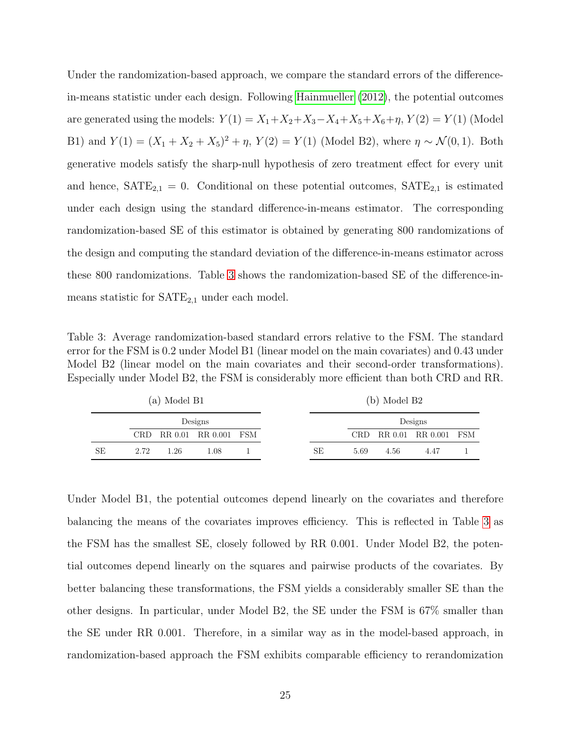Under the randomization-based approach, we compare the standard errors of the difference-in-means statistic under each design. Following Hainmueller (2012), the potential outcomes are generated using the models: $Y(1) = X_1 + X_2 + X_3 - X_4 + X_5 + X_6 + \eta$, $Y(2) = Y(1)$ (Model B1) and $Y(1) = (X_1 + X_2 + X_5)^2 + \eta$, $Y(2) = Y(1)$ (Model B2), where $\eta \sim \mathcal{N}(0, 1)$. Both generative models satisfy the sharp-null hypothesis of zero treatment effect for every unit and hence, $\text{SATE}_{2,1} = 0$. Conditional on these potential outcomes, $\text{SATE}_{2,1}$ is estimated under each design using the standard difference-in-means estimator. The corresponding randomization-based SE of this estimator is obtained by generating 800 randomizations of the design and computing the standard deviation of the difference-in-means estimator across these 800 randomizations. Table 3 shows the randomization-based SE of the difference-in-means statistic for $\text{SATE}_{2,1}$ under each model.

Table 3: Average randomization-based standard errors relative to the FSM. The standard error for the FSM is 0.2 under Model B1 (linear model on the main covariates) and 0.43 under Model B2 (linear model on the main covariates and their second-order transformations). Especially under Model B2, the FSM is considerably more efficient than both CRD and RR.

(a) Model B1

| | Designs | | | |
|---|---|---|---|---|
| | CRD | RR 0.01 | RR 0.001 | FSM |
| SE | 2.72 | 1.26 | 1.08 | 1 |

(b) Model B2

| | Designs | | | |
|---|---|---|---|---|
| | CRD | RR 0.01 | RR 0.001 | FSM |
| SE | 5.69 | 4.56 | 4.47 | 1 |

Under Model B1, the potential outcomes depend linearly on the covariates and therefore balancing the means of the covariates improves efficiency. This is reflected in Table 3 as the FSM has the smallest SE, closely followed by RR 0.001. Under Model B2, the potential outcomes depend linearly on the squares and pairwise products of the covariates. By better balancing these transformations, the FSM yields a considerably smaller SE than the other designs. In particular, under Model B2, the SE under the FSM is 67% smaller than the SE under RR 0.001. Therefore, in a similar way as in the model-based approach, in randomization-based approach the FSM exhibits comparable efficiency to rerandomization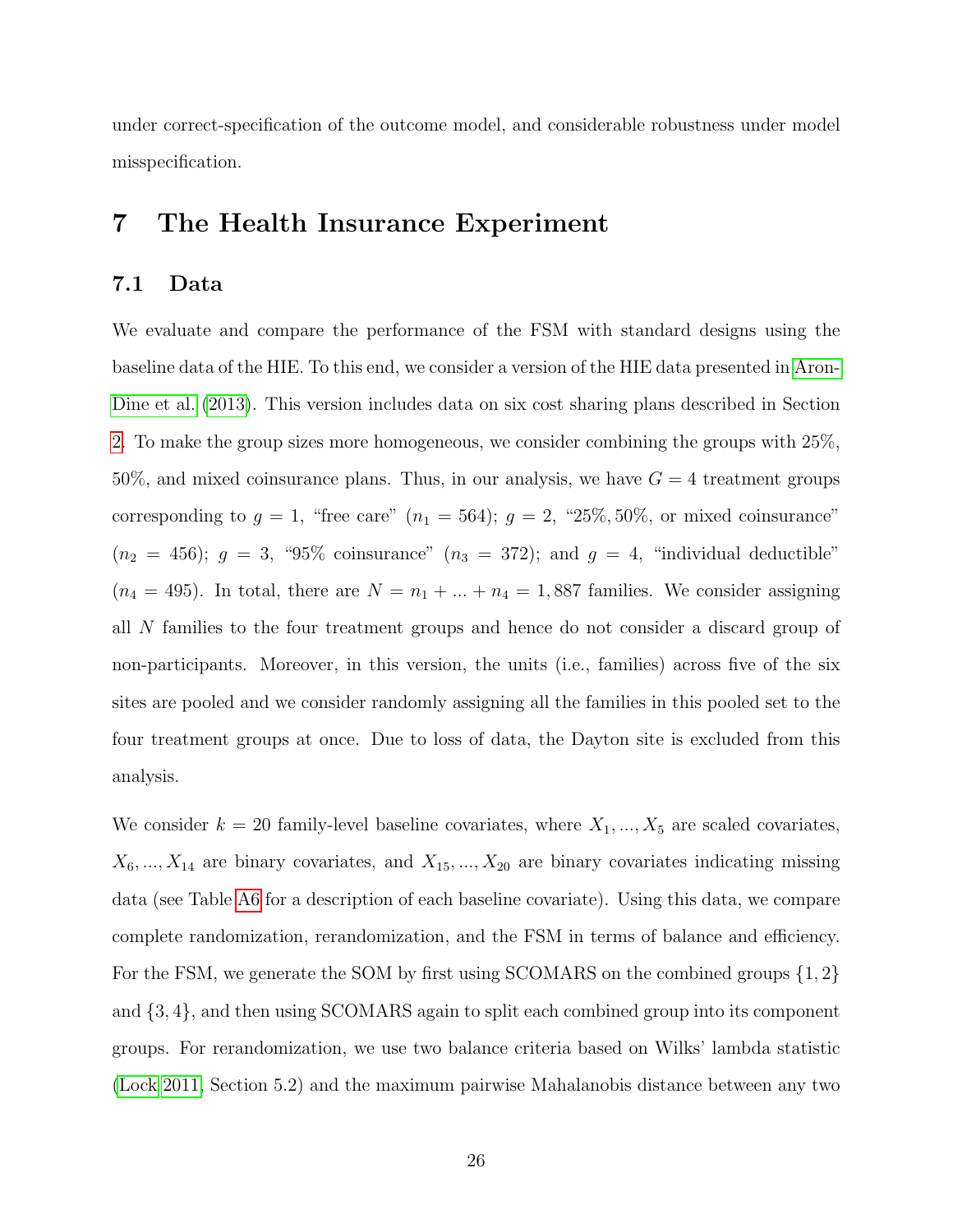under correct-specification of the outcome model, and considerable robustness under model misspecification.

# 7 The Health Insurance Experiment

## 7.1 Data

We evaluate and compare the performance of the FSM with standard designs using the baseline data of the HIE. To this end, we consider a version of the HIE data presented in Aron-Dine et al. (2013). This version includes data on six cost sharing plans described in Section 2. To make the group sizes more homogeneous, we consider combining the groups with 25%, 50%, and mixed coinsurance plans. Thus, in our analysis, we have $G = 4$ treatment groups corresponding to $g = 1$, "free care" ($n_1 = 564$); $g = 2$, "25%, 50%, or mixed coinsurance" ($n_2 = 456$); $g = 3$, "95% coinsurance" ($n_3 = 372$); and $g = 4$, "individual deductible" ($n_4 = 495$). In total, there are $N = n_1 + ... + n_4 = 1,887$ families. We consider assigning all $N$ families to the four treatment groups and hence do not consider a discard group of non-participants. Moreover, in this version, the units (i.e., families) across five of the six sites are pooled and we consider randomly assigning all the families in this pooled set to the four treatment groups at once. Due to loss of data, the Dayton site is excluded from this analysis.

We consider $k = 20$ family-level baseline covariates, where $X_1, ..., X_5$ are scaled covariates, $X_6, ..., X_{14}$ are binary covariates, and $X_{15}, ..., X_{20}$ are binary covariates indicating missing data (see Table A6 for a description of each baseline covariate). Using this data, we compare complete randomization, rerandomization, and the FSM in terms of balance and efficiency. For the FSM, we generate the SOM by first using SCOMARS on the combined groups $\{1, 2\}$ and $\{3, 4\}$, and then using SCOMARS again to split each combined group into its component groups. For rerandomization, we use two balance criteria based on Wilks' lambda statistic (Lock 2011, Section 5.2) and the maximum pairwise Mahalanobis distance between any two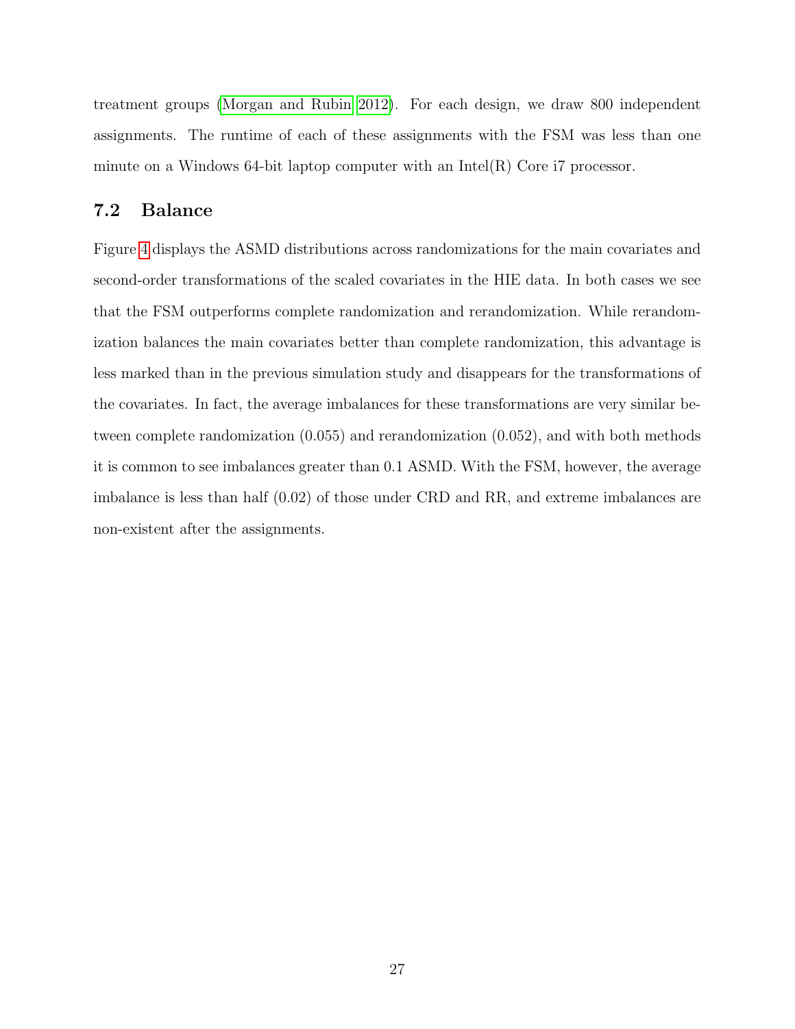treatment groups (Morgan and Rubin 2012). For each design, we draw 800 independent assignments. The runtime of each of these assignments with the FSM was less than one minute on a Windows 64-bit laptop computer with an Intel(R) Core i7 processor.

### 7.2 Balance

Figure 4 displays the ASMD distributions across randomizations for the main covariates and second-order transformations of the scaled covariates in the HIE data. In both cases we see that the FSM outperforms complete randomization and rerandomization. While rerandomization balances the main covariates better than complete randomization, this advantage is less marked than in the previous simulation study and disappears for the transformations of the covariates. In fact, the average imbalances for these transformations are very similar between complete randomization (0.055) and rerandomization (0.052), and with both methods it is common to see imbalances greater than 0.1 ASMD. With the FSM, however, the average imbalance is less than half (0.02) of those under CRD and RR, and extreme imbalances are non-existent after the assignments.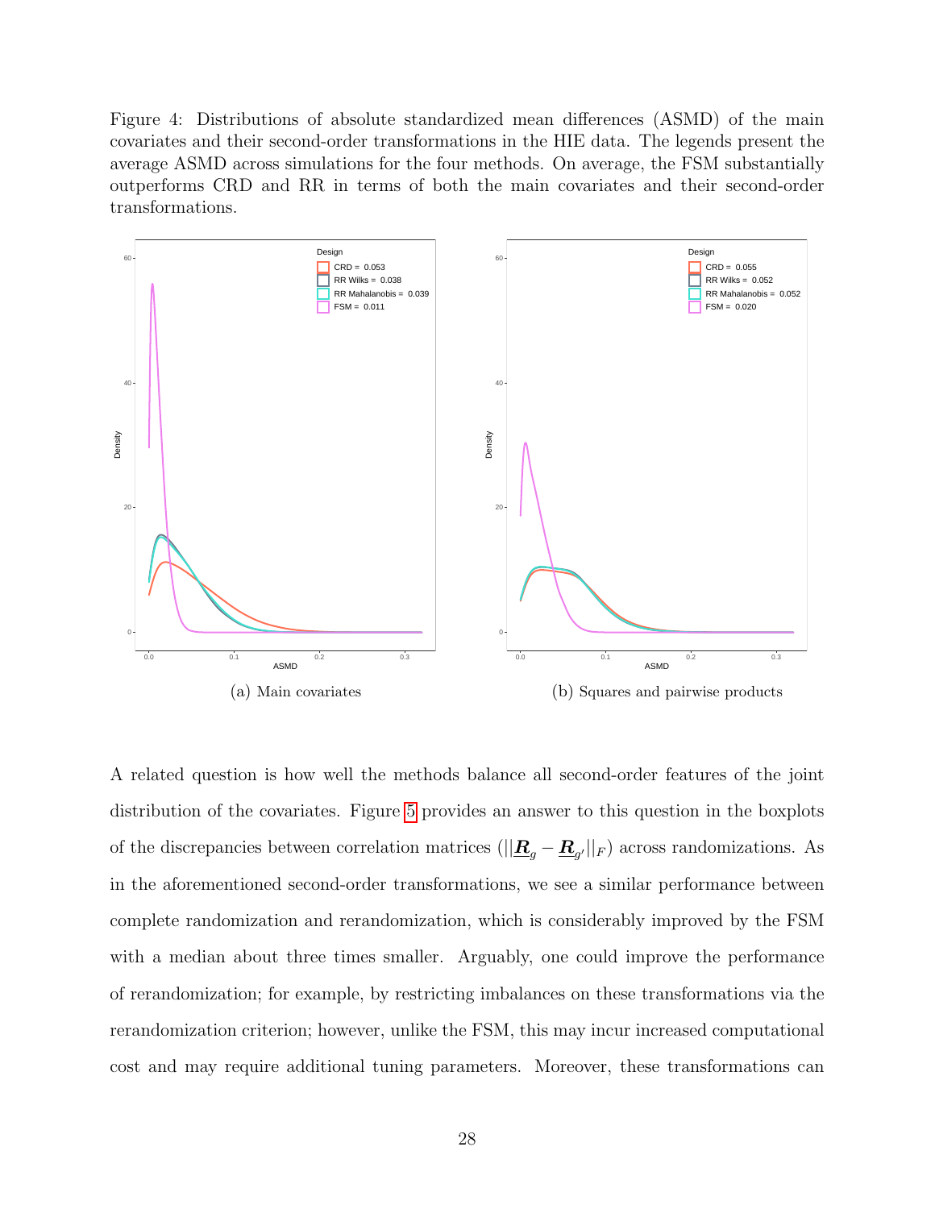Figure 4: Distributions of absolute standardized mean differences (ASMD) of the main covariates and their second-order transformations in the HIE data. The legends present the average ASMD across simulations for the four methods. On average, the FSM substantially outperforms CRD and RR in terms of both the main covariates and their second-order transformations.

(a) Main covariates

(b) Squares and pairwise products

A related question is how well the methods balance all second-order features of the joint distribution of the covariates. Figure 5 provides an answer to this question in the boxplots of the discrepancies between correlation matrices ($||\boldsymbol{R}_g - \boldsymbol{R}_{g'}||_F$) across randomizations. As in the aforementioned second-order transformations, we see a similar performance between complete randomization and rerandomization, which is considerably improved by the FSM with a median about three times smaller. Arguably, one could improve the performance of rerandomization; for example, by restricting imbalances on these transformations via the rerandomization criterion; however, unlike the FSM, this may incur increased computational cost and may require additional tuning parameters. Moreover, these transformations can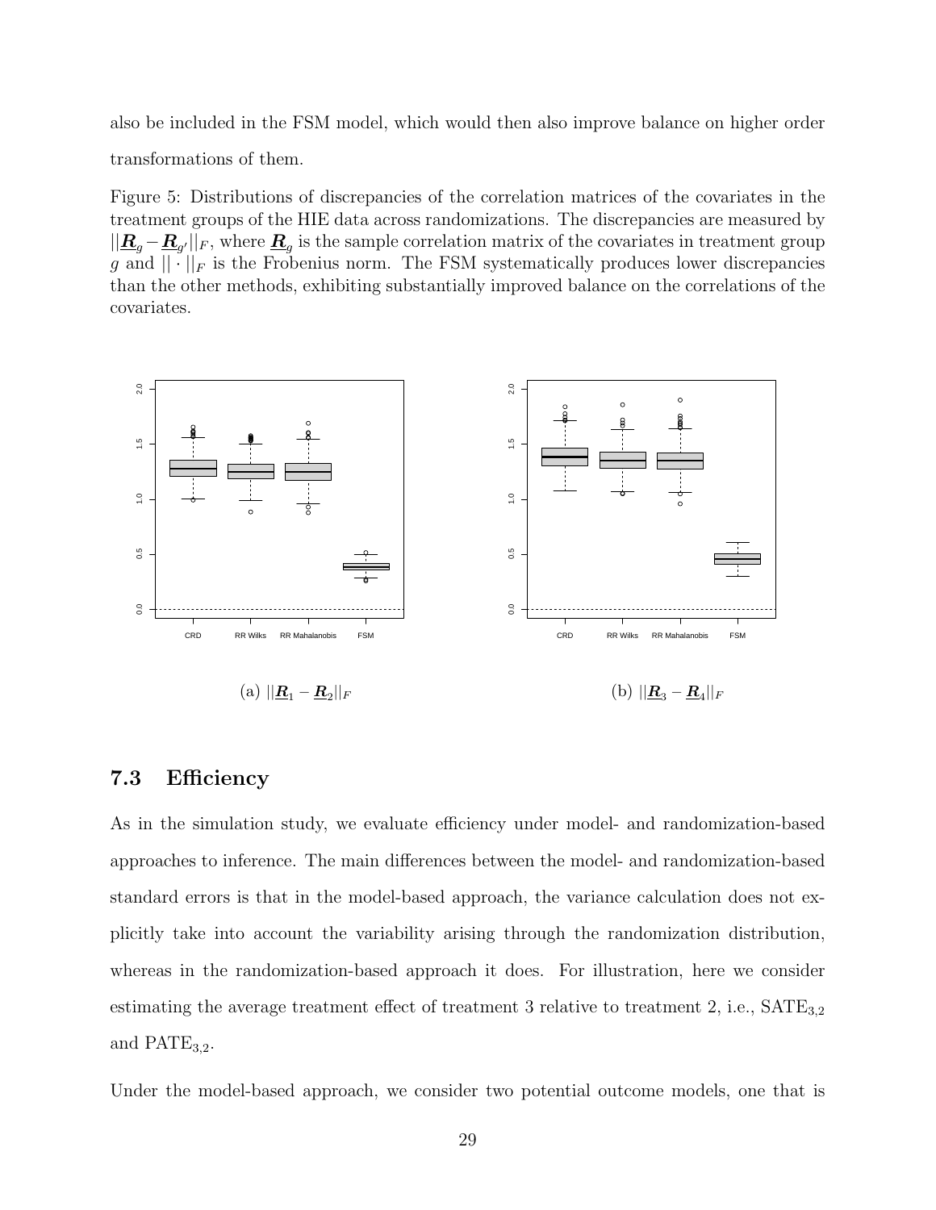also be included in the FSM model, which would then also improve balance on higher order transformations of them.

Figure 5: Distributions of discrepancies of the correlation matrices of the covariates in the treatment groups of the HIE data across randomizations. The discrepancies are measured by $||\underline{\boldsymbol{R}}_g - \underline{\boldsymbol{R}}_{g'}||_F$, where $\underline{\boldsymbol{R}}_g$ is the sample correlation matrix of the covariates in treatment group $g$ and $||\cdot||_F$ is the Frobenius norm. The FSM systematically produces lower discrepancies than the other methods, exhibiting substantially improved balance on the correlations of the covariates.

(a) $||\underline{\boldsymbol{R}}_1 - \underline{\boldsymbol{R}}_2||_F$

(b) $||\underline{\boldsymbol{R}}_3 - \underline{\boldsymbol{R}}_4||_F$

### 7.3 Efficiency

As in the simulation study, we evaluate efficiency under model- and randomization-based approaches to inference. The main differences between the model- and randomization-based standard errors is that in the model-based approach, the variance calculation does not explicitly take into account the variability arising through the randomization distribution, whereas in the randomization-based approach it does. For illustration, here we consider estimating the average treatment effect of treatment 3 relative to treatment 2, i.e., $\text{SATE}_{3,2}$ and $\text{PATE}_{3,2}$.

Under the model-based approach, we consider two potential outcome models, one that is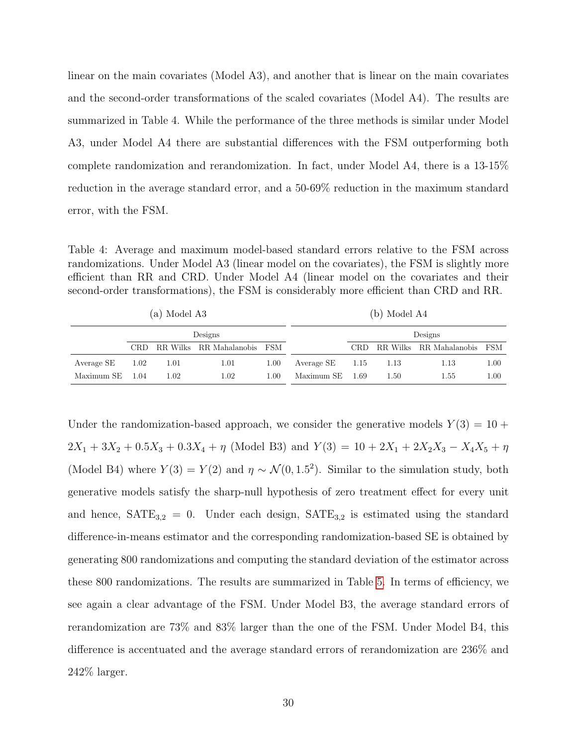linear on the main covariates (Model A3), and another that is linear on the main covariates and the second-order transformations of the scaled covariates (Model A4). The results are summarized in Table 4. While the performance of the three methods is similar under Model A3, under Model A4 there are substantial differences with the FSM outperforming both complete randomization and rerandomization. In fact, under Model A4, there is a 13-15% reduction in the average standard error, and a 50-69% reduction in the maximum standard error, with the FSM.

Table 4: Average and maximum model-based standard errors relative to the FSM across randomizations. Under Model A3 (linear model on the covariates), the FSM is slightly more efficient than RR and CRD. Under Model A4 (linear model on the covariates and their second-order transformations), the FSM is considerably more efficient than CRD and RR.

(a) Model A3

| | Designs | | | |
|---|---|---|---|---|
| | CRD | RR Wilks | RR Mahalanobis | FSM |
| Average SE | 1.02 | 1.01 | 1.01 | 1.00 |
| Maximum SE | 1.04 | 1.02 | 1.02 | 1.00 |

(b) Model A4

| | Designs | | | |
|---|---|---|---|---|
| | CRD | RR Wilks | RR Mahalanobis | FSM |
| Average SE | 1.15 | 1.13 | 1.13 | 1.00 |
| Maximum SE | 1.69 | 1.50 | 1.55 | 1.00 |

Under the randomization-based approach, we consider the generative models $Y(3) = 10 + 2X_1 + 3X_2 + 0.5X_3 + 0.3X_4 + \eta$ (Model B3) and $Y(3) = 10 + 2X_1 + 2X_2X_3 - X_4X_5 + \eta$ (Model B4) where $Y(3) = Y(2)$ and $\eta \sim \mathcal{N}(0, 1.5^2)$. Similar to the simulation study, both generative models satisfy the sharp-null hypothesis of zero treatment effect for every unit and hence, $\text{SATE}_{3,2} = 0$. Under each design, $\text{SATE}_{3,2}$ is estimated using the standard difference-in-means estimator and the corresponding randomization-based SE is obtained by generating 800 randomizations and computing the standard deviation of the estimator across these 800 randomizations. The results are summarized in Table 5. In terms of efficiency, we see again a clear advantage of the FSM. Under Model B3, the average standard errors of rerandomization are 73% and 83% larger than the one of the FSM. Under Model B4, this difference is accentuated and the average standard errors of rerandomization are 236% and 242% larger.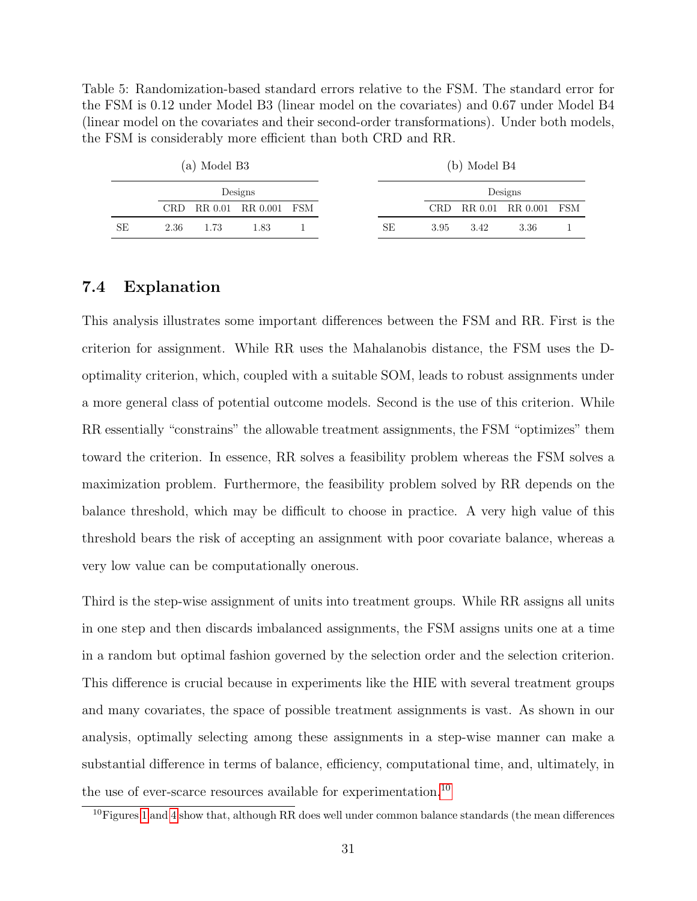Table 5: Randomization-based standard errors relative to the FSM. The standard error for the FSM is 0.12 under Model B3 (linear model on the covariates) and 0.67 under Model B4 (linear model on the covariates and their second-order transformations). Under both models, the FSM is considerably more efficient than both CRD and RR.

(a) Model B3

| | Designs | | | |
|---|---|---|---|---|
| | CRD | RR 0.01 | RR 0.001 | FSM |
| SE | 2.36 | 1.73 | 1.83 | 1 |

(b) Model B4

| | Designs | | | |
|---|---|---|---|---|
| | CRD | RR 0.01 | RR 0.001 | FSM |
| SE | 3.95 | 3.42 | 3.36 | 1 |

### 7.4 Explanation

This analysis illustrates some important differences between the FSM and RR. First is the criterion for assignment. While RR uses the Mahalanobis distance, the FSM uses the D-optimality criterion, which, coupled with a suitable SOM, leads to robust assignments under a more general class of potential outcome models. Second is the use of this criterion. While RR essentially "constrains" the allowable treatment assignments, the FSM "optimizes" them toward the criterion. In essence, RR solves a feasibility problem whereas the FSM solves a maximization problem. Furthermore, the feasibility problem solved by RR depends on the balance threshold, which may be difficult to choose in practice. A very high value of this threshold bears the risk of accepting an assignment with poor covariate balance, whereas a very low value can be computationally onerous.

Third is the step-wise assignment of units into treatment groups. While RR assigns all units in one step and then discards imbalanced assignments, the FSM assigns units one at a time in a random but optimal fashion governed by the selection order and the selection criterion. This difference is crucial because in experiments like the HIE with several treatment groups and many covariates, the space of possible treatment assignments is vast. As shown in our analysis, optimally selecting among these assignments in a step-wise manner can make a substantial difference in terms of balance, efficiency, computational time, and, ultimately, in the use of ever-scarce resources available for experimentation.[10]

[10]Figures 1 and 4 show that, although RR does well under common balance standards (the mean differences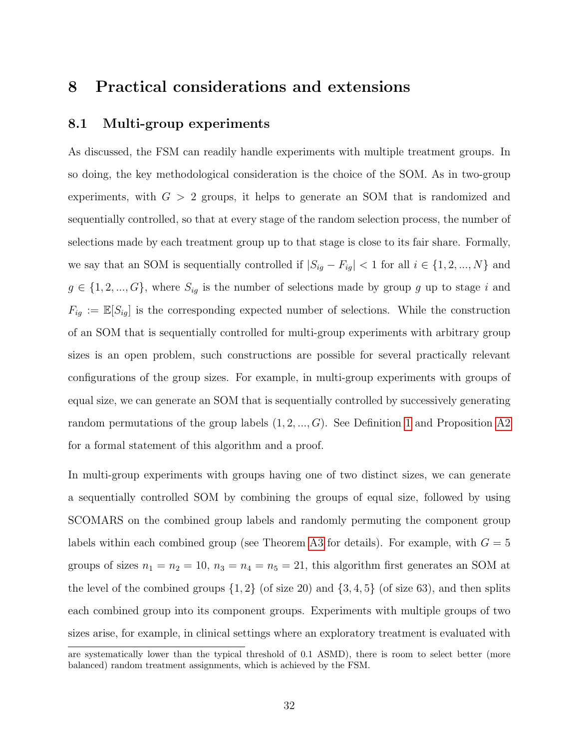# 8 Practical considerations and extensions

## 8.1 Multi-group experiments

As discussed, the FSM can readily handle experiments with multiple treatment groups. In so doing, the key methodological consideration is the choice of the SOM. As in two-group experiments, with $G > 2$ groups, it helps to generate an SOM that is randomized and sequentially controlled, so that at every stage of the random selection process, the number of selections made by each treatment group up to that stage is close to its fair share. Formally, we say that an SOM is sequentially controlled if $|S_{ig} - F_{ig}| < 1$ for all $i \in \{1, 2, ..., N\}$ and $g \in \{1, 2, ..., G\}$, where $S_{ig}$ is the number of selections made by group $g$ up to stage $i$ and $F_{ig} := \mathbb{E}[S_{ig}]$ is the corresponding expected number of selections. While the construction of an SOM that is sequentially controlled for multi-group experiments with arbitrary group sizes is an open problem, such constructions are possible for several practically relevant configurations of the group sizes. For example, in multi-group experiments with groups of equal size, we can generate an SOM that is sequentially controlled by successively generating random permutations of the group labels $(1, 2, ..., G)$. See Definition 1 and Proposition A2 for a formal statement of this algorithm and a proof.

In multi-group experiments with groups having one of two distinct sizes, we can generate a sequentially controlled SOM by combining the groups of equal size, followed by using SCOMARS on the combined group labels and randomly permuting the component group labels within each combined group (see Theorem A3 for details). For example, with $G = 5$ groups of sizes $n_1 = n_2 = 10$, $n_3 = n_4 = n_5 = 21$, this algorithm first generates an SOM at the level of the combined groups $\{1, 2\}$ (of size 20) and $\{3, 4, 5\}$ (of size 63), and then splits each combined group into its component groups. Experiments with multiple groups of two sizes arise, for example, in clinical settings where an exploratory treatment is evaluated with

are systematically lower than the typical threshold of 0.1 ASMD), there is room to select better (more balanced) random treatment assignments, which is achieved by the FSM.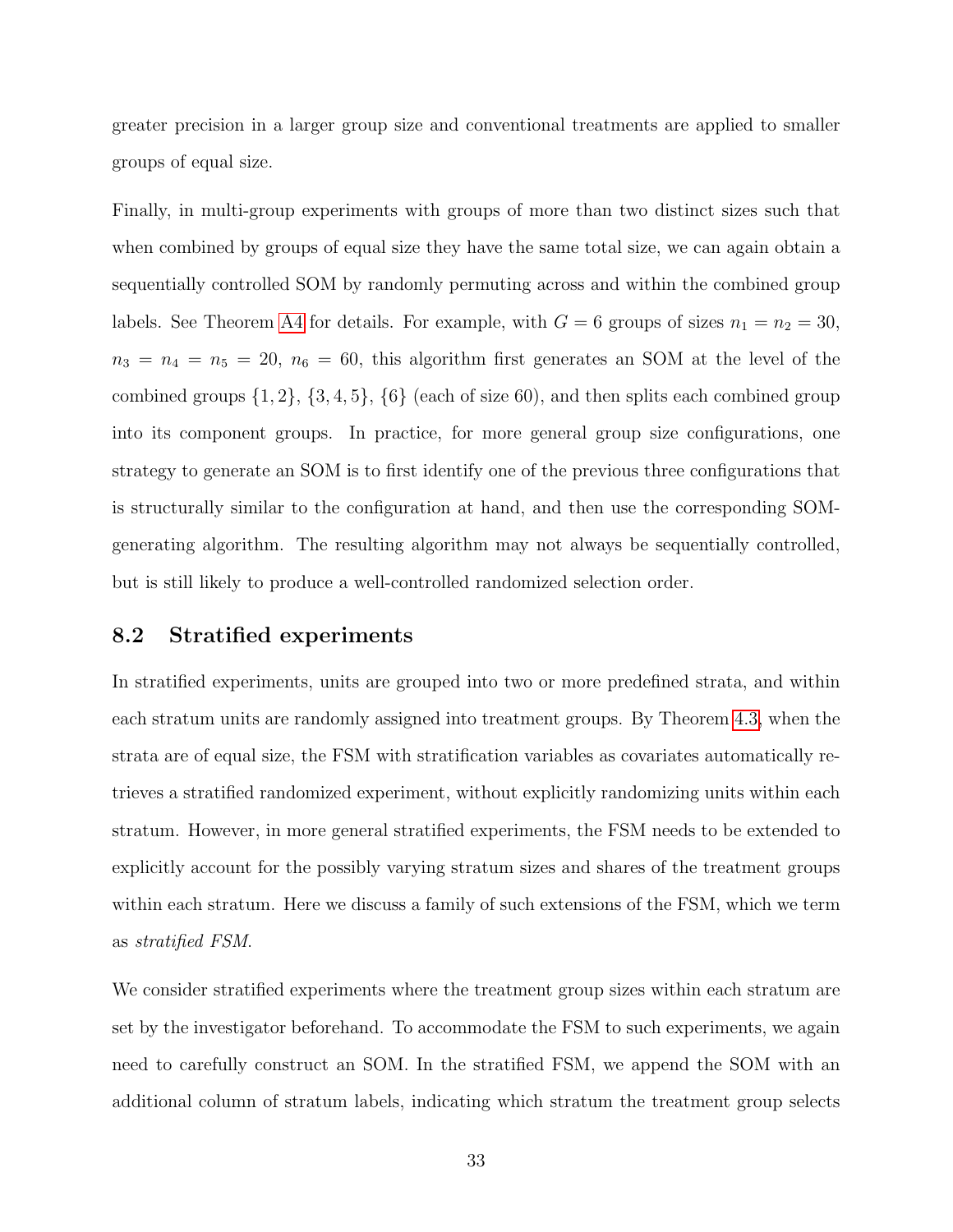greater precision in a larger group size and conventional treatments are applied to smaller groups of equal size.

Finally, in multi-group experiments with groups of more than two distinct sizes such that when combined by groups of equal size they have the same total size, we can again obtain a sequentially controlled SOM by randomly permuting across and within the combined group labels. See Theorem A4 for details. For example, with $G = 6$ groups of sizes $n_1 = n_2 = 30$, $n_3 = n_4 = n_5 = 20$, $n_6 = 60$, this algorithm first generates an SOM at the level of the combined groups $\{1, 2\}$, $\{3, 4, 5\}$, $\{6\}$ (each of size 60), and then splits each combined group into its component groups. In practice, for more general group size configurations, one strategy to generate an SOM is to first identify one of the previous three configurations that is structurally similar to the configuration at hand, and then use the corresponding SOM-generating algorithm. The resulting algorithm may not always be sequentially controlled, but is still likely to produce a well-controlled randomized selection order.

## 8.2 Stratified experiments

In stratified experiments, units are grouped into two or more predefined strata, and within each stratum units are randomly assigned into treatment groups. By Theorem 4.3, when the strata are of equal size, the FSM with stratification variables as covariates automatically retrieves a stratified randomized experiment, without explicitly randomizing units within each stratum. However, in more general stratified experiments, the FSM needs to be extended to explicitly account for the possibly varying stratum sizes and shares of the treatment groups within each stratum. Here we discuss a family of such extensions of the FSM, which we term as *stratified FSM*.

We consider stratified experiments where the treatment group sizes within each stratum are set by the investigator beforehand. To accommodate the FSM to such experiments, we again need to carefully construct an SOM. In the stratified FSM, we append the SOM with an additional column of stratum labels, indicating which stratum the treatment group selects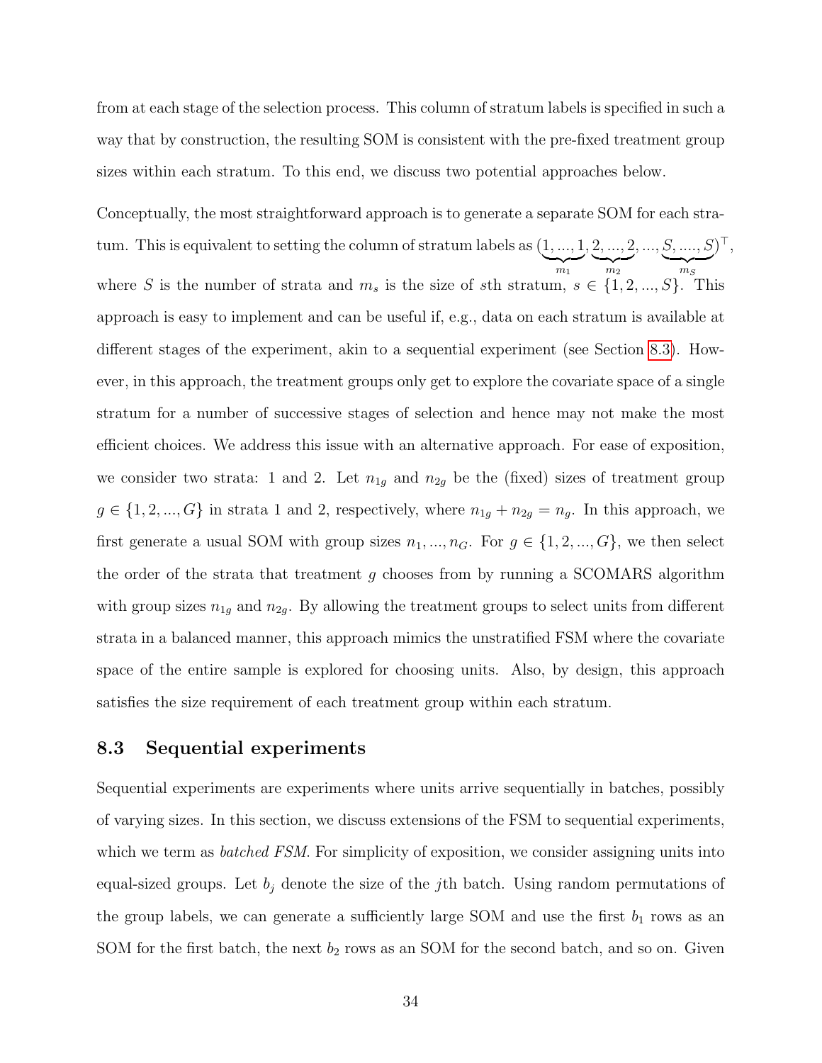from at each stage of the selection process. This column of stratum labels is specified in such a way that by construction, the resulting SOM is consistent with the pre-fixed treatment group sizes within each stratum. To this end, we discuss two potential approaches below.

Conceptually, the most straightforward approach is to generate a separate SOM for each stratum. This is equivalent to setting the column of stratum labels as $(\underbrace{1,...,1}_{m_1},\underbrace{2,...,2}_{m_2},...,\underbrace{S,....,S}_{m_S})^\top$, where $S$ is the number of strata and $m_s$ is the size of $s$th stratum, $s \in \{1, 2, ..., S\}$. This approach is easy to implement and can be useful if, e.g., data on each stratum is available at different stages of the experiment, akin to a sequential experiment (see Section 8.3). However, in this approach, the treatment groups only get to explore the covariate space of a single stratum for a number of successive stages of selection and hence may not make the most efficient choices. We address this issue with an alternative approach. For ease of exposition, we consider two strata: 1 and 2. Let $n_{1g}$ and $n_{2g}$ be the (fixed) sizes of treatment group $g \in \{1, 2, ..., G\}$ in strata 1 and 2, respectively, where $n_{1g} + n_{2g} = n_g$. In this approach, we first generate a usual SOM with group sizes $n_1, ..., n_G$. For $g \in \{1, 2, ..., G\}$, we then select the order of the strata that treatment $g$ chooses from by running a SCOMARS algorithm with group sizes $n_{1g}$ and $n_{2g}$. By allowing the treatment groups to select units from different strata in a balanced manner, this approach mimics the unstratified FSM where the covariate space of the entire sample is explored for choosing units. Also, by design, this approach satisfies the size requirement of each treatment group within each stratum.

## 8.3 Sequential experiments

Sequential experiments are experiments where units arrive sequentially in batches, possibly of varying sizes. In this section, we discuss extensions of the FSM to sequential experiments, which we term as *batched FSM*. For simplicity of exposition, we consider assigning units into equal-sized groups. Let $b_j$ denote the size of the $j$th batch. Using random permutations of the group labels, we can generate a sufficiently large SOM and use the first $b_1$ rows as an SOM for the first batch, the next $b_2$ rows as an SOM for the second batch, and so on. Given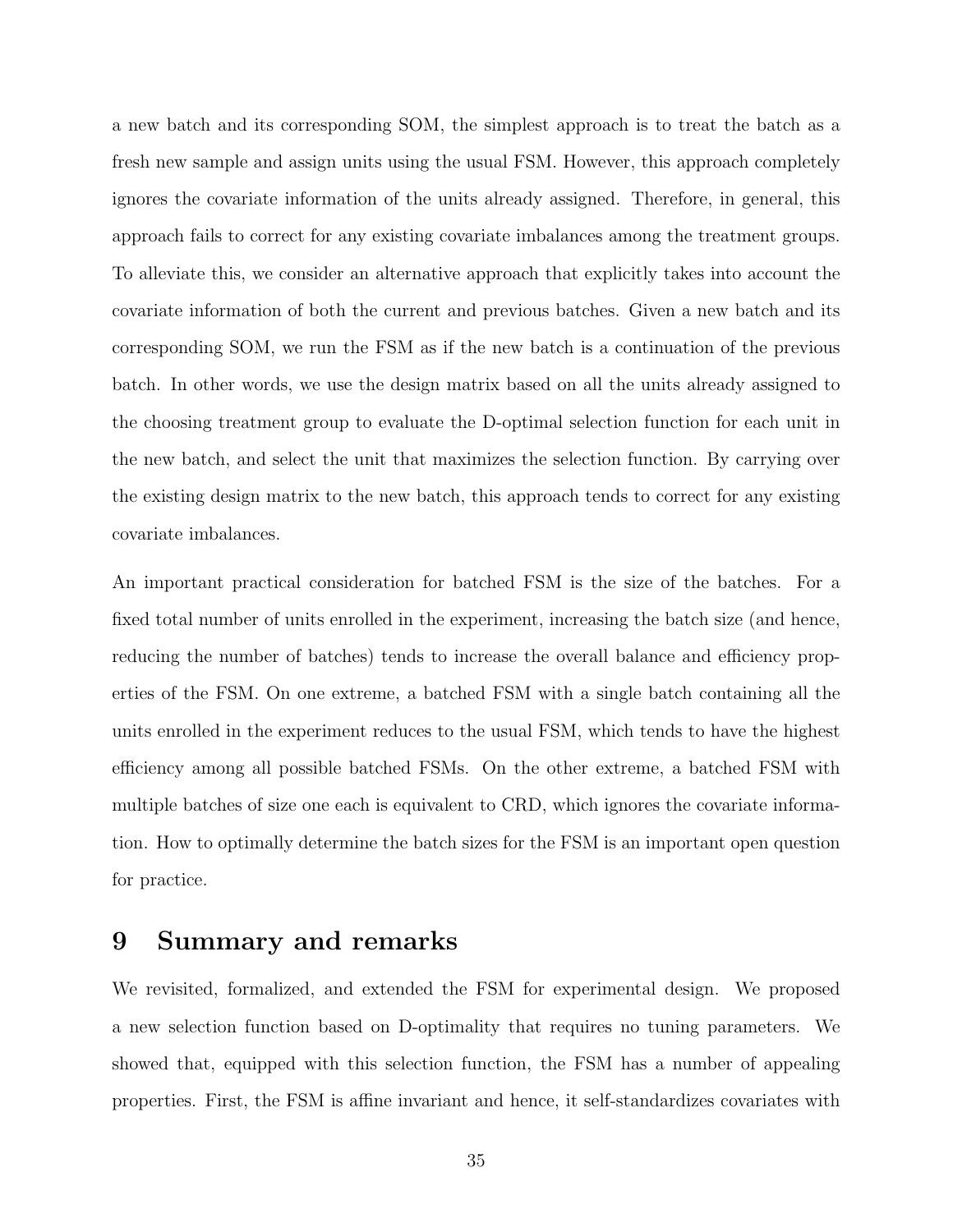a new batch and its corresponding SOM, the simplest approach is to treat the batch as a fresh new sample and assign units using the usual FSM. However, this approach completely ignores the covariate information of the units already assigned. Therefore, in general, this approach fails to correct for any existing covariate imbalances among the treatment groups. To alleviate this, we consider an alternative approach that explicitly takes into account the covariate information of both the current and previous batches. Given a new batch and its corresponding SOM, we run the FSM as if the new batch is a continuation of the previous batch. In other words, we use the design matrix based on all the units already assigned to the choosing treatment group to evaluate the D-optimal selection function for each unit in the new batch, and select the unit that maximizes the selection function. By carrying over the existing design matrix to the new batch, this approach tends to correct for any existing covariate imbalances.

An important practical consideration for batched FSM is the size of the batches. For a fixed total number of units enrolled in the experiment, increasing the batch size (and hence, reducing the number of batches) tends to increase the overall balance and efficiency properties of the FSM. On one extreme, a batched FSM with a single batch containing all the units enrolled in the experiment reduces to the usual FSM, which tends to have the highest efficiency among all possible batched FSMs. On the other extreme, a batched FSM with multiple batches of size one each is equivalent to CRD, which ignores the covariate information. How to optimally determine the batch sizes for the FSM is an important open question for practice.

# 9 Summary and remarks

We revisited, formalized, and extended the FSM for experimental design. We proposed a new selection function based on D-optimality that requires no tuning parameters. We showed that, equipped with this selection function, the FSM has a number of appealing properties. First, the FSM is affine invariant and hence, it self-standardizes covariates with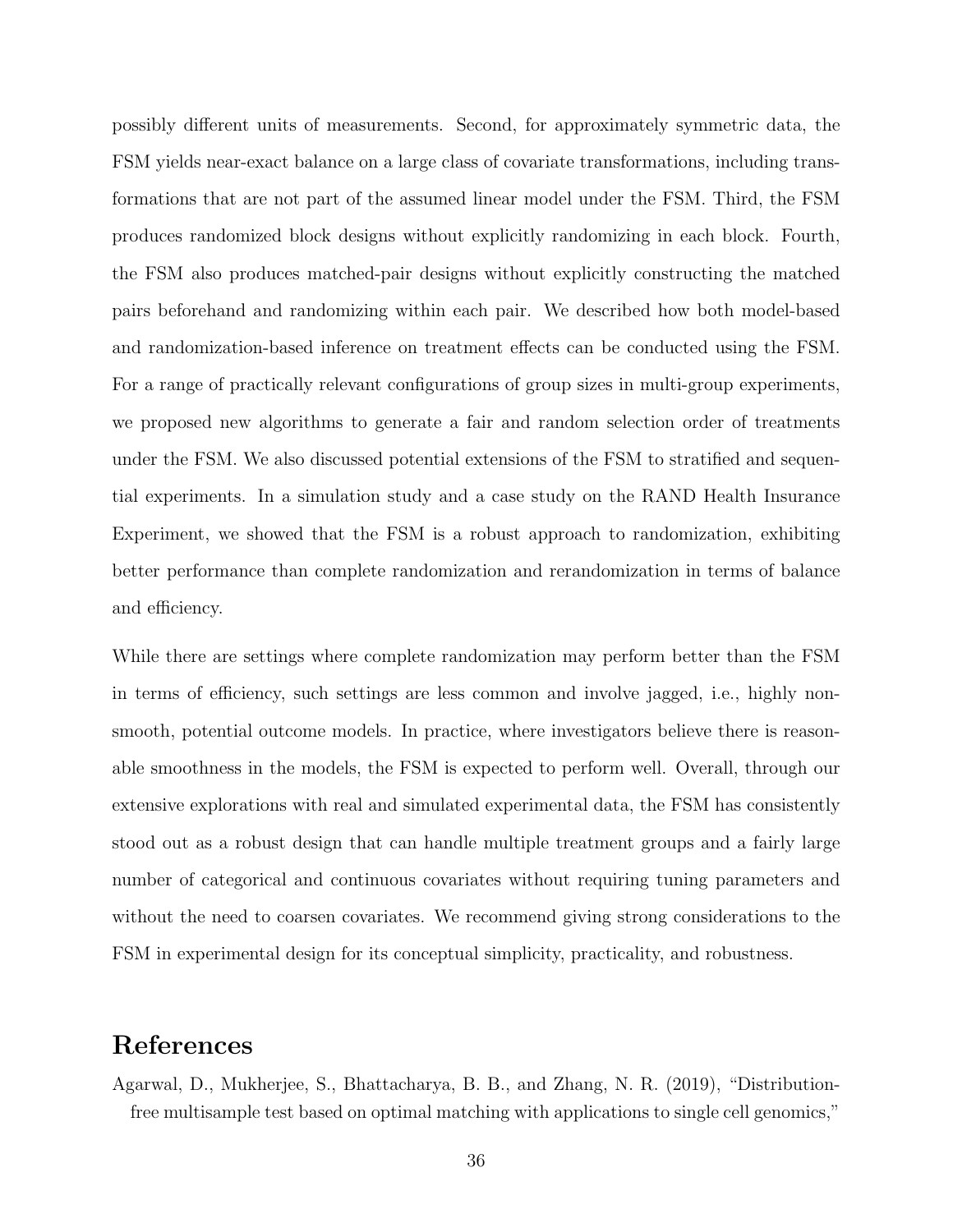possibly different units of measurements. Second, for approximately symmetric data, the FSM yields near-exact balance on a large class of covariate transformations, including transformations that are not part of the assumed linear model under the FSM. Third, the FSM produces randomized block designs without explicitly randomizing in each block. Fourth, the FSM also produces matched-pair designs without explicitly constructing the matched pairs beforehand and randomizing within each pair. We described how both model-based and randomization-based inference on treatment effects can be conducted using the FSM. For a range of practically relevant configurations of group sizes in multi-group experiments, we proposed new algorithms to generate a fair and random selection order of treatments under the FSM. We also discussed potential extensions of the FSM to stratified and sequential experiments. In a simulation study and a case study on the RAND Health Insurance Experiment, we showed that the FSM is a robust approach to randomization, exhibiting better performance than complete randomization and rerandomization in terms of balance and efficiency.

While there are settings where complete randomization may perform better than the FSM in terms of efficiency, such settings are less common and involve jagged, i.e., highly non-smooth, potential outcome models. In practice, where investigators believe there is reasonable smoothness in the models, the FSM is expected to perform well. Overall, through our extensive explorations with real and simulated experimental data, the FSM has consistently stood out as a robust design that can handle multiple treatment groups and a fairly large number of categorical and continuous covariates without requiring tuning parameters and without the need to coarsen covariates. We recommend giving strong considerations to the FSM in experimental design for its conceptual simplicity, practicality, and robustness.

# References

Agarwal, D., Mukherjee, S., Bhattacharya, B. B., and Zhang, N. R. (2019), "Distribution-free multisample test based on optimal matching with applications to single cell genomics,"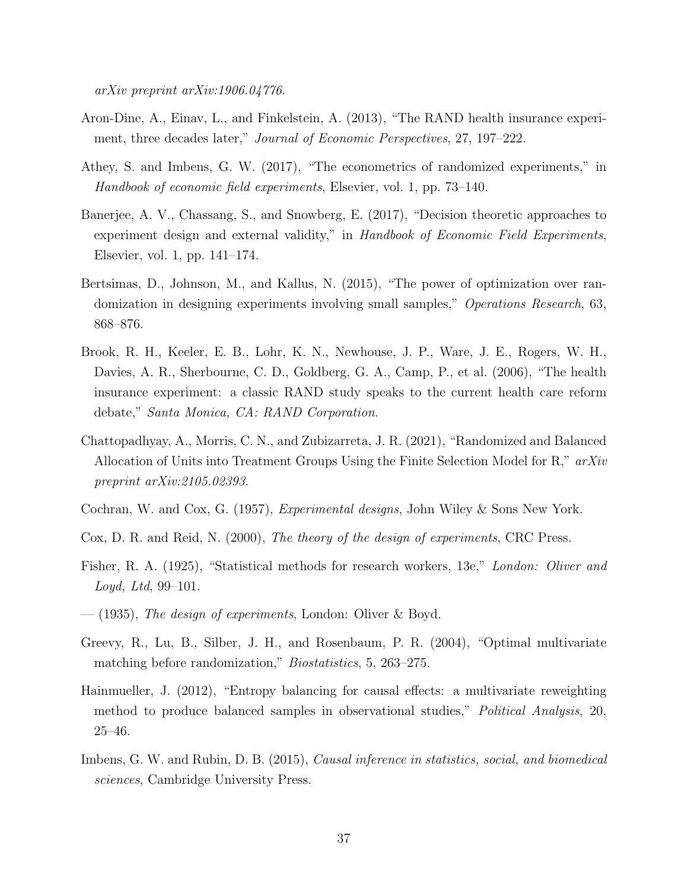*arXiv preprint arXiv:1906.04776*.

Aron-Dine, A., Einav, L., and Finkelstein, A. (2013), "The RAND health insurance experiment, three decades later," *Journal of Economic Perspectives*, 27, 197–222.

Athey, S. and Imbens, G. W. (2017), "The econometrics of randomized experiments," in *Handbook of economic field experiments*, Elsevier, vol. 1, pp. 73–140.

Banerjee, A. V., Chassang, S., and Snowberg, E. (2017), "Decision theoretic approaches to experiment design and external validity," in *Handbook of Economic Field Experiments*, Elsevier, vol. 1, pp. 141–174.

Bertsimas, D., Johnson, M., and Kallus, N. (2015), "The power of optimization over randomization in designing experiments involving small samples," *Operations Research*, 63, 868–876.

Brook, R. H., Keeler, E. B., Lohr, K. N., Newhouse, J. P., Ware, J. E., Rogers, W. H., Davies, A. R., Sherbourne, C. D., Goldberg, G. A., Camp, P., et al. (2006), "The health insurance experiment: a classic RAND study speaks to the current health care reform debate," *Santa Monica, CA: RAND Corporation*.

Chattopadhyay, A., Morris, C. N., and Zubizarreta, J. R. (2021), "Randomized and Balanced Allocation of Units into Treatment Groups Using the Finite Selection Model for R," *arXiv preprint arXiv:2105.02393*.

Cochran, W. and Cox, G. (1957), *Experimental designs*, John Wiley & Sons New York.

Cox, D. R. and Reid, N. (2000), *The theory of the design of experiments*, CRC Press.

Fisher, R. A. (1925), "Statistical methods for research workers, 13e," *London: Oliver and Loyd, Ltd*, 99–101.

— (1935), *The design of experiments*, London: Oliver & Boyd.

Greevy, R., Lu, B., Silber, J. H., and Rosenbaum, P. R. (2004), "Optimal multivariate matching before randomization," *Biostatistics*, 5, 263–275.

Hainmueller, J. (2012), "Entropy balancing for causal effects: a multivariate reweighting method to produce balanced samples in observational studies," *Political Analysis*, 20, 25–46.

Imbens, G. W. and Rubin, D. B. (2015), *Causal inference in statistics, social, and biomedical sciences*, Cambridge University Press.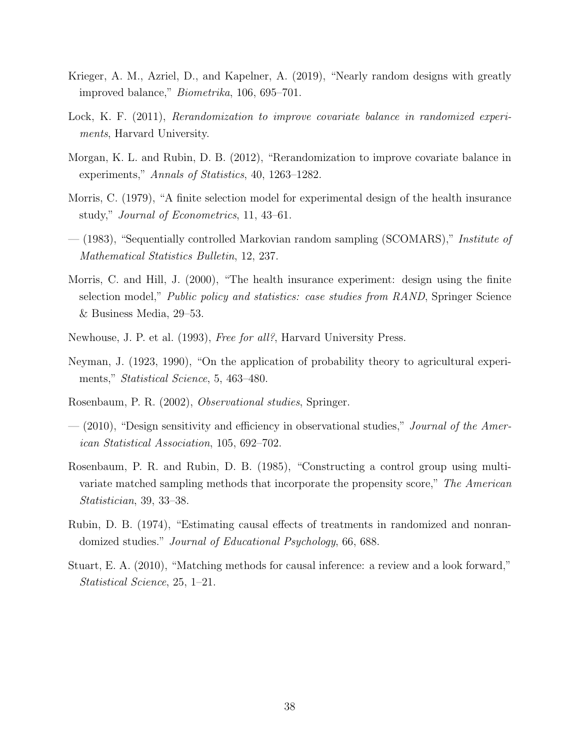Krieger, A. M., Azriel, D., and Kapelner, A. (2019), "Nearly random designs with greatly improved balance," *Biometrika*, 106, 695–701.

Lock, K. F. (2011), *Rerandomization to improve covariate balance in randomized experiments*, Harvard University.

Morgan, K. L. and Rubin, D. B. (2012), "Rerandomization to improve covariate balance in experiments," *Annals of Statistics*, 40, 1263–1282.

Morris, C. (1979), "A finite selection model for experimental design of the health insurance study," *Journal of Econometrics*, 11, 43–61.

— (1983), "Sequentially controlled Markovian random sampling (SCOMARS)," *Institute of Mathematical Statistics Bulletin*, 12, 237.

Morris, C. and Hill, J. (2000), "The health insurance experiment: design using the finite selection model," *Public policy and statistics: case studies from RAND*, Springer Science & Business Media, 29–53.

Newhouse, J. P. et al. (1993), *Free for all?*, Harvard University Press.

Neyman, J. (1923, 1990), "On the application of probability theory to agricultural experiments," *Statistical Science*, 5, 463–480.

Rosenbaum, P. R. (2002), *Observational studies*, Springer.

— (2010), "Design sensitivity and efficiency in observational studies," *Journal of the American Statistical Association*, 105, 692–702.

Rosenbaum, P. R. and Rubin, D. B. (1985), "Constructing a control group using multivariate matched sampling methods that incorporate the propensity score," *The American Statistician*, 39, 33–38.

Rubin, D. B. (1974), "Estimating causal effects of treatments in randomized and nonrandomized studies." *Journal of Educational Psychology*, 66, 688.

Stuart, E. A. (2010), "Matching methods for causal inference: a review and a look forward," *Statistical Science*, 25, 1–21.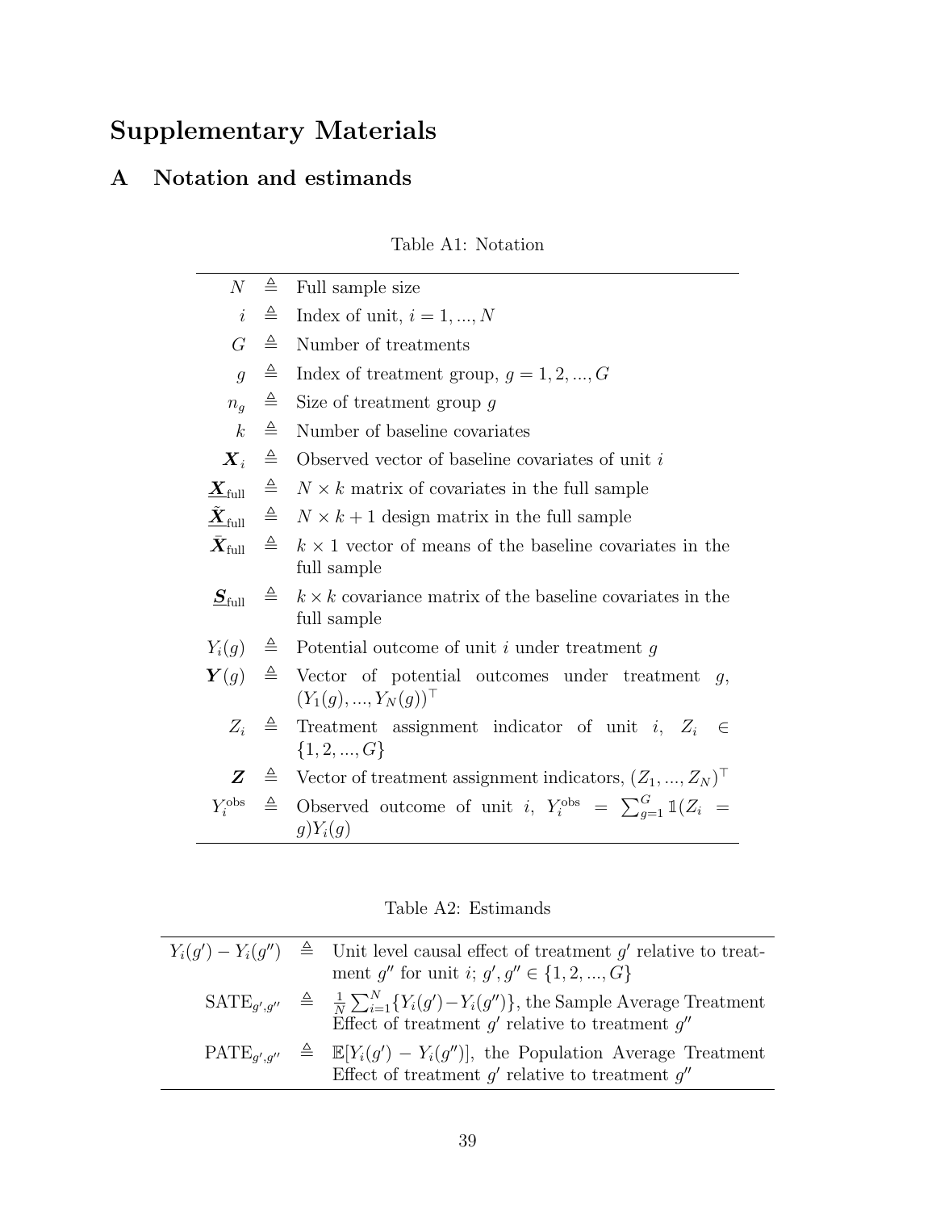# Supplementary Materials

## A Notation and estimands

Table A1: Notation

| | | |
|---|---|---|
| $N$ | $\triangleq$ | Full sample size |
| $i$ | $\triangleq$ | Index of unit, $i = 1, ..., N$ |
| $G$ | $\triangleq$ | Number of treatments |
| $g$ | $\triangleq$ | Index of treatment group, $g = 1, 2, ..., G$ |
| $n_g$ | $\triangleq$ | Size of treatment group $g$ |
| $k$ | $\triangleq$ | Number of baseline covariates |
| $\boldsymbol{X}_i$ | $\triangleq$ | Observed vector of baseline covariates of unit $i$ |
| $\underline{\boldsymbol{X}}_{\text{full}}$ | $\triangleq$ | $N \times k$ matrix of covariates in the full sample |
| $\underline{\tilde{\boldsymbol{X}}}_{\text{full}}$ | $\triangleq$ | $N \times k+1$ design matrix in the full sample |
| $\bar{\boldsymbol{X}}_{\text{full}}$ | $\triangleq$ | $k \times 1$ vector of means of the baseline covariates in the full sample |
| $\underline{\boldsymbol{S}}_{\text{full}}$ | $\triangleq$ | $k \times k$ covariance matrix of the baseline covariates in the full sample |
| $Y_i(g)$ | $\triangleq$ | Potential outcome of unit $i$ under treatment $g$ |
| $\boldsymbol{Y}(g)$ | $\triangleq$ | Vector of potential outcomes under treatment $g$, $(Y_1(g), ..., Y_N(g))^\top$ |
| $Z_i$ | $\triangleq$ | Treatment assignment indicator of unit $i$, $Z_i \in \{1, 2, ..., G\}$ |
| $\boldsymbol{Z}$ | $\triangleq$ | Vector of treatment assignment indicators, $(Z_1, ..., Z_N)^\top$ |
| $Y_i^{\text{obs}}$ | $\triangleq$ | Observed outcome of unit $i$, $Y_i^{\text{obs}} = \sum_{g=1}^{G} \mathbb{1}(Z_i = g) Y_i(g)$ |

Table A2: Estimands

| | | |
|---|---|---|
| $Y_i(g') - Y_i(g'')$ | $\triangleq$ | Unit level causal effect of treatment $g'$ relative to treatment $g''$ for unit $i$; $g', g'' \in \{1, 2, ..., G\}$ |
| $\text{SATE}_{g',g''}$ | $\triangleq$ | $\frac{1}{N}\sum_{i=1}^{N}\{Y_i(g') - Y_i(g'')\}$, the Sample Average Treatment Effect of treatment $g'$ relative to treatment $g''$ |
| $\text{PATE}_{g',g''}$ | $\triangleq$ | $\mathbb{E}[Y_i(g') - Y_i(g'')]$, the Population Average Treatment Effect of treatment $g'$ relative to treatment $g''$ |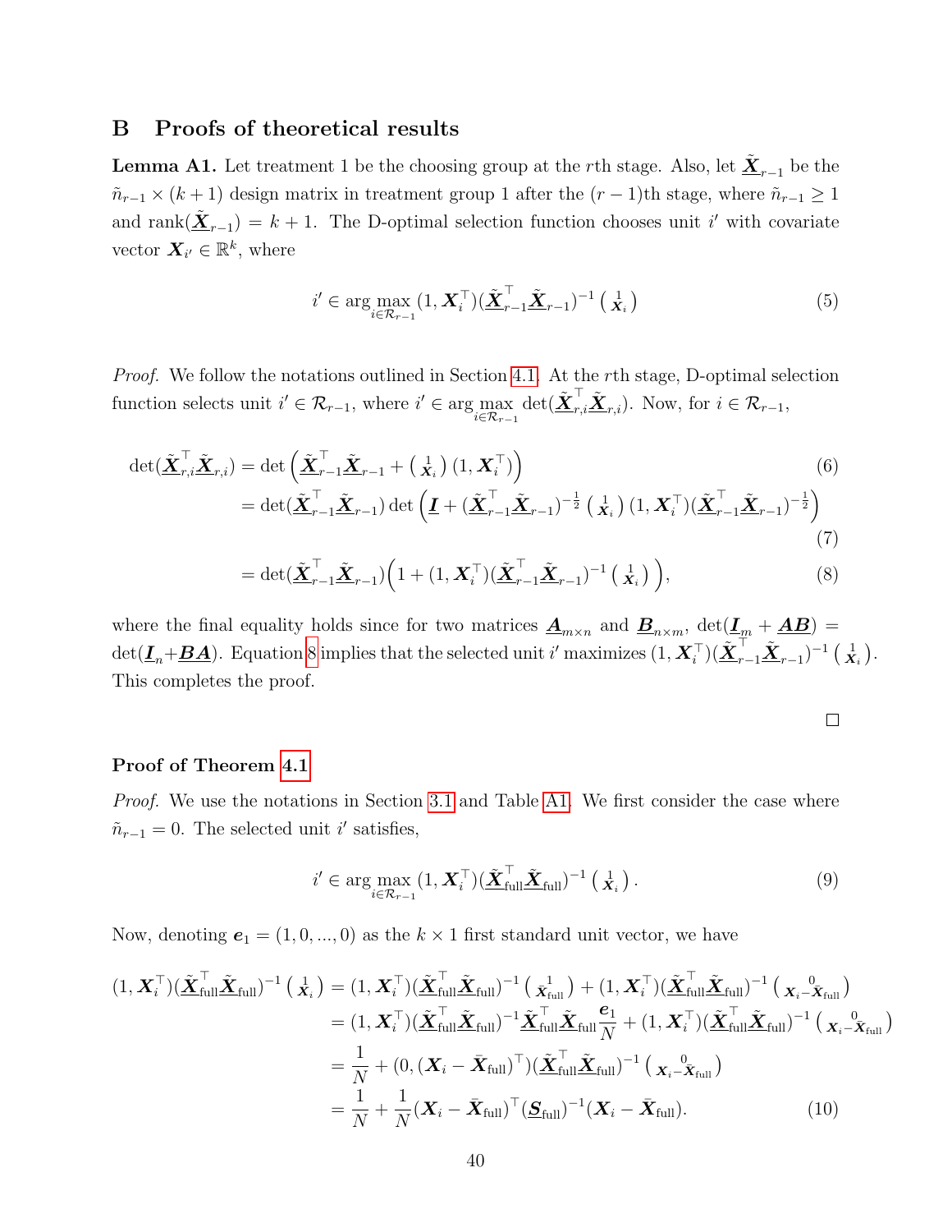## B Proofs of theoretical results

**Lemma A1.** Let treatment 1 be the choosing group at the $r$th stage. Also, let $\tilde{\underline{\boldsymbol{X}}}_{r-1}$ be the $\tilde{n}_{r-1} \times (k+1)$ design matrix in treatment group 1 after the $(r-1)$th stage, where $\tilde{n}_{r-1} \geq 1$ and $\text{rank}(\tilde{\underline{\boldsymbol{X}}}_{r-1}) = k+1$. The D-optimal selection function chooses unit $i'$ with covariate vector $\boldsymbol{X}_{i'} \in \mathbb{R}^k$, where

$$i' \in \arg\max_{i \in \mathcal{R}_{r-1}} (1, \boldsymbol{X}_i^\top)(\tilde{\underline{\boldsymbol{X}}}_{r-1}^\top \tilde{\underline{\boldsymbol{X}}}_{r-1})^{-1} \begin{pmatrix} 1 \\ \boldsymbol{X}_i \end{pmatrix} \tag{5}$$

*Proof.* We follow the notations outlined in Section 4.1. At the $r$th stage, D-optimal selection function selects unit $i' \in \mathcal{R}_{r-1}$, where $i' \in \arg\max_{i \in \mathcal{R}_{r-1}} \det(\tilde{\underline{\boldsymbol{X}}}_{r,i}^\top \tilde{\underline{\boldsymbol{X}}}_{r,i})$. Now, for $i \in \mathcal{R}_{r-1}$,

$$\begin{aligned}
\det(\tilde{\underline{\boldsymbol{X}}}_{r,i}^\top \tilde{\underline{\boldsymbol{X}}}_{r,i}) &= \det\left(\tilde{\underline{\boldsymbol{X}}}_{r-1}^\top \tilde{\underline{\boldsymbol{X}}}_{r-1} + \begin{pmatrix} 1 \\ \boldsymbol{X}_i \end{pmatrix} (1, \boldsymbol{X}_i^\top)\right) &(6)\\
&= \det(\tilde{\underline{\boldsymbol{X}}}_{r-1}^\top \tilde{\underline{\boldsymbol{X}}}_{r-1}) \det\left(\underline{\boldsymbol{I}} + (\tilde{\underline{\boldsymbol{X}}}_{r-1}^\top \tilde{\underline{\boldsymbol{X}}}_{r-1})^{-\frac{1}{2}} \begin{pmatrix} 1 \\ \boldsymbol{X}_i \end{pmatrix} (1, \boldsymbol{X}_i^\top)(\tilde{\underline{\boldsymbol{X}}}_{r-1}^\top \tilde{\underline{\boldsymbol{X}}}_{r-1})^{-\frac{1}{2}}\right) &(7)\\
&= \det(\tilde{\underline{\boldsymbol{X}}}_{r-1}^\top \tilde{\underline{\boldsymbol{X}}}_{r-1})\Big(1 + (1, \boldsymbol{X}_i^\top)(\tilde{\underline{\boldsymbol{X}}}_{r-1}^\top \tilde{\underline{\boldsymbol{X}}}_{r-1})^{-1} \begin{pmatrix} 1 \\ \boldsymbol{X}_i \end{pmatrix}\Big), &(8)
\end{aligned}$$

where the final equality holds since for two matrices $\underline{\boldsymbol{A}}_{m\times n}$ and $\underline{\boldsymbol{B}}_{n \times m}$, $\det(\underline{\boldsymbol{I}}_m + \underline{\boldsymbol{A}}\underline{\boldsymbol{B}}) = \det(\underline{\boldsymbol{I}}_n + \underline{\boldsymbol{B}}\underline{\boldsymbol{A}})$. Equation 8 implies that the selected unit $i'$ maximizes $(1, \boldsymbol{X}_i^\top)(\tilde{\underline{\boldsymbol{X}}}_{r-1}^\top \tilde{\underline{\boldsymbol{X}}}_{r-1})^{-1} \begin{pmatrix} 1 \\ \boldsymbol{X}_i \end{pmatrix}$. This completes the proof. $\square$

**Proof of Theorem 4.1**

*Proof.* We use the notations in Section 3.1 and Table A1. We first consider the case where $\tilde{n}_{r-1} = 0$. The selected unit $i'$ satisfies,

$$i' \in \arg\max_{i \in \mathcal{R}_{r-1}} (1, \boldsymbol{X}_i^\top)(\tilde{\underline{\boldsymbol{X}}}_{\text{full}}^\top \tilde{\underline{\boldsymbol{X}}}_{\text{full}})^{-1} \begin{pmatrix} 1 \\ \boldsymbol{X}_i \end{pmatrix}. \tag{9}$$

Now, denoting $\boldsymbol{e}_1 = (1, 0, ..., 0)$ as the $k \times 1$ first standard unit vector, we have

$$\begin{aligned}
(1, \boldsymbol{X}_i^\top)(\tilde{\underline{\boldsymbol{X}}}_{\text{full}}^\top \tilde{\underline{\boldsymbol{X}}}_{\text{full}})^{-1} \begin{pmatrix} 1 \\ \boldsymbol{X}_i \end{pmatrix} &= (1, \boldsymbol{X}_i^\top)(\tilde{\underline{\boldsymbol{X}}}_{\text{full}}^\top \tilde{\underline{\boldsymbol{X}}}_{\text{full}})^{-1} \begin{pmatrix} 1 \\ \bar{\boldsymbol{X}}_{\text{full}} \end{pmatrix} + (1, \boldsymbol{X}_i^\top)(\tilde{\underline{\boldsymbol{X}}}_{\text{full}}^\top \tilde{\underline{\boldsymbol{X}}}_{\text{full}})^{-1} \begin{pmatrix} 0 \\ \boldsymbol{X}_i - \bar{\boldsymbol{X}}_{\text{full}} \end{pmatrix} \\
&= (1, \boldsymbol{X}_i^\top)(\tilde{\underline{\boldsymbol{X}}}_{\text{full}}^\top \tilde{\underline{\boldsymbol{X}}}_{\text{full}})^{-1} \tilde{\underline{\boldsymbol{X}}}_{\text{full}}^\top \tilde{\underline{\boldsymbol{X}}}_{\text{full}} \frac{\boldsymbol{e}_1}{N} + (1, \boldsymbol{X}_i^\top)(\tilde{\underline{\boldsymbol{X}}}_{\text{full}}^\top \tilde{\underline{\boldsymbol{X}}}_{\text{full}})^{-1} \begin{pmatrix} 0 \\ \boldsymbol{X}_i - \bar{\boldsymbol{X}}_{\text{full}} \end{pmatrix} \\
&= \frac{1}{N} + (0, (\boldsymbol{X}_i - \bar{\boldsymbol{X}}_{\text{full}})^\top)(\tilde{\underline{\boldsymbol{X}}}_{\text{full}}^\top \tilde{\underline{\boldsymbol{X}}}_{\text{full}})^{-1} \begin{pmatrix} 0 \\ \boldsymbol{X}_i - \bar{\boldsymbol{X}}_{\text{full}} \end{pmatrix} \\
&= \frac{1}{N} + \frac{1}{N}(\boldsymbol{X}_i - \bar{\boldsymbol{X}}_{\text{full}})^\top (\underline{\boldsymbol{S}}_{\text{full}})^{-1} (\boldsymbol{X}_i - \bar{\boldsymbol{X}}_{\text{full}}). \qquad (10)
\end{aligned}$$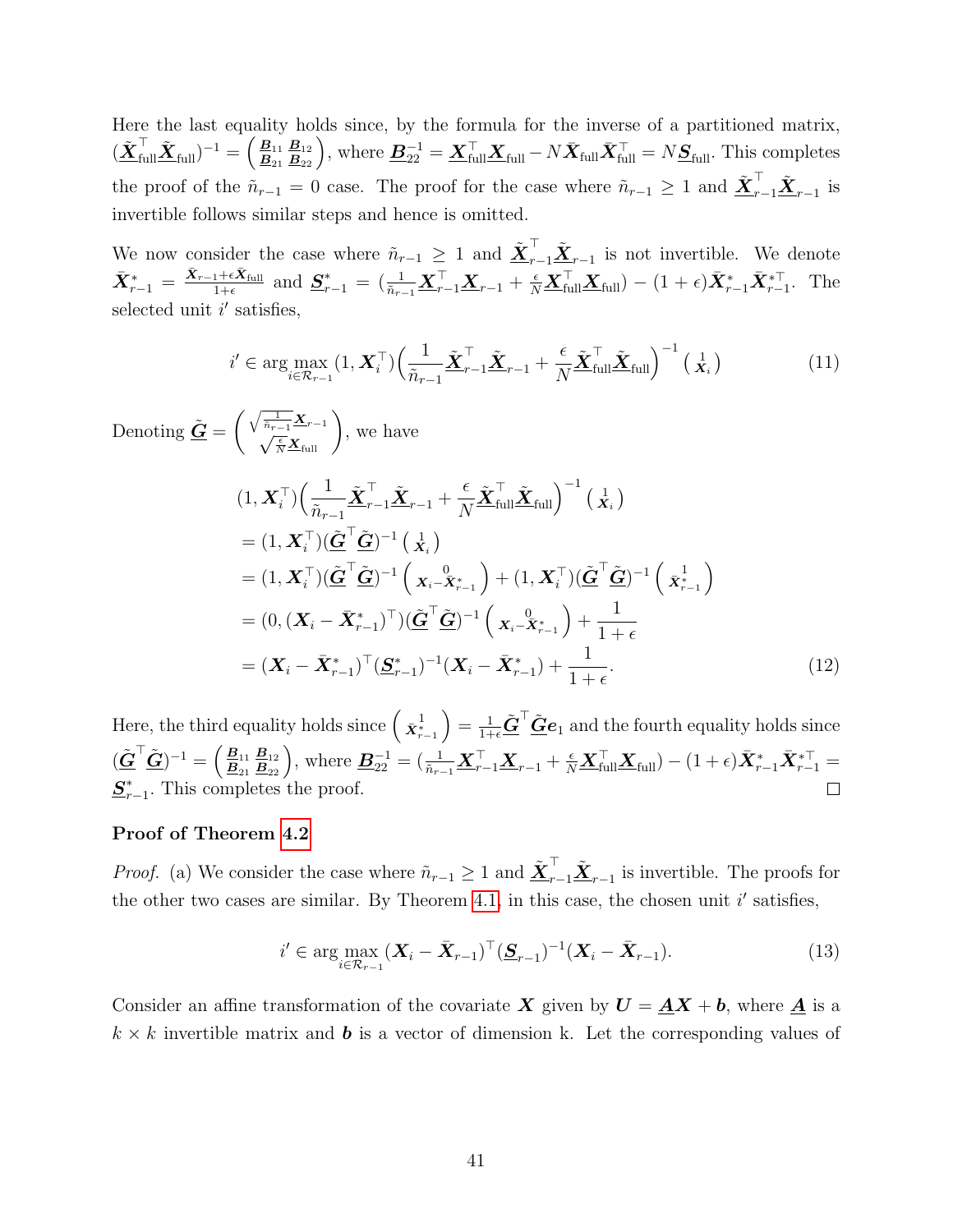Here the last equality holds since, by the formula for the inverse of a partitioned matrix, $(\tilde{\underline{\boldsymbol{X}}}_{\text{full}}^\top \tilde{\underline{\boldsymbol{X}}}_{\text{full}})^{-1} = \begin{pmatrix} \underline{\boldsymbol{B}}_{11} & \underline{\boldsymbol{B}}_{12} \\ \underline{\boldsymbol{B}}_{21} & \underline{\boldsymbol{B}}_{22} \end{pmatrix}$, where $\underline{\boldsymbol{B}}_{22}^{-1} = \underline{\boldsymbol{X}}_{\text{full}}^\top \underline{\boldsymbol{X}}_{\text{full}} - N \bar{\boldsymbol{X}}_{\text{full}} \bar{\boldsymbol{X}}_{\text{full}}^\top = N \underline{\boldsymbol{S}}_{\text{full}}$. This completes the proof of the $\tilde{n}_{r-1} = 0$ case. The proof for the case where $\tilde{n}_{r-1} \geq 1$ and $\tilde{\underline{\boldsymbol{X}}}_{r-1}^\top \tilde{\underline{\boldsymbol{X}}}_{r-1}$ is invertible follows similar steps and hence is omitted.

We now consider the case where $\tilde{n}_{r-1} \geq 1$ and $\tilde{\underline{\boldsymbol{X}}}_{r-1}^\top \tilde{\underline{\boldsymbol{X}}}_{r-1}$ is not invertible. We denote $\bar{\boldsymbol{X}}_{r-1}^* = \frac{\bar{\boldsymbol{X}}_{r-1} + \epsilon \bar{\boldsymbol{X}}_{\text{full}}}{1+\epsilon}$ and $\underline{\boldsymbol{S}}_{r-1}^* = (\frac{1}{\tilde{n}_{r-1}} \underline{\boldsymbol{X}}_{r-1}^\top \underline{\boldsymbol{X}}_{r-1} + \frac{\epsilon}{N} \underline{\boldsymbol{X}}_{\text{full}}^\top \underline{\boldsymbol{X}}_{\text{full}}) - (1+\epsilon) \bar{\boldsymbol{X}}_{r-1}^* \bar{\boldsymbol{X}}_{r-1}^{*\top}$. The selected unit $i'$ satisfies,

$$i' \in \arg\max_{i \in \mathcal{R}_{r-1}} (1, \boldsymbol{X}_i^\top) \Big( \frac{1}{\tilde{n}_{r-1}} \tilde{\underline{\boldsymbol{X}}}_{r-1}^\top \tilde{\underline{\boldsymbol{X}}}_{r-1} + \frac{\epsilon}{N} \tilde{\underline{\boldsymbol{X}}}_{\text{full}}^\top \tilde{\underline{\boldsymbol{X}}}_{\text{full}} \Big)^{-1} \begin{pmatrix} 1 \\ \boldsymbol{X}_i \end{pmatrix} \tag{11}$$

Denoting $\tilde{\underline{\boldsymbol{G}}} = \begin{pmatrix} \sqrt{\frac{1}{\tilde{n}_{r-1}}} \underline{\boldsymbol{X}}_{r-1} \\ \sqrt{\frac{\epsilon}{N}} \underline{\boldsymbol{X}}_{\text{full}} \end{pmatrix}$, we have

$$\begin{aligned}
&(1, \boldsymbol{X}_i^\top) \Big( \frac{1}{\tilde{n}_{r-1}} \tilde{\underline{\boldsymbol{X}}}_{r-1}^\top \tilde{\underline{\boldsymbol{X}}}_{r-1} + \frac{\epsilon}{N} \tilde{\underline{\boldsymbol{X}}}_{\text{full}}^\top \tilde{\underline{\boldsymbol{X}}}_{\text{full}} \Big)^{-1} \begin{pmatrix} 1 \\ \boldsymbol{X}_i \end{pmatrix} \\
&= (1, \boldsymbol{X}_i^\top) (\tilde{\underline{\boldsymbol{G}}}^\top \tilde{\underline{\boldsymbol{G}}})^{-1} \begin{pmatrix} 1 \\ \boldsymbol{X}_i \end{pmatrix} \\
&= (1, \boldsymbol{X}_i^\top) (\tilde{\underline{\boldsymbol{G}}}^\top \tilde{\underline{\boldsymbol{G}}})^{-1} \begin{pmatrix} 0 \\ \boldsymbol{X}_i - \bar{\boldsymbol{X}}_{r-1}^* \end{pmatrix} + (1, \boldsymbol{X}_i^\top) (\tilde{\underline{\boldsymbol{G}}}^\top \tilde{\underline{\boldsymbol{G}}})^{-1} \begin{pmatrix} 1 \\ \bar{\boldsymbol{X}}_{r-1}^* \end{pmatrix} \\
&= (0, (\boldsymbol{X}_i - \bar{\boldsymbol{X}}_{r-1}^*)^\top) (\tilde{\underline{\boldsymbol{G}}}^\top \tilde{\underline{\boldsymbol{G}}})^{-1} \begin{pmatrix} 0 \\ \boldsymbol{X}_i - \bar{\boldsymbol{X}}_{r-1}^* \end{pmatrix} + \frac{1}{1+\epsilon} \\
&= (\boldsymbol{X}_i - \bar{\boldsymbol{X}}_{r-1}^*)^\top (\underline{\boldsymbol{S}}_{r-1}^*)^{-1} (\boldsymbol{X}_i - \bar{\boldsymbol{X}}_{r-1}^*) + \frac{1}{1+\epsilon}.
\end{aligned} \tag{12}$$

Here, the third equality holds since $\begin{pmatrix} 1 \\ \bar{\boldsymbol{X}}_{r-1}^* \end{pmatrix} = \frac{1}{1+\epsilon} \tilde{\underline{\boldsymbol{G}}}^\top \tilde{\underline{\boldsymbol{G}}} \boldsymbol{e}_1$ and the fourth equality holds since $(\tilde{\underline{\boldsymbol{G}}}^\top \tilde{\underline{\boldsymbol{G}}})^{-1} = \begin{pmatrix} \underline{\boldsymbol{B}}_{11} & \underline{\boldsymbol{B}}_{12} \\ \underline{\boldsymbol{B}}_{21} & \underline{\boldsymbol{B}}_{22} \end{pmatrix}$, where $\underline{\boldsymbol{B}}_{22}^{-1} = (\frac{1}{\tilde{n}_{r-1}} \underline{\boldsymbol{X}}_{r-1}^\top \underline{\boldsymbol{X}}_{r-1} + \frac{\epsilon}{N} \underline{\boldsymbol{X}}_{\text{full}}^\top \underline{\boldsymbol{X}}_{\text{full}}) - (1+\epsilon) \bar{\boldsymbol{X}}_{r-1}^* \bar{\boldsymbol{X}}_{r-1}^{*\top} = \underline{\boldsymbol{S}}_{r-1}^*$. This completes the proof. ∎

**Proof of Theorem 4.2**

*Proof.* (a) We consider the case where $\tilde{n}_{r-1} \geq 1$ and $\tilde{\underline{\boldsymbol{X}}}_{r-1}^\top \tilde{\underline{\boldsymbol{X}}}_{r-1}$ is invertible. The proofs for the other two cases are similar. By Theorem 4.1, in this case, the chosen unit $i'$ satisfies,

$$i' \in \arg\max_{i \in \mathcal{R}_{r-1}} (\boldsymbol{X}_i - \bar{\boldsymbol{X}}_{r-1})^\top (\underline{\boldsymbol{S}}_{r-1})^{-1} (\boldsymbol{X}_i - \bar{\boldsymbol{X}}_{r-1}). \tag{13}$$

Consider an affine transformation of the covariate $\boldsymbol{X}$ given by $\boldsymbol{U} = \underline{\boldsymbol{A}} \boldsymbol{X} + \boldsymbol{b}$, where $\underline{\boldsymbol{A}}$ is a $k \times k$ invertible matrix and $\boldsymbol{b}$ is a vector of dimension k. Let the corresponding values of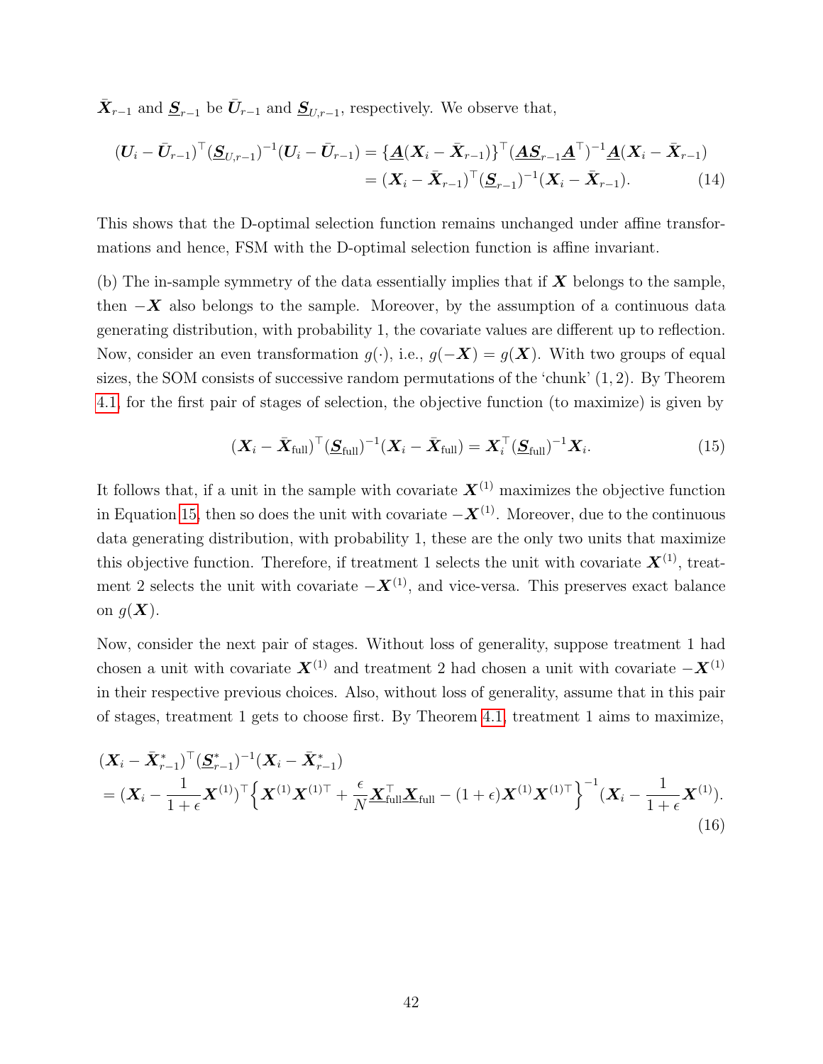$\bar{\boldsymbol{X}}_{r-1}$ and $\underline{\boldsymbol{S}}_{r-1}$ be $\bar{\boldsymbol{U}}_{r-1}$ and $\underline{\boldsymbol{S}}_{U,r-1}$, respectively. We observe that,

$$
\begin{aligned}
(\boldsymbol{U}_i - \bar{\boldsymbol{U}}_{r-1})^\top (\underline{\boldsymbol{S}}_{U,r-1})^{-1} (\boldsymbol{U}_i - \bar{\boldsymbol{U}}_{r-1}) &= \{\underline{\boldsymbol{A}}(\boldsymbol{X}_i - \bar{\boldsymbol{X}}_{r-1})\}^\top (\underline{\boldsymbol{A}}\underline{\boldsymbol{S}}_{r-1}\underline{\boldsymbol{A}}^\top)^{-1} \underline{\boldsymbol{A}}(\boldsymbol{X}_i - \bar{\boldsymbol{X}}_{r-1}) \\
&= (\boldsymbol{X}_i - \bar{\boldsymbol{X}}_{r-1})^\top (\underline{\boldsymbol{S}}_{r-1})^{-1} (\boldsymbol{X}_i - \bar{\boldsymbol{X}}_{r-1}). \qquad (14)
\end{aligned}
$$

This shows that the D-optimal selection function remains unchanged under affine transformations and hence, FSM with the D-optimal selection function is affine invariant.

(b) The in-sample symmetry of the data essentially implies that if $\boldsymbol{X}$ belongs to the sample, then $-\boldsymbol{X}$ also belongs to the sample. Moreover, by the assumption of a continuous data generating distribution, with probability 1, the covariate values are different up to reflection. Now, consider an even transformation $g(\cdot)$, i.e., $g(-\boldsymbol{X}) = g(\boldsymbol{X})$. With two groups of equal sizes, the SOM consists of successive random permutations of the 'chunk' $(1, 2)$. By Theorem 4.1, for the first pair of stages of selection, the objective function (to maximize) is given by

$$
(\boldsymbol{X}_i - \bar{\boldsymbol{X}}_{\text{full}})^\top (\underline{\boldsymbol{S}}_{\text{full}})^{-1} (\boldsymbol{X}_i - \bar{\boldsymbol{X}}_{\text{full}}) = \boldsymbol{X}_i^\top (\underline{\boldsymbol{S}}_{\text{full}})^{-1} \boldsymbol{X}_i. \qquad (15)
$$

It follows that, if a unit in the sample with covariate $\boldsymbol{X}^{(1)}$ maximizes the objective function in Equation 15, then so does the unit with covariate $-\boldsymbol{X}^{(1)}$. Moreover, due to the continuous data generating distribution, with probability 1, these are the only two units that maximize this objective function. Therefore, if treatment 1 selects the unit with covariate $\boldsymbol{X}^{(1)}$, treatment 2 selects the unit with covariate $-\boldsymbol{X}^{(1)}$, and vice-versa. This preserves exact balance on $g(\boldsymbol{X})$.

Now, consider the next pair of stages. Without loss of generality, suppose treatment 1 had chosen a unit with covariate $\boldsymbol{X}^{(1)}$ and treatment 2 had chosen a unit with covariate $-\boldsymbol{X}^{(1)}$ in their respective previous choices. Also, without loss of generality, assume that in this pair of stages, treatment 1 gets to choose first. By Theorem 4.1, treatment 1 aims to maximize,

$$
\begin{aligned}
&(\boldsymbol{X}_i - \bar{\boldsymbol{X}}^*_{r-1})^\top (\underline{\boldsymbol{S}}^*_{r-1})^{-1} (\boldsymbol{X}_i - \bar{\boldsymbol{X}}^*_{r-1}) \\
&= (\boldsymbol{X}_i - \frac{1}{1+\epsilon}\boldsymbol{X}^{(1)})^\top \Big\{ \boldsymbol{X}^{(1)}\boldsymbol{X}^{(1)\top} + \frac{\epsilon}{N}\underline{\boldsymbol{X}}_{\text{full}}^\top \underline{\boldsymbol{X}}_{\text{full}} - (1+\epsilon)\boldsymbol{X}^{(1)}\boldsymbol{X}^{(1)\top} \Big\}^{-1} (\boldsymbol{X}_i - \frac{1}{1+\epsilon}\boldsymbol{X}^{(1)}). \qquad (16)
\end{aligned}
$$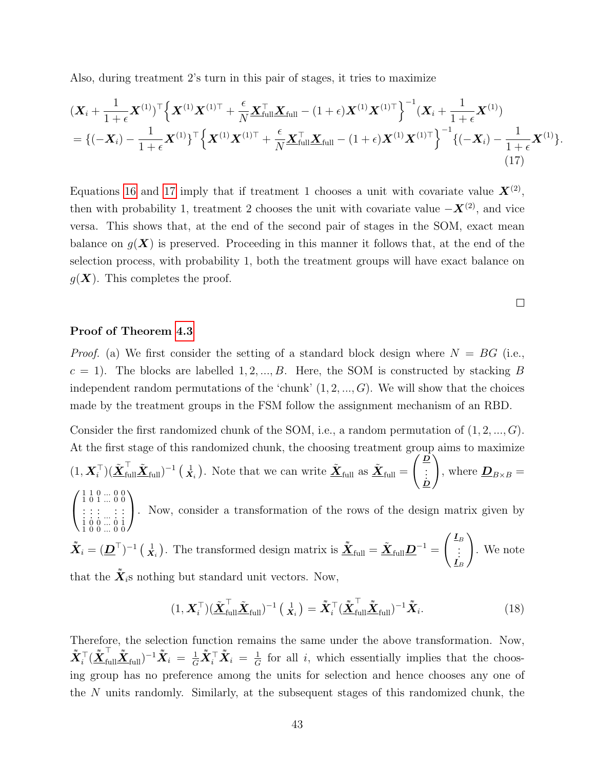Also, during treatment 2's turn in this pair of stages, it tries to maximize

$$
\begin{aligned}
&(\boldsymbol{X}_i + \frac{1}{1+\epsilon}\boldsymbol{X}^{(1)})^\top \Big\{ \boldsymbol{X}^{(1)}\boldsymbol{X}^{(1)\top} + \frac{\epsilon}{N}\underline{\boldsymbol{X}}_{\text{full}}^\top \underline{\boldsymbol{X}}_{\text{full}} - (1+\epsilon)\boldsymbol{X}^{(1)}\boldsymbol{X}^{(1)\top} \Big\}^{-1} (\boldsymbol{X}_i + \frac{1}{1+\epsilon}\boldsymbol{X}^{(1)}) \\
&= \{(-\boldsymbol{X}_i) - \frac{1}{1+\epsilon}\boldsymbol{X}^{(1)}\}^\top \Big\{ \boldsymbol{X}^{(1)}\boldsymbol{X}^{(1)\top} + \frac{\epsilon}{N}\underline{\boldsymbol{X}}_{\text{full}}^\top \underline{\boldsymbol{X}}_{\text{full}} - (1+\epsilon)\boldsymbol{X}^{(1)}\boldsymbol{X}^{(1)\top} \Big\}^{-1} \{(-\boldsymbol{X}_i) - \frac{1}{1+\epsilon}\boldsymbol{X}^{(1)}\}.
\end{aligned}
\tag{17}
$$

Equations 16 and 17 imply that if treatment 1 chooses a unit with covariate value $\boldsymbol{X}^{(2)}$, then with probability 1, treatment 2 chooses the unit with covariate value $-\boldsymbol{X}^{(2)}$, and vice versa. This shows that, at the end of the second pair of stages in the SOM, exact mean balance on $g(\boldsymbol{X})$ is preserved. Proceeding in this manner it follows that, at the end of the selection process, with probability 1, both the treatment groups will have exact balance on $g(\boldsymbol{X})$. This completes the proof.

□

**Proof of Theorem 4.3**

*Proof.* (a) We first consider the setting of a standard block design where $N = BG$ (i.e., $c = 1$). The blocks are labelled $1, 2, ..., B$. Here, the SOM is constructed by stacking $B$ independent random permutations of the 'chunk' $(1, 2, ..., G)$. We will show that the choices made by the treatment groups in the FSM follow the assignment mechanism of an RBD.

Consider the first randomized chunk of the SOM, i.e., a random permutation of $(1, 2, ..., G)$. At the first stage of this randomized chunk, the choosing treatment group aims to maximize $(1, \boldsymbol{X}_i^\top)(\tilde{\underline{\boldsymbol{X}}}_{\text{full}}^\top \tilde{\underline{\boldsymbol{X}}}_{\text{full}})^{-1} \binom{1}{\boldsymbol{X}_i}$. Note that we can write $\tilde{\underline{\boldsymbol{X}}}_{\text{full}}$ as $\tilde{\underline{\boldsymbol{X}}}_{\text{full}} = \begin{pmatrix} \underline{\boldsymbol{D}} \\ \vdots \\ \underline{\boldsymbol{D}} \end{pmatrix}$, where $\underline{\boldsymbol{D}}_{B\times B} = \begin{pmatrix} 1 & 1 & 0 & \dots & 0 & 0 \\ 1 & 0 & 1 & \dots & 0 & 0 \\ \vdots & \vdots & \vdots & \dots & \vdots & \vdots \\ 1 & 0 & 0 & \dots & 0 & 1 \\ 1 & 0 & 0 & \dots & 0 & 0 \end{pmatrix}$. Now, consider a transformation of the rows of the design matrix given by $\tilde{\tilde{\boldsymbol{X}}}_i = (\underline{\boldsymbol{D}}^\top)^{-1} \binom{1}{\boldsymbol{X}_i}$. The transformed design matrix is $\tilde{\tilde{\underline{\boldsymbol{X}}}}_{\text{full}} = \tilde{\underline{\boldsymbol{X}}}_{\text{full}} \underline{\boldsymbol{D}}^{-1} = \begin{pmatrix} \underline{\boldsymbol{I}}_B \\ \vdots \\ \underline{\boldsymbol{I}}_B \end{pmatrix}$. We note that the $\tilde{\tilde{\boldsymbol{X}}}_i$s nothing but standard unit vectors. Now,

$$
(1, \boldsymbol{X}_i^\top)(\tilde{\underline{\boldsymbol{X}}}_{\text{full}}^\top \tilde{\underline{\boldsymbol{X}}}_{\text{full}})^{-1} \binom{1}{\boldsymbol{X}_i} = \tilde{\tilde{\boldsymbol{X}}}_i^\top (\tilde{\tilde{\underline{\boldsymbol{X}}}}_{\text{full}}^\top \tilde{\tilde{\underline{\boldsymbol{X}}}}_{\text{full}})^{-1} \tilde{\tilde{\boldsymbol{X}}}_i. \tag{18}
$$

Therefore, the selection function remains the same under the above transformation. Now, $\tilde{\tilde{\boldsymbol{X}}}_i^\top (\tilde{\tilde{\underline{\boldsymbol{X}}}}_{\text{full}}^\top \tilde{\tilde{\underline{\boldsymbol{X}}}}_{\text{full}})^{-1} \tilde{\tilde{\boldsymbol{X}}}_i = \frac{1}{G}\tilde{\tilde{\boldsymbol{X}}}_i^\top \tilde{\tilde{\boldsymbol{X}}}_i = \frac{1}{G}$ for all $i$, which essentially implies that the choosing group has no preference among the units for selection and hence chooses any one of the $N$ units randomly. Similarly, at the subsequent stages of this randomized chunk, the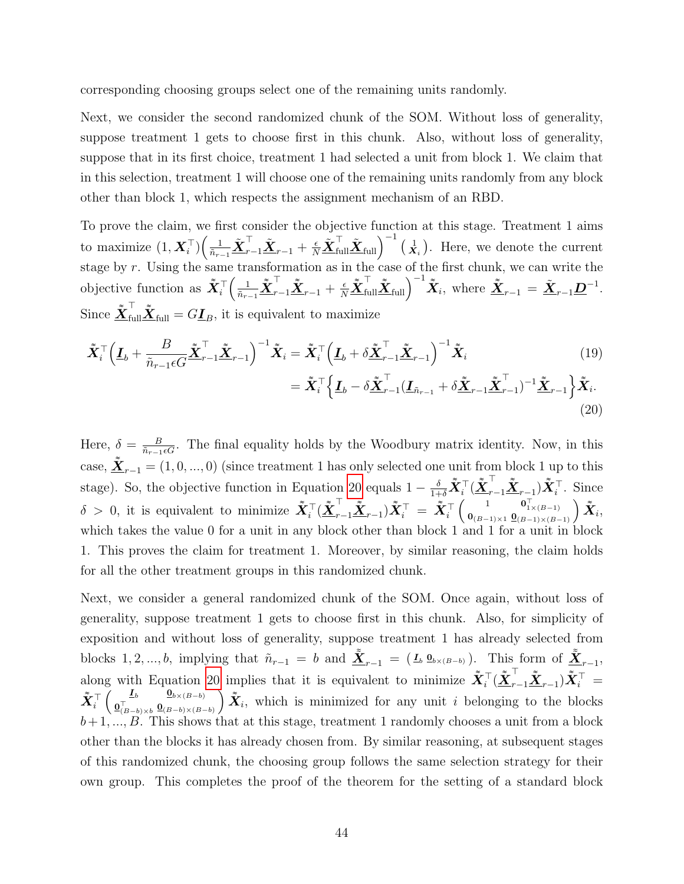corresponding choosing groups select one of the remaining units randomly.

Next, we consider the second randomized chunk of the SOM. Without loss of generality, suppose treatment 1 gets to choose first in this chunk. Also, without loss of generality, suppose that in its first choice, treatment 1 had selected a unit from block 1. We claim that in this selection, treatment 1 will choose one of the remaining units randomly from any block other than block 1, which respects the assignment mechanism of an RBD.

To prove the claim, we first consider the objective function at this stage. Treatment 1 aims to maximize $(1, \boldsymbol{X}_i^\top)\Big(\frac{1}{\tilde{n}_{r-1}}\underline{\tilde{\boldsymbol{X}}}_{r-1}^\top\underline{\tilde{\boldsymbol{X}}}_{r-1} + \frac{\epsilon}{N}\underline{\tilde{\boldsymbol{X}}}_{\text{full}}^\top\underline{\tilde{\boldsymbol{X}}}_{\text{full}}\Big)^{-1}\binom{1}{\boldsymbol{X}_i}$. Here, we denote the current stage by $r$. Using the same transformation as in the case of the first chunk, we can write the objective function as $\tilde{\tilde{\boldsymbol{X}}}_i^\top\Big(\frac{1}{\tilde{n}_{r-1}}\underline{\tilde{\tilde{\boldsymbol{X}}}}_{r-1}^\top\underline{\tilde{\tilde{\boldsymbol{X}}}}_{r-1} + \frac{\epsilon}{N}\underline{\tilde{\tilde{\boldsymbol{X}}}}_{\text{full}}^\top\underline{\tilde{\tilde{\boldsymbol{X}}}}_{\text{full}}\Big)^{-1}\tilde{\tilde{\boldsymbol{X}}}_i$, where $\underline{\tilde{\tilde{\boldsymbol{X}}}}_{r-1} = \underline{\tilde{\boldsymbol{X}}}_{r-1}\underline{\boldsymbol{D}}^{-1}$. Since $\underline{\tilde{\tilde{\boldsymbol{X}}}}_{\text{full}}^\top\underline{\tilde{\tilde{\boldsymbol{X}}}}_{\text{full}} = G\underline{\boldsymbol{I}}_B$, it is equivalent to maximize

$$\tilde{\tilde{\boldsymbol{X}}}_i^\top\Big(\underline{\boldsymbol{I}}_b + \frac{B}{\tilde{n}_{r-1}\epsilon G}\underline{\tilde{\tilde{\boldsymbol{X}}}}_{r-1}^\top\underline{\tilde{\tilde{\boldsymbol{X}}}}_{r-1}\Big)^{-1}\tilde{\tilde{\boldsymbol{X}}}_i = \tilde{\tilde{\boldsymbol{X}}}_i^\top\Big(\underline{\boldsymbol{I}}_b + \delta\underline{\tilde{\tilde{\boldsymbol{X}}}}_{r-1}^\top\underline{\tilde{\tilde{\boldsymbol{X}}}}_{r-1}\Big)^{-1}\tilde{\tilde{\boldsymbol{X}}}_i \tag{19}$$

$$= \tilde{\tilde{\boldsymbol{X}}}_i^\top\Big\{\underline{\boldsymbol{I}}_b - \delta\underline{\tilde{\tilde{\boldsymbol{X}}}}_{r-1}^\top(\underline{\boldsymbol{I}}_{\tilde{n}_{r-1}} + \delta\underline{\tilde{\tilde{\boldsymbol{X}}}}_{r-1}\underline{\tilde{\tilde{\boldsymbol{X}}}}_{r-1}^\top)^{-1}\underline{\tilde{\tilde{\boldsymbol{X}}}}_{r-1}\Big\}\tilde{\tilde{\boldsymbol{X}}}_i. \tag{20}$$

Here, $\delta = \frac{B}{\tilde{n}_{r-1}\epsilon G}$. The final equality holds by the Woodbury matrix identity. Now, in this case, $\underline{\tilde{\tilde{\boldsymbol{X}}}}_{r-1} = (1, 0, ..., 0)$ (since treatment 1 has only selected one unit from block 1 up to this stage). So, the objective function in Equation 20 equals $1 - \frac{\delta}{1+\delta}\tilde{\tilde{\boldsymbol{X}}}_i^\top(\underline{\tilde{\tilde{\boldsymbol{X}}}}_{r-1}^\top\underline{\tilde{\tilde{\boldsymbol{X}}}}_{r-1})\tilde{\tilde{\boldsymbol{X}}}_i^\top$. Since $\delta > 0$, it is equivalent to minimize $\tilde{\tilde{\boldsymbol{X}}}_i^\top(\underline{\tilde{\tilde{\boldsymbol{X}}}}_{r-1}^\top\underline{\tilde{\tilde{\boldsymbol{X}}}}_{r-1})\tilde{\tilde{\boldsymbol{X}}}_i^\top = \tilde{\tilde{\boldsymbol{X}}}_i^\top\begin{pmatrix} 1 & \boldsymbol{0}_{1\times(B-1)}^\top \\ \boldsymbol{0}_{(B-1)\times 1} & \underline{\boldsymbol{0}}_{(B-1)\times(B-1)}\end{pmatrix}\tilde{\tilde{\boldsymbol{X}}}_i$, which takes the value 0 for a unit in any block other than block 1 and 1 for a unit in block 1. This proves the claim for treatment 1. Moreover, by similar reasoning, the claim holds for all the other treatment groups in this randomized chunk.

Next, we consider a general randomized chunk of the SOM. Once again, without loss of generality, suppose treatment 1 gets to choose first in this chunk. Also, for simplicity of exposition and without loss of generality, suppose treatment 1 has already selected from blocks $1, 2, ..., b$, implying that $\tilde{n}_{r-1} = b$ and $\underline{\tilde{\tilde{\boldsymbol{X}}}}_{r-1} = (\underline{\boldsymbol{I}}_b \; \underline{\boldsymbol{0}}_{b\times(B-b)})$. This form of $\underline{\tilde{\tilde{\boldsymbol{X}}}}_{r-1}$, along with Equation 20 implies that it is equivalent to minimize $\tilde{\tilde{\boldsymbol{X}}}_i^\top(\underline{\tilde{\tilde{\boldsymbol{X}}}}_{r-1}^\top\underline{\tilde{\tilde{\boldsymbol{X}}}}_{r-1})\tilde{\tilde{\boldsymbol{X}}}_i^\top = \tilde{\tilde{\boldsymbol{X}}}_i^\top\begin{pmatrix} \underline{\boldsymbol{I}}_b & \underline{\boldsymbol{0}}_{b\times(B-b)} \\ \underline{\boldsymbol{0}}_{(B-b)\times b}^\top & \underline{\boldsymbol{0}}_{(B-b)\times(B-b)}\end{pmatrix}\tilde{\tilde{\boldsymbol{X}}}_i$, which is minimized for any unit $i$ belonging to the blocks $b+1, ..., B$. This shows that at this stage, treatment 1 randomly chooses a unit from a block other than the blocks it has already chosen from. By similar reasoning, at subsequent stages of this randomized chunk, the choosing group follows the same selection strategy for their own group. This completes the proof of the theorem for the setting of a standard block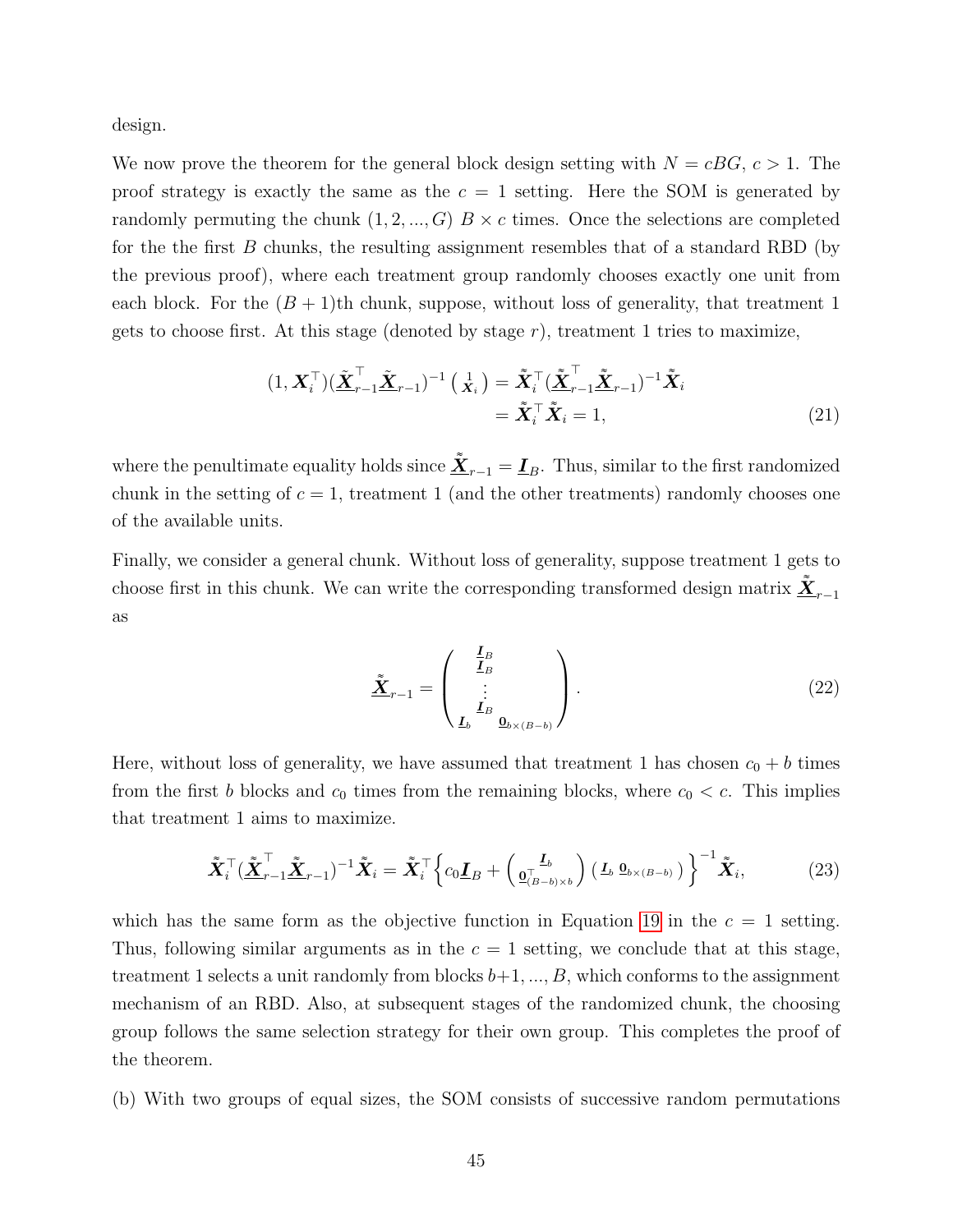design.

We now prove the theorem for the general block design setting with $N = cBG$, $c > 1$. The proof strategy is exactly the same as the $c = 1$ setting. Here the SOM is generated by randomly permuting the chunk $(1, 2, ..., G)$ $B \times c$ times. Once the selections are completed for the the first $B$ chunks, the resulting assignment resembles that of a standard RBD (by the previous proof), where each treatment group randomly chooses exactly one unit from each block. For the $(B+1)$th chunk, suppose, without loss of generality, that treatment 1 gets to choose first. At this stage (denoted by stage $r$), treatment 1 tries to maximize,

$$
\begin{aligned}
(1, \boldsymbol{X}_i^\top)(\tilde{\underline{\boldsymbol{X}}}_{r-1}^\top \tilde{\underline{\boldsymbol{X}}}_{r-1})^{-1} \begin{pmatrix} 1 \\ \boldsymbol{X}_i \end{pmatrix} &= \tilde{\boldsymbol{X}}_i^\top (\tilde{\underline{\boldsymbol{X}}}_{r-1}^\top \tilde{\underline{\boldsymbol{X}}}_{r-1})^{-1} \tilde{\boldsymbol{X}}_i \\
&= \tilde{\boldsymbol{X}}_i^\top \tilde{\boldsymbol{X}}_i = 1, 
\end{aligned} \tag{21}
$$

where the penultimate equality holds since $\tilde{\underline{\boldsymbol{X}}}_{r-1} = \underline{\boldsymbol{I}}_B$. Thus, similar to the first randomized chunk in the setting of $c = 1$, treatment 1 (and the other treatments) randomly chooses one of the available units.

Finally, we consider a general chunk. Without loss of generality, suppose treatment 1 gets to choose first in this chunk. We can write the corresponding transformed design matrix $\tilde{\underline{\boldsymbol{X}}}_{r-1}$ as

$$
\tilde{\underline{\boldsymbol{X}}}_{r-1} = \begin{pmatrix} \underline{\boldsymbol{I}}_B & \\ \underline{\boldsymbol{I}}_B & \\ \vdots & \\ \underline{\boldsymbol{I}}_B & \\ \underline{\boldsymbol{I}}_b & \underline{\boldsymbol{0}}_{b \times (B-b)} \end{pmatrix}. \tag{22}
$$

Here, without loss of generality, we have assumed that treatment 1 has chosen $c_0 + b$ times from the first $b$ blocks and $c_0$ times from the remaining blocks, where $c_0 < c$. This implies that treatment 1 aims to maximize.

$$
\tilde{\boldsymbol{X}}_i^\top (\tilde{\underline{\boldsymbol{X}}}_{r-1}^\top \tilde{\underline{\boldsymbol{X}}}_{r-1})^{-1} \tilde{\boldsymbol{X}}_i = \tilde{\boldsymbol{X}}_i^\top \left\{ c_0 \underline{\boldsymbol{I}}_B + \begin{pmatrix} \underline{\boldsymbol{I}}_b \\ \underline{\boldsymbol{0}}_{(B-b) \times b}^\top \end{pmatrix} \begin{pmatrix} \underline{\boldsymbol{I}}_b & \underline{\boldsymbol{0}}_{b \times (B-b)} \end{pmatrix} \right\}^{-1} \tilde{\boldsymbol{X}}_i, \tag{23}
$$

which has the same form as the objective function in Equation 19 in the $c = 1$ setting. Thus, following similar arguments as in the $c = 1$ setting, we conclude that at this stage, treatment 1 selects a unit randomly from blocks $b+1, ..., B$, which conforms to the assignment mechanism of an RBD. Also, at subsequent stages of the randomized chunk, the choosing group follows the same selection strategy for their own group. This completes the proof of the theorem.

(b) With two groups of equal sizes, the SOM consists of successive random permutations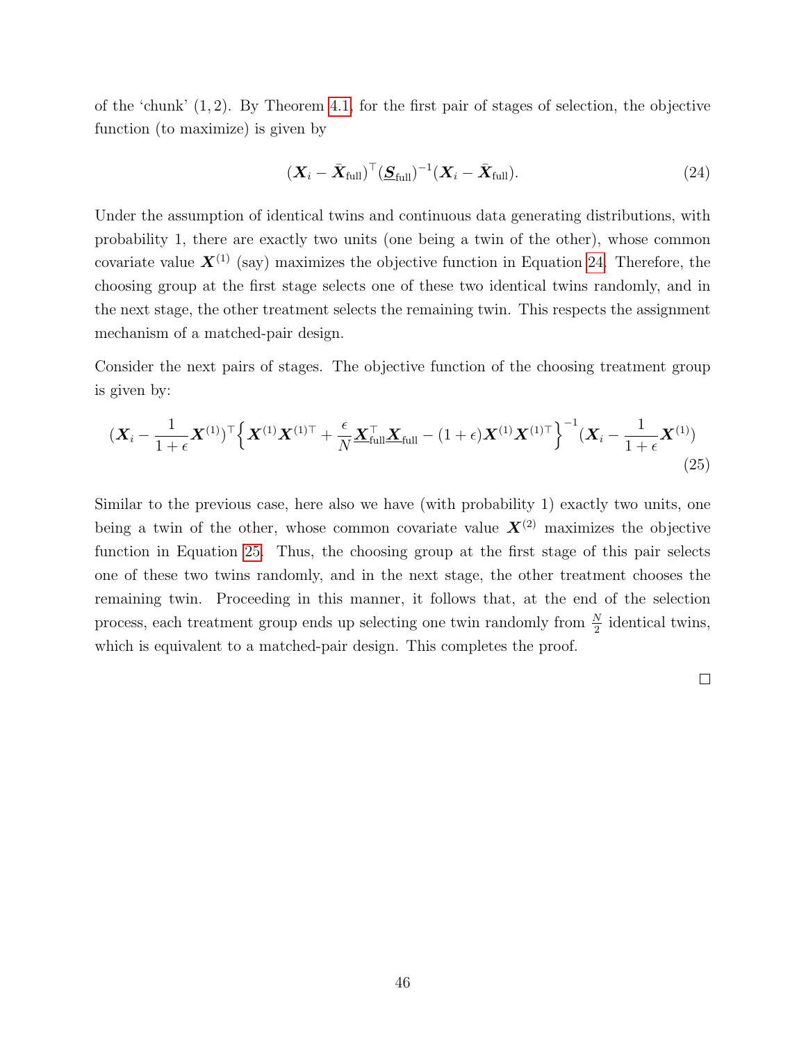of the 'chunk' $(1, 2)$. By Theorem 4.1, for the first pair of stages of selection, the objective function (to maximize) is given by

$$(\boldsymbol{X}_i - \bar{\boldsymbol{X}}_{\text{full}})^\top (\underline{\boldsymbol{S}}_{\text{full}})^{-1} (\boldsymbol{X}_i - \bar{\boldsymbol{X}}_{\text{full}}). \tag{24}$$

Under the assumption of identical twins and continuous data generating distributions, with probability 1, there are exactly two units (one being a twin of the other), whose common covariate value $\boldsymbol{X}^{(1)}$ (say) maximizes the objective function in Equation 24. Therefore, the choosing group at the first stage selects one of these two identical twins randomly, and in the next stage, the other treatment selects the remaining twin. This respects the assignment mechanism of a matched-pair design.

Consider the next pairs of stages. The objective function of the choosing treatment group is given by:

$$(\boldsymbol{X}_i - \frac{1}{1+\epsilon}\boldsymbol{X}^{(1)})^\top \Big\{ \boldsymbol{X}^{(1)}\boldsymbol{X}^{(1)\top} + \frac{\epsilon}{N}\underline{\boldsymbol{X}}_{\text{full}}^\top \underline{\boldsymbol{X}}_{\text{full}} - (1+\epsilon)\boldsymbol{X}^{(1)}\boldsymbol{X}^{(1)\top} \Big\}^{-1} (\boldsymbol{X}_i - \frac{1}{1+\epsilon}\boldsymbol{X}^{(1)}) \tag{25}$$

Similar to the previous case, here also we have (with probability 1) exactly two units, one being a twin of the other, whose common covariate value $\boldsymbol{X}^{(2)}$ maximizes the objective function in Equation 25. Thus, the choosing group at the first stage of this pair selects one of these two twins randomly, and in the next stage, the other treatment chooses the remaining twin. Proceeding in this manner, it follows that, at the end of the selection process, each treatment group ends up selecting one twin randomly from $\frac{N}{2}$ identical twins, which is equivalent to a matched-pair design. This completes the proof.

□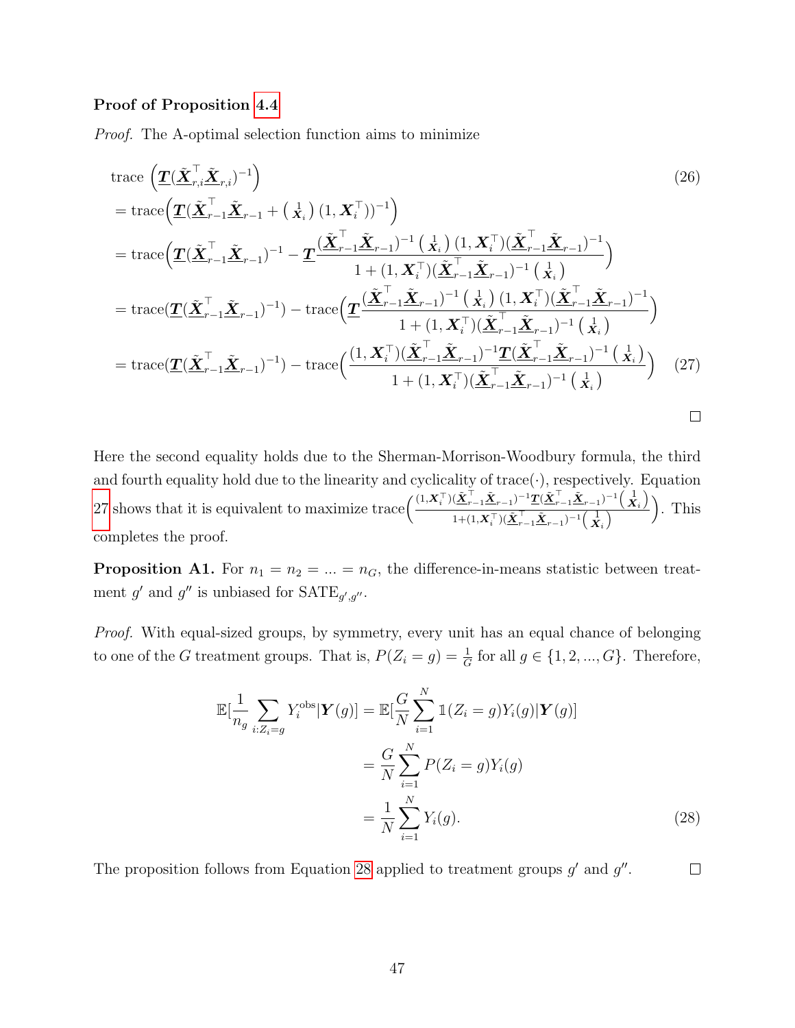**Proof of Proposition 4.4**

*Proof.* The A-optimal selection function aims to minimize

$$
\begin{aligned}
&\text{trace }\left(\underline{\boldsymbol{T}}(\underline{\tilde{\boldsymbol{X}}}_{r,i}^\top \underline{\tilde{\boldsymbol{X}}}_{r,i})^{-1}\right) && (26)\\
&= \text{trace}\Big(\underline{\boldsymbol{T}}(\underline{\tilde{\boldsymbol{X}}}_{r-1}^\top \underline{\tilde{\boldsymbol{X}}}_{r-1} + \left(\begin{smallmatrix} 1 \\ \boldsymbol{X}_i \end{smallmatrix}\right)(1, \boldsymbol{X}_i^\top))^{-1}\Big)\\
&= \text{trace}\Big(\underline{\boldsymbol{T}}(\underline{\tilde{\boldsymbol{X}}}_{r-1}^\top \underline{\tilde{\boldsymbol{X}}}_{r-1})^{-1} - \underline{\boldsymbol{T}}\frac{(\underline{\tilde{\boldsymbol{X}}}_{r-1}^\top \underline{\tilde{\boldsymbol{X}}}_{r-1})^{-1}\left(\begin{smallmatrix} 1 \\ \boldsymbol{X}_i \end{smallmatrix}\right)(1, \boldsymbol{X}_i^\top)(\underline{\tilde{\boldsymbol{X}}}_{r-1}^\top \underline{\tilde{\boldsymbol{X}}}_{r-1})^{-1}}{1 + (1, \boldsymbol{X}_i^\top)(\underline{\tilde{\boldsymbol{X}}}_{r-1}^\top \underline{\tilde{\boldsymbol{X}}}_{r-1})^{-1}\left(\begin{smallmatrix} 1 \\ \boldsymbol{X}_i \end{smallmatrix}\right)}\Big)\\
&= \text{trace}(\underline{\boldsymbol{T}}(\underline{\tilde{\boldsymbol{X}}}_{r-1}^\top \underline{\tilde{\boldsymbol{X}}}_{r-1})^{-1}) - \text{trace}\Big(\underline{\boldsymbol{T}}\frac{(\underline{\tilde{\boldsymbol{X}}}_{r-1}^\top \underline{\tilde{\boldsymbol{X}}}_{r-1})^{-1}\left(\begin{smallmatrix} 1 \\ \boldsymbol{X}_i \end{smallmatrix}\right)(1, \boldsymbol{X}_i^\top)(\underline{\tilde{\boldsymbol{X}}}_{r-1}^\top \underline{\tilde{\boldsymbol{X}}}_{r-1})^{-1}}{1 + (1, \boldsymbol{X}_i^\top)(\underline{\tilde{\boldsymbol{X}}}_{r-1}^\top \underline{\tilde{\boldsymbol{X}}}_{r-1})^{-1}\left(\begin{smallmatrix} 1 \\ \boldsymbol{X}_i \end{smallmatrix}\right)}\Big)\\
&= \text{trace}(\underline{\boldsymbol{T}}(\underline{\tilde{\boldsymbol{X}}}_{r-1}^\top \underline{\tilde{\boldsymbol{X}}}_{r-1})^{-1}) - \text{trace}\Big(\frac{(1, \boldsymbol{X}_i^\top)(\underline{\tilde{\boldsymbol{X}}}_{r-1}^\top \underline{\tilde{\boldsymbol{X}}}_{r-1})^{-1}\underline{\boldsymbol{T}}(\underline{\tilde{\boldsymbol{X}}}_{r-1}^\top \underline{\tilde{\boldsymbol{X}}}_{r-1})^{-1}\left(\begin{smallmatrix} 1 \\ \boldsymbol{X}_i \end{smallmatrix}\right)}{1 + (1, \boldsymbol{X}_i^\top)(\underline{\tilde{\boldsymbol{X}}}_{r-1}^\top \underline{\tilde{\boldsymbol{X}}}_{r-1})^{-1}\left(\begin{smallmatrix} 1 \\ \boldsymbol{X}_i \end{smallmatrix}\right)}\Big) && (27)
\end{aligned}
$$

□

Here the second equality holds due to the Sherman-Morrison-Woodbury formula, the third and fourth equality hold due to the linearity and cyclicality of trace$(\cdot)$, respectively. Equation 27 shows that it is equivalent to maximize $\text{trace}\Big(\frac{(1, \boldsymbol{X}_i^\top)(\underline{\tilde{\boldsymbol{X}}}_{r-1}^\top \underline{\tilde{\boldsymbol{X}}}_{r-1})^{-1}\underline{\boldsymbol{T}}(\underline{\tilde{\boldsymbol{X}}}_{r-1}^\top \underline{\tilde{\boldsymbol{X}}}_{r-1})^{-1}\left(\begin{smallmatrix} 1 \\ \boldsymbol{X}_i \end{smallmatrix}\right)}{1 + (1, \boldsymbol{X}_i^\top)(\underline{\tilde{\boldsymbol{X}}}_{r-1}^\top \underline{\tilde{\boldsymbol{X}}}_{r-1})^{-1}\left(\begin{smallmatrix} 1 \\ \boldsymbol{X}_i \end{smallmatrix}\right)}\Big)$. This completes the proof.

**Proposition A1.** For $n_1 = n_2 = ... = n_G$, the difference-in-means statistic between treatment $g'$ and $g''$ is unbiased for $\text{SATE}_{g',g''}$.

*Proof.* With equal-sized groups, by symmetry, every unit has an equal chance of belonging to one of the $G$ treatment groups. That is, $P(Z_i = g) = \frac{1}{G}$ for all $g \in \{1, 2, ..., G\}$. Therefore,

$$
\begin{aligned}
\mathbb{E}[\frac{1}{n_g}\sum_{i:Z_i=g} Y_i^{\text{obs}} | \boldsymbol{Y}(g)] &= \mathbb{E}[\frac{G}{N}\sum_{i=1}^{N} \mathbb{1}(Z_i = g) Y_i(g) | \boldsymbol{Y}(g)]\\
&= \frac{G}{N}\sum_{i=1}^{N} P(Z_i = g) Y_i(g)\\
&= \frac{1}{N}\sum_{i=1}^{N} Y_i(g). && (28)
\end{aligned}
$$

The proposition follows from Equation 28 applied to treatment groups $g'$ and $g''$. □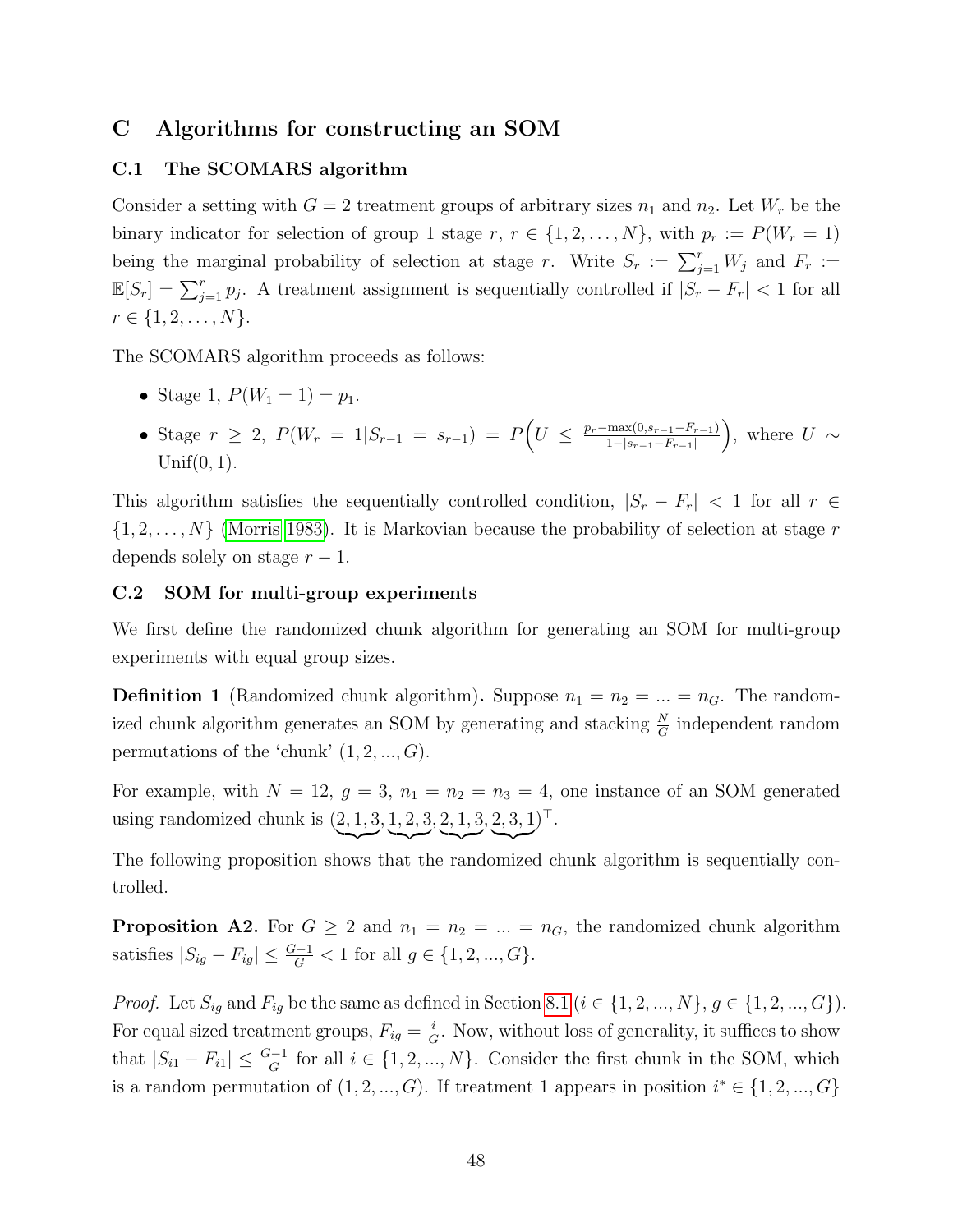# C Algorithms for constructing an SOM

## C.1 The SCOMARS algorithm

Consider a setting with $G = 2$ treatment groups of arbitrary sizes $n_1$ and $n_2$. Let $W_r$ be the binary indicator for selection of group 1 stage $r$, $r \in \{1, 2, \ldots, N\}$, with $p_r := P(W_r = 1)$ being the marginal probability of selection at stage $r$. Write $S_r := \sum_{j=1}^{r} W_j$ and $F_r := \mathbb{E}[S_r] = \sum_{j=1}^{r} p_j$. A treatment assignment is sequentially controlled if $|S_r - F_r| < 1$ for all $r \in \{1, 2, \ldots, N\}$.

The SCOMARS algorithm proceeds as follows:

- Stage 1, $P(W_1 = 1) = p_1$.
- Stage $r \geq 2$, $P(W_r = 1 | S_{r-1} = s_{r-1}) = P\Big(U \leq \frac{p_r - \max(0, s_{r-1} - F_{r-1})}{1 - |s_{r-1} - F_{r-1}|}\Big)$, where $U \sim \text{Unif}(0, 1)$.

This algorithm satisfies the sequentially controlled condition, $|S_r - F_r| < 1$ for all $r \in \{1, 2, \ldots, N\}$ (Morris 1983). It is Markovian because the probability of selection at stage $r$ depends solely on stage $r - 1$.

## C.2 SOM for multi-group experiments

We first define the randomized chunk algorithm for generating an SOM for multi-group experiments with equal group sizes.

**Definition 1** (Randomized chunk algorithm)**.** Suppose $n_1 = n_2 = ... = n_G$. The randomized chunk algorithm generates an SOM by generating and stacking $\frac{N}{G}$ independent random permutations of the 'chunk' $(1, 2, ..., G)$.

For example, with $N = 12$, $g = 3$, $n_1 = n_2 = n_3 = 4$, one instance of an SOM generated using randomized chunk is $(\underbrace{2, 1, 3}, \underbrace{1, 2, 3}, \underbrace{2, 1, 3}, \underbrace{2, 3, 1})^\top$.

The following proposition shows that the randomized chunk algorithm is sequentially controlled.

**Proposition A2.** For $G \geq 2$ and $n_1 = n_2 = ... = n_G$, the randomized chunk algorithm satisfies $|S_{ig} - F_{ig}| \leq \frac{G-1}{G} < 1$ for all $g \in \{1, 2, ..., G\}$.

*Proof.* Let $S_{ig}$ and $F_{ig}$ be the same as defined in Section 8.1 ($i \in \{1, 2, ..., N\}$, $g \in \{1, 2, ..., G\}$). For equal sized treatment groups, $F_{ig} = \frac{i}{G}$. Now, without loss of generality, it suffices to show that $|S_{i1} - F_{i1}| \leq \frac{G-1}{G}$ for all $i \in \{1, 2, ..., N\}$. Consider the first chunk in the SOM, which is a random permutation of $(1, 2, ..., G)$. If treatment 1 appears in position $i^* \in \{1, 2, ..., G\}$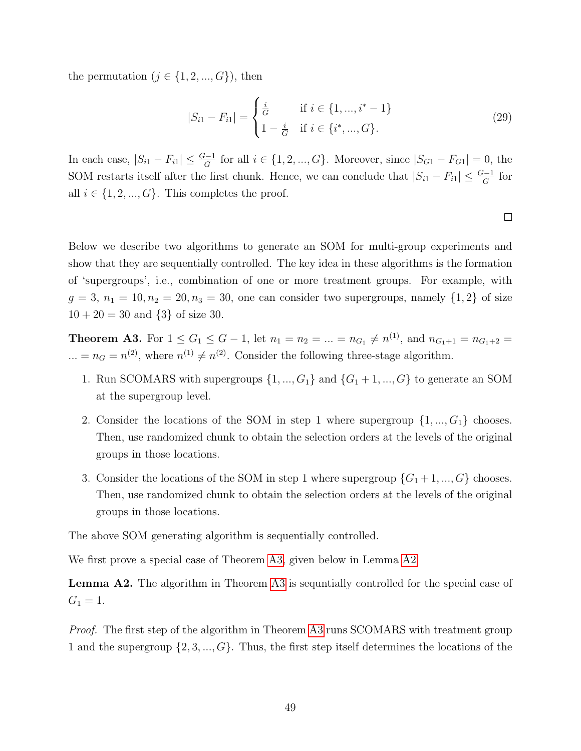the permutation ($j \in \{1, 2, ..., G\}$), then

$$|S_{i1} - F_{i1}| = \begin{cases} \frac{i}{G} & \text{if } i \in \{1, ..., i^* - 1\} \\ 1 - \frac{i}{G} & \text{if } i \in \{i^*, ..., G\}. \end{cases} \tag{29}$$

In each case, $|S_{i1} - F_{i1}| \leq \frac{G-1}{G}$ for all $i \in \{1, 2, ..., G\}$. Moreover, since $|S_{G1} - F_{G1}| = 0$, the SOM restarts itself after the first chunk. Hence, we can conclude that $|S_{i1} - F_{i1}| \leq \frac{G-1}{G}$ for all $i \in \{1, 2, ..., G\}$. This completes the proof.

□

Below we describe two algorithms to generate an SOM for multi-group experiments and show that they are sequentially controlled. The key idea in these algorithms is the formation of 'supergroups', i.e., combination of one or more treatment groups. For example, with $g = 3$, $n_1 = 10, n_2 = 20, n_3 = 30$, one can consider two supergroups, namely $\{1, 2\}$ of size $10 + 20 = 30$ and $\{3\}$ of size 30.

**Theorem A3.** For $1 \leq G_1 \leq G - 1$, let $n_1 = n_2 = ... = n_{G_1} \neq n^{(1)}$, and $n_{G_1+1} = n_{G_1+2} = ... = n_G = n^{(2)}$, where $n^{(1)} \neq n^{(2)}$. Consider the following three-stage algorithm.

1. Run SCOMARS with supergroups $\{1, ..., G_1\}$ and $\{G_1 + 1, ..., G\}$ to generate an SOM at the supergroup level.
2. Consider the locations of the SOM in step 1 where supergroup $\{1, ..., G_1\}$ chooses. Then, use randomized chunk to obtain the selection orders at the levels of the original groups in those locations.
3. Consider the locations of the SOM in step 1 where supergroup $\{G_1 + 1, ..., G\}$ chooses. Then, use randomized chunk to obtain the selection orders at the levels of the original groups in those locations.

The above SOM generating algorithm is sequentially controlled.

We first prove a special case of Theorem A3, given below in Lemma A2.

**Lemma A2.** The algorithm in Theorem A3 is sequntially controlled for the special case of $G_1 = 1$.

*Proof.* The first step of the algorithm in Theorem A3 runs SCOMARS with treatment group 1 and the supergroup $\{2, 3, ..., G\}$. Thus, the first step itself determines the locations of the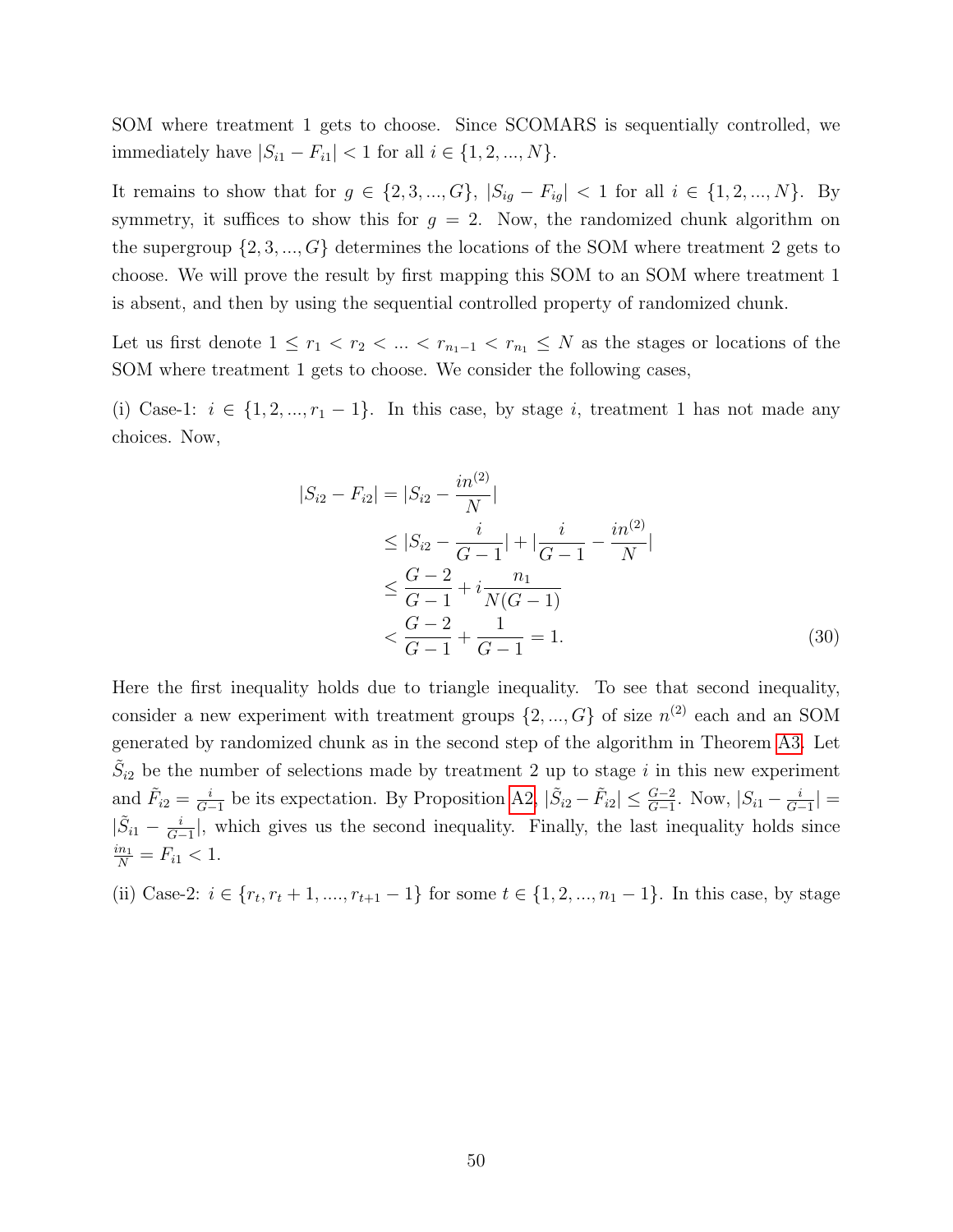SOM where treatment 1 gets to choose. Since SCOMARS is sequentially controlled, we immediately have $|S_{i1} - F_{i1}| < 1$ for all $i \in \{1, 2, ..., N\}$.

It remains to show that for $g \in \{2, 3, ..., G\}$, $|S_{ig} - F_{ig}| < 1$ for all $i \in \{1, 2, ..., N\}$. By symmetry, it suffices to show this for $g = 2$. Now, the randomized chunk algorithm on the supergroup $\{2, 3, ..., G\}$ determines the locations of the SOM where treatment 2 gets to choose. We will prove the result by first mapping this SOM to an SOM where treatment 1 is absent, and then by using the sequential controlled property of randomized chunk.

Let us first denote $1 \leq r_1 < r_2 < ... < r_{n_1-1} < r_{n_1} \leq N$ as the stages or locations of the SOM where treatment 1 gets to choose. We consider the following cases,

(i) Case-1: $i \in \{1, 2, ..., r_1 - 1\}$. In this case, by stage $i$, treatment 1 has not made any choices. Now,

$$
\begin{aligned}
|S_{i2} - F_{i2}| &= |S_{i2} - \frac{in^{(2)}}{N}| \\
&\leq |S_{i2} - \frac{i}{G-1}| + |\frac{i}{G-1} - \frac{in^{(2)}}{N}| \\
&\leq \frac{G-2}{G-1} + i\frac{n_1}{N(G-1)} \\
&< \frac{G-2}{G-1} + \frac{1}{G-1} = 1.
\end{aligned} \tag{30}
$$

Here the first inequality holds due to triangle inequality. To see that second inequality, consider a new experiment with treatment groups $\{2, ..., G\}$ of size $n^{(2)}$ each and an SOM generated by randomized chunk as in the second step of the algorithm in Theorem A3. Let $\tilde{S}_{i2}$ be the number of selections made by treatment 2 up to stage $i$ in this new experiment and $\tilde{F}_{i2} = \frac{i}{G-1}$ be its expectation. By Proposition A2, $|\tilde{S}_{i2} - \tilde{F}_{i2}| \leq \frac{G-2}{G-1}$. Now, $|S_{i1} - \frac{i}{G-1}| = |\tilde{S}_{i1} - \frac{i}{G-1}|$, which gives us the second inequality. Finally, the last inequality holds since $\frac{in_1}{N} = F_{i1} < 1$.

(ii) Case-2: $i \in \{r_t, r_t + 1, ...., r_{t+1} - 1\}$ for some $t \in \{1, 2, ..., n_1 - 1\}$. In this case, by stage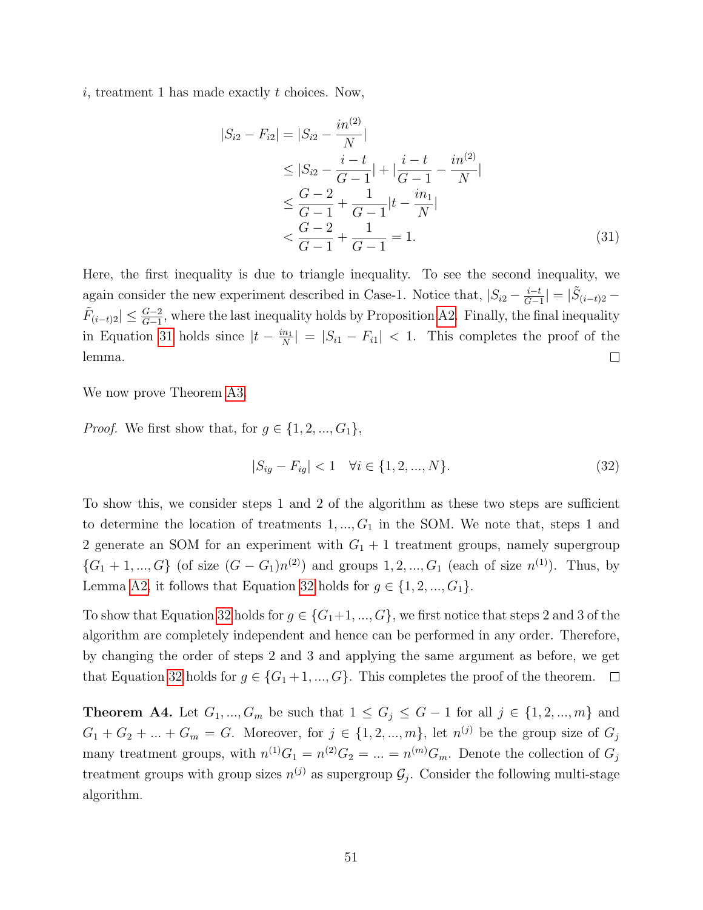$i$, treatment 1 has made exactly $t$ choices. Now,

$$
\begin{aligned}
|S_{i2} - F_{i2}| &= |S_{i2} - \frac{in^{(2)}}{N}| \\
&\leq |S_{i2} - \frac{i-t}{G-1}| + |\frac{i-t}{G-1} - \frac{in^{(2)}}{N}| \\
&\leq \frac{G-2}{G-1} + \frac{1}{G-1}|t - \frac{in_1}{N}| \\
&< \frac{G-2}{G-1} + \frac{1}{G-1} = 1.
\end{aligned} \tag{31}
$$

Here, the first inequality is due to triangle inequality. To see the second inequality, we again consider the new experiment described in Case-1. Notice that, $|S_{i2} - \frac{i-t}{G-1}| = |\tilde{S}_{(i-t)2} - \tilde{F}_{(i-t)2}| \leq \frac{G-2}{G-1}$, where the last inequality holds by Proposition A2. Finally, the final inequality in Equation 31 holds since $|t - \frac{in_1}{N}| = |S_{i1} - F_{i1}| < 1$. This completes the proof of the lemma. □

We now prove Theorem A3.

*Proof.* We first show that, for $g \in \{1, 2, ..., G_1\}$,

$$
|S_{ig} - F_{ig}| < 1 \quad \forall i \in \{1, 2, ..., N\}. \tag{32}
$$

To show this, we consider steps 1 and 2 of the algorithm as these two steps are sufficient to determine the location of treatments $1, ..., G_1$ in the SOM. We note that, steps 1 and 2 generate an SOM for an experiment with $G_1 + 1$ treatment groups, namely supergroup $\{G_1 + 1, ..., G\}$ (of size $(G - G_1)n^{(2)}$) and groups $1, 2, ..., G_1$ (each of size $n^{(1)}$). Thus, by Lemma A2, it follows that Equation 32 holds for $g \in \{1, 2, ..., G_1\}$.

To show that Equation 32 holds for $g \in \{G_1+1, ..., G\}$, we first notice that steps 2 and 3 of the algorithm are completely independent and hence can be performed in any order. Therefore, by changing the order of steps 2 and 3 and applying the same argument as before, we get that Equation 32 holds for $g \in \{G_1+1, ..., G\}$. This completes the proof of the theorem. □

**Theorem A4.** Let $G_1, ..., G_m$ be such that $1 \leq G_j \leq G - 1$ for all $j \in \{1, 2, ..., m\}$ and $G_1 + G_2 + ... + G_m = G$. Moreover, for $j \in \{1, 2, ..., m\}$, let $n^{(j)}$ be the group size of $G_j$ many treatment groups, with $n^{(1)}G_1 = n^{(2)}G_2 = ... = n^{(m)}G_m$. Denote the collection of $G_j$ treatment groups with group sizes $n^{(j)}$ as supergroup $\mathcal{G}_j$. Consider the following multi-stage algorithm.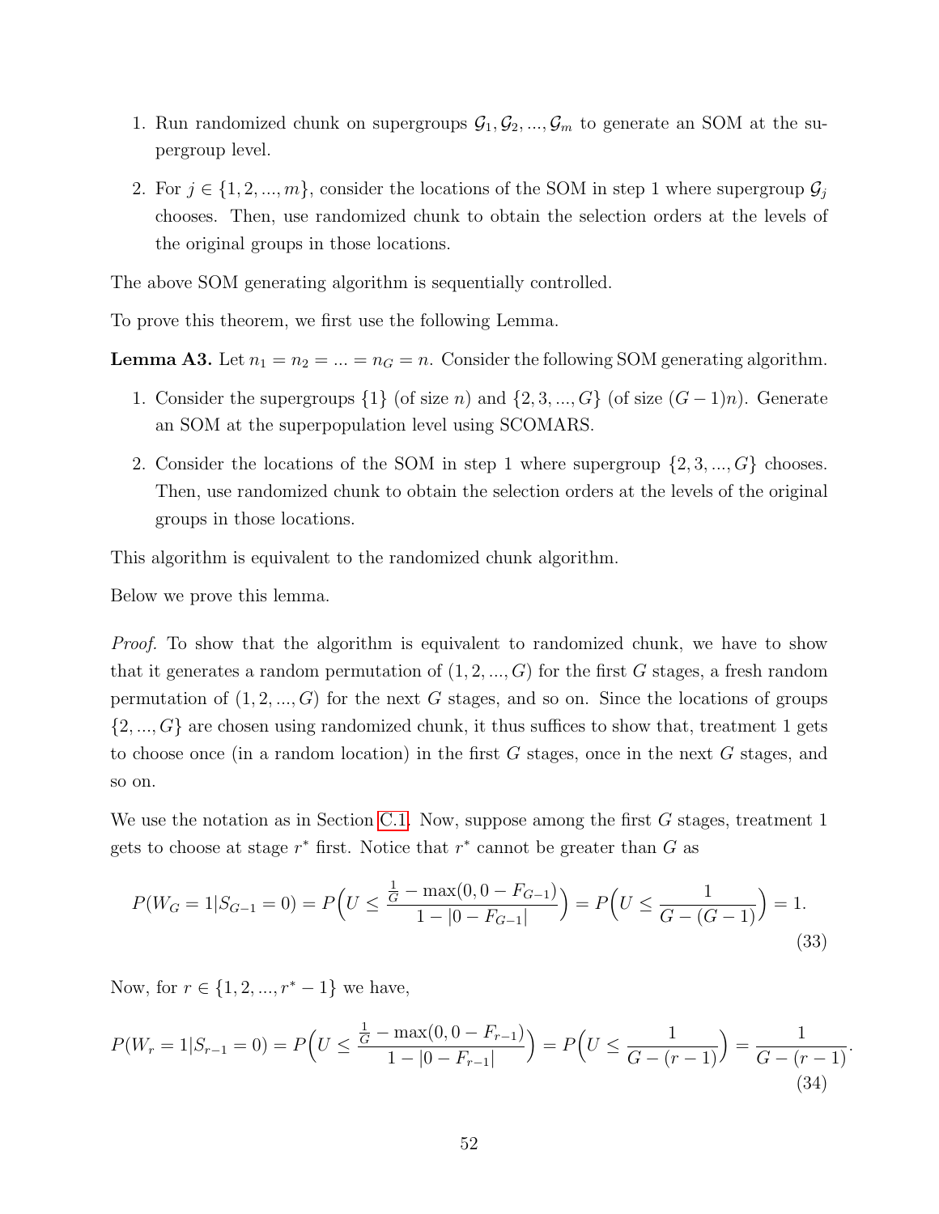1. Run randomized chunk on supergroups $\mathcal{G}_1, \mathcal{G}_2, ..., \mathcal{G}_m$ to generate an SOM at the supergroup level.

2. For $j \in \{1, 2, ..., m\}$, consider the locations of the SOM in step 1 where supergroup $\mathcal{G}_j$ chooses. Then, use randomized chunk to obtain the selection orders at the levels of the original groups in those locations.

The above SOM generating algorithm is sequentially controlled.

To prove this theorem, we first use the following Lemma.

**Lemma A3.** Let $n_1 = n_2 = ... = n_G = n$. Consider the following SOM generating algorithm.

1. Consider the supergroups $\{1\}$ (of size $n$) and $\{2, 3, ..., G\}$ (of size $(G-1)n$). Generate an SOM at the superpopulation level using SCOMARS.

2. Consider the locations of the SOM in step 1 where supergroup $\{2, 3, ..., G\}$ chooses. Then, use randomized chunk to obtain the selection orders at the levels of the original groups in those locations.

This algorithm is equivalent to the randomized chunk algorithm.

Below we prove this lemma.

*Proof.* To show that the algorithm is equivalent to randomized chunk, we have to show that it generates a random permutation of $(1, 2, ..., G)$ for the first $G$ stages, a fresh random permutation of $(1, 2, ..., G)$ for the next $G$ stages, and so on. Since the locations of groups $\{2, ..., G\}$ are chosen using randomized chunk, it thus suffices to show that, treatment 1 gets to choose once (in a random location) in the first $G$ stages, once in the next $G$ stages, and so on.

We use the notation as in Section C.1. Now, suppose among the first $G$ stages, treatment 1 gets to choose at stage $r^*$ first. Notice that $r^*$ cannot be greater than $G$ as

$$P(W_G = 1 | S_{G-1} = 0) = P\Big(U \leq \frac{\frac{1}{G} - \max(0, 0 - F_{G-1})}{1 - |0 - F_{G-1}|}\Big) = P\Big(U \leq \frac{1}{G - (G-1)}\Big) = 1. \tag{33}$$

Now, for $r \in \{1, 2, ..., r^* - 1\}$ we have,

$$P(W_r = 1 | S_{r-1} = 0) = P\Big(U \leq \frac{\frac{1}{G} - \max(0, 0 - F_{r-1})}{1 - |0 - F_{r-1}|}\Big) = P\Big(U \leq \frac{1}{G - (r-1)}\Big) = \frac{1}{G - (r-1)}. \tag{34}$$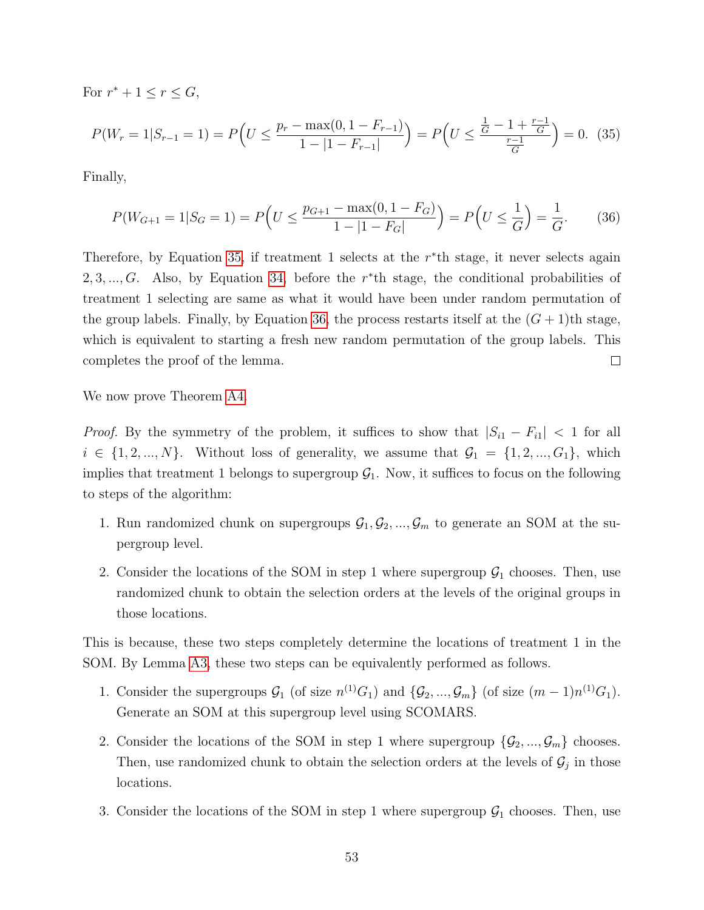For $r^*+1 \leq r \leq G$,

$$P(W_r = 1|S_{r-1} = 1) = P\Big(U \leq \frac{p_r - \max(0, 1-F_{r-1})}{1 - |1-F_{r-1}|}\Big) = P\Big(U \leq \frac{\frac{1}{G} - 1 + \frac{r-1}{G}}{\frac{r-1}{G}}\Big) = 0. \quad (35)$$

Finally,

$$P(W_{G+1} = 1|S_G = 1) = P\Big(U \leq \frac{p_{G+1} - \max(0, 1-F_G)}{1 - |1-F_G|}\Big) = P\Big(U \leq \frac{1}{G}\Big) = \frac{1}{G}. \quad (36)$$

Therefore, by Equation 35, if treatment 1 selects at the $r^*$th stage, it never selects again $2, 3, ..., G$. Also, by Equation 34, before the $r^*$th stage, the conditional probabilities of treatment 1 selecting are same as what it would have been under random permutation of the group labels. Finally, by Equation 36, the process restarts itself at the $(G+1)$th stage, which is equivalent to starting a fresh new random permutation of the group labels. This completes the proof of the lemma. □

We now prove Theorem A4.

*Proof.* By the symmetry of the problem, it suffices to show that $|S_{i1} - F_{i1}| < 1$ for all $i \in \{1, 2, ..., N\}$. Without loss of generality, we assume that $\mathcal{G}_1 = \{1, 2, ..., G_1\}$, which implies that treatment 1 belongs to supergroup $\mathcal{G}_1$. Now, it suffices to focus on the following to steps of the algorithm:

1. Run randomized chunk on supergroups $\mathcal{G}_1, \mathcal{G}_2, ..., \mathcal{G}_m$ to generate an SOM at the supergroup level.
2. Consider the locations of the SOM in step 1 where supergroup $\mathcal{G}_1$ chooses. Then, use randomized chunk to obtain the selection orders at the levels of the original groups in those locations.

This is because, these two steps completely determine the locations of treatment 1 in the SOM. By Lemma A3, these two steps can be equivalently performed as follows.

1. Consider the supergroups $\mathcal{G}_1$ (of size $n^{(1)}G_1$) and $\{\mathcal{G}_2, ..., \mathcal{G}_m\}$ (of size $(m-1)n^{(1)}G_1$). Generate an SOM at this supergroup level using SCOMARS.
2. Consider the locations of the SOM in step 1 where supergroup $\{\mathcal{G}_2, ..., \mathcal{G}_m\}$ chooses. Then, use randomized chunk to obtain the selection orders at the levels of $\mathcal{G}_j$ in those locations.
3. Consider the locations of the SOM in step 1 where supergroup $\mathcal{G}_1$ chooses. Then, use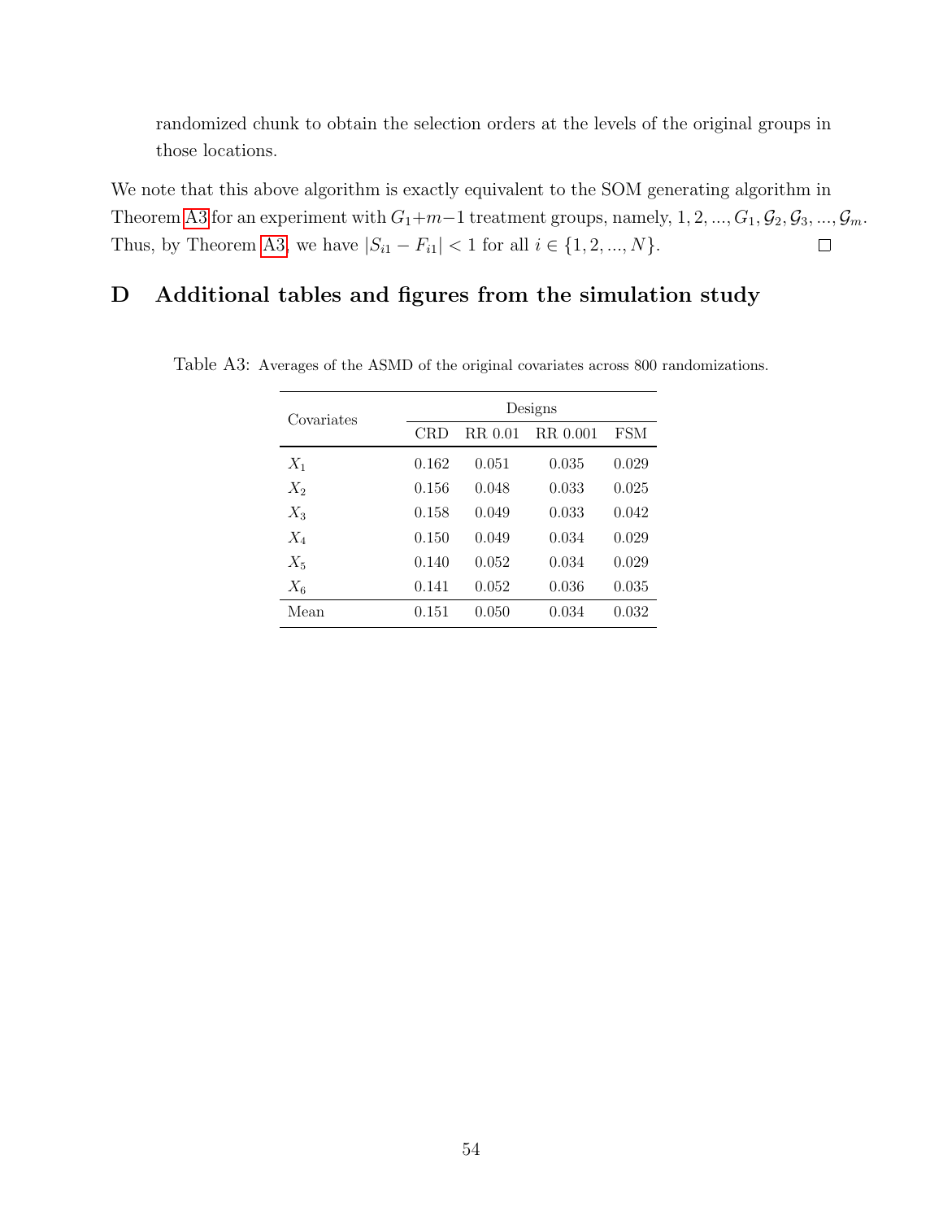randomized chunk to obtain the selection orders at the levels of the original groups in those locations.

We note that this above algorithm is exactly equivalent to the SOM generating algorithm in Theorem A3 for an experiment with $G_1+m-1$ treatment groups, namely, $1, 2, ..., G_1, \mathcal{G}_2, \mathcal{G}_3, ..., \mathcal{G}_m$. Thus, by Theorem A3, we have $|S_{i1} - F_{i1}| < 1$ for all $i \in \{1, 2, ..., N\}$. $\square$

# D Additional tables and figures from the simulation study

Table A3: Averages of the ASMD of the original covariates across 800 randomizations.

| Covariates | Designs | | | |
|---|---|---|---|---|
| | CRD | RR 0.01 | RR 0.001 | FSM |
| $X_1$ | 0.162 | 0.051 | 0.035 | 0.029 |
| $X_2$ | 0.156 | 0.048 | 0.033 | 0.025 |
| $X_3$ | 0.158 | 0.049 | 0.033 | 0.042 |
| $X_4$ | 0.150 | 0.049 | 0.034 | 0.029 |
| $X_5$ | 0.140 | 0.052 | 0.034 | 0.029 |
| $X_6$ | 0.141 | 0.052 | 0.036 | 0.035 |
| Mean | 0.151 | 0.050 | 0.034 | 0.032 |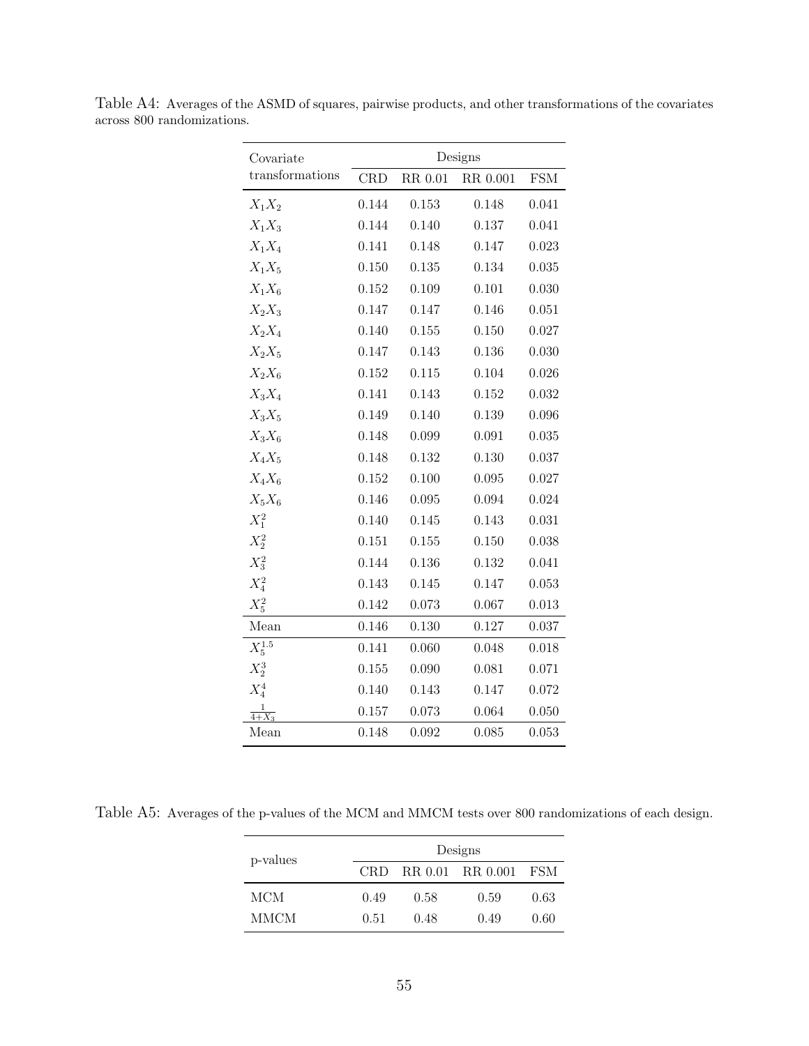Table A4: Averages of the ASMD of squares, pairwise products, and other transformations of the covariates across 800 randomizations.

| Covariate transformations | Designs | | | |
|---|---|---|---|---|
| | CRD | RR 0.01 | RR 0.001 | FSM |
| $X_1X_2$ | 0.144 | 0.153 | 0.148 | 0.041 |
| $X_1X_3$ | 0.144 | 0.140 | 0.137 | 0.041 |
| $X_1X_4$ | 0.141 | 0.148 | 0.147 | 0.023 |
| $X_1X_5$ | 0.150 | 0.135 | 0.134 | 0.035 |
| $X_1X_6$ | 0.152 | 0.109 | 0.101 | 0.030 |
| $X_2X_3$ | 0.147 | 0.147 | 0.146 | 0.051 |
| $X_2X_4$ | 0.140 | 0.155 | 0.150 | 0.027 |
| $X_2X_5$ | 0.147 | 0.143 | 0.136 | 0.030 |
| $X_2X_6$ | 0.152 | 0.115 | 0.104 | 0.026 |
| $X_3X_4$ | 0.141 | 0.143 | 0.152 | 0.032 |
| $X_3X_5$ | 0.149 | 0.140 | 0.139 | 0.096 |
| $X_3X_6$ | 0.148 | 0.099 | 0.091 | 0.035 |
| $X_4X_5$ | 0.148 | 0.132 | 0.130 | 0.037 |
| $X_4X_6$ | 0.152 | 0.100 | 0.095 | 0.027 |
| $X_5X_6$ | 0.146 | 0.095 | 0.094 | 0.024 |
| $X_1^2$ | 0.140 | 0.145 | 0.143 | 0.031 |
| $X_2^2$ | 0.151 | 0.155 | 0.150 | 0.038 |
| $X_3^2$ | 0.144 | 0.136 | 0.132 | 0.041 |
| $X_4^2$ | 0.143 | 0.145 | 0.147 | 0.053 |
| $X_5^2$ | 0.142 | 0.073 | 0.067 | 0.013 |
| Mean | 0.146 | 0.130 | 0.127 | 0.037 |
| $X_5^{1.5}$ | 0.141 | 0.060 | 0.048 | 0.018 |
| $X_2^3$ | 0.155 | 0.090 | 0.081 | 0.071 |
| $X_4^4$ | 0.140 | 0.143 | 0.147 | 0.072 |
| $\frac{1}{4+X_3}$ | 0.157 | 0.073 | 0.064 | 0.050 |
| Mean | 0.148 | 0.092 | 0.085 | 0.053 |

Table A5: Averages of the p-values of the MCM and MMCM tests over 800 randomizations of each design.

| p-values | Designs | | | |
|---|---|---|---|---|
| | CRD | RR 0.01 | RR 0.001 | FSM |
| MCM | 0.49 | 0.58 | 0.59 | 0.63 |
| MMCM | 0.51 | 0.48 | 0.49 | 0.60 |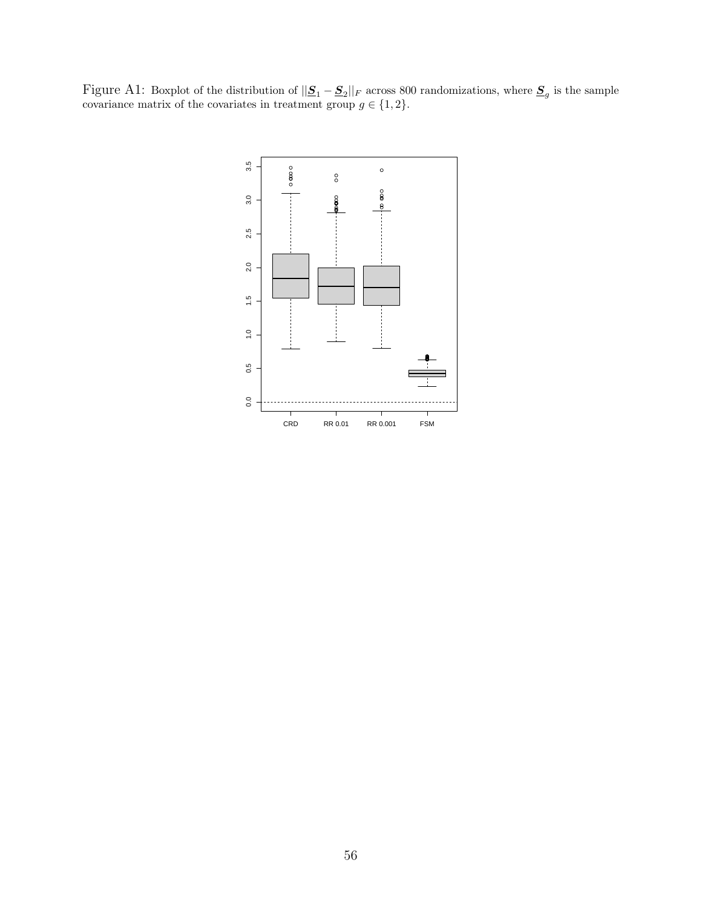Figure A1: Boxplot of the distribution of $||\underline{\boldsymbol{S}}_1 - \underline{\boldsymbol{S}}_2||_F$ across 800 randomizations, where $\underline{\boldsymbol{S}}_g$ is the sample covariance matrix of the covariates in treatment group $g \in \{1, 2\}$.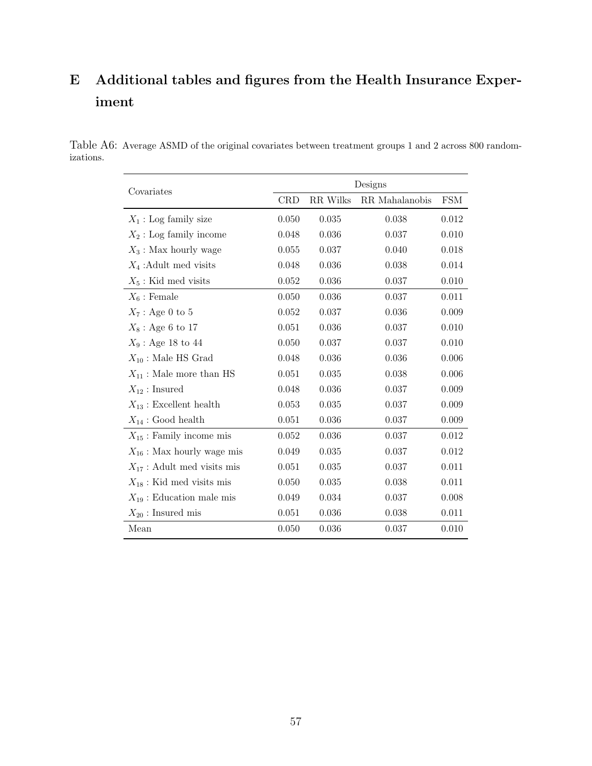# E Additional tables and figures from the Health Insurance Experiment

Table A6: Average ASMD of the original covariates between treatment groups 1 and 2 across 800 randomizations.

| Covariates | Designs | | | |
|---|---|---|---|---|
| | CRD | RR Wilks | RR Mahalanobis | FSM |
| $X_1$ : Log family size | 0.050 | 0.035 | 0.038 | 0.012 |
| $X_2$ : Log family income | 0.048 | 0.036 | 0.037 | 0.010 |
| $X_3$ : Max hourly wage | 0.055 | 0.037 | 0.040 | 0.018 |
| $X_4$ :Adult med visits | 0.048 | 0.036 | 0.038 | 0.014 |
| $X_5$ : Kid med visits | 0.052 | 0.036 | 0.037 | 0.010 |
| $X_6$ : Female | 0.050 | 0.036 | 0.037 | 0.011 |
| $X_7$ : Age 0 to 5 | 0.052 | 0.037 | 0.036 | 0.009 |
| $X_8$ : Age 6 to 17 | 0.051 | 0.036 | 0.037 | 0.010 |
| $X_9$ : Age 18 to 44 | 0.050 | 0.037 | 0.037 | 0.010 |
| $X_{10}$ : Male HS Grad | 0.048 | 0.036 | 0.036 | 0.006 |
| $X_{11}$ : Male more than HS | 0.051 | 0.035 | 0.038 | 0.006 |
| $X_{12}$ : Insured | 0.048 | 0.036 | 0.037 | 0.009 |
| $X_{13}$ : Excellent health | 0.053 | 0.035 | 0.037 | 0.009 |
| $X_{14}$ : Good health | 0.051 | 0.036 | 0.037 | 0.009 |
| $X_{15}$ : Family income mis | 0.052 | 0.036 | 0.037 | 0.012 |
| $X_{16}$ : Max hourly wage mis | 0.049 | 0.035 | 0.037 | 0.012 |
| $X_{17}$ : Adult med visits mis | 0.051 | 0.035 | 0.037 | 0.011 |
| $X_{18}$ : Kid med visits mis | 0.050 | 0.035 | 0.038 | 0.011 |
| $X_{19}$ : Education male mis | 0.049 | 0.034 | 0.037 | 0.008 |
| $X_{20}$ : Insured mis | 0.051 | 0.036 | 0.038 | 0.011 |
| Mean | 0.050 | 0.036 | 0.037 | 0.010 |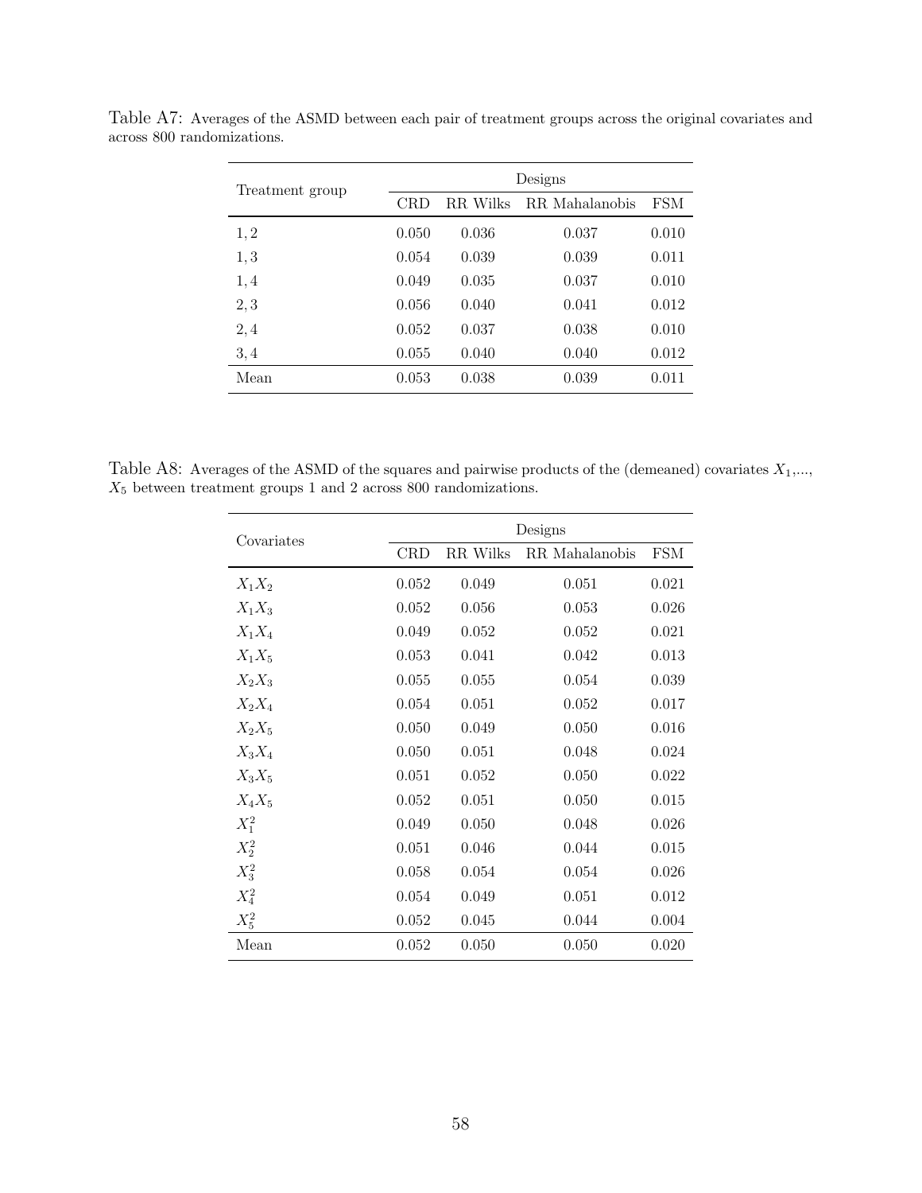Table A7: Averages of the ASMD between each pair of treatment groups across the original covariates and across 800 randomizations.

| Treatment group | Designs | | | |
|---|---|---|---|---|
| | CRD | RR Wilks | RR Mahalanobis | FSM |
| 1, 2 | 0.050 | 0.036 | 0.037 | 0.010 |
| 1, 3 | 0.054 | 0.039 | 0.039 | 0.011 |
| 1, 4 | 0.049 | 0.035 | 0.037 | 0.010 |
| 2, 3 | 0.056 | 0.040 | 0.041 | 0.012 |
| 2, 4 | 0.052 | 0.037 | 0.038 | 0.010 |
| 3, 4 | 0.055 | 0.040 | 0.040 | 0.012 |
| Mean | 0.053 | 0.038 | 0.039 | 0.011 |

Table A8: Averages of the ASMD of the squares and pairwise products of the (demeaned) covariates $X_1$,..., $X_5$ between treatment groups 1 and 2 across 800 randomizations.

| Covariates | Designs | | | |
|---|---|---|---|---|
| | CRD | RR Wilks | RR Mahalanobis | FSM |
| $X_1X_2$ | 0.052 | 0.049 | 0.051 | 0.021 |
| $X_1X_3$ | 0.052 | 0.056 | 0.053 | 0.026 |
| $X_1X_4$ | 0.049 | 0.052 | 0.052 | 0.021 |
| $X_1X_5$ | 0.053 | 0.041 | 0.042 | 0.013 |
| $X_2X_3$ | 0.055 | 0.055 | 0.054 | 0.039 |
| $X_2X_4$ | 0.054 | 0.051 | 0.052 | 0.017 |
| $X_2X_5$ | 0.050 | 0.049 | 0.050 | 0.016 |
| $X_3X_4$ | 0.050 | 0.051 | 0.048 | 0.024 |
| $X_3X_5$ | 0.051 | 0.052 | 0.050 | 0.022 |
| $X_4X_5$ | 0.052 | 0.051 | 0.050 | 0.015 |
| $X_1^2$ | 0.049 | 0.050 | 0.048 | 0.026 |
| $X_2^2$ | 0.051 | 0.046 | 0.044 | 0.015 |
| $X_3^2$ | 0.058 | 0.054 | 0.054 | 0.026 |
| $X_4^2$ | 0.054 | 0.049 | 0.051 | 0.012 |
| $X_5^2$ | 0.052 | 0.045 | 0.044 | 0.004 |
| Mean | 0.052 | 0.050 | 0.050 | 0.020 |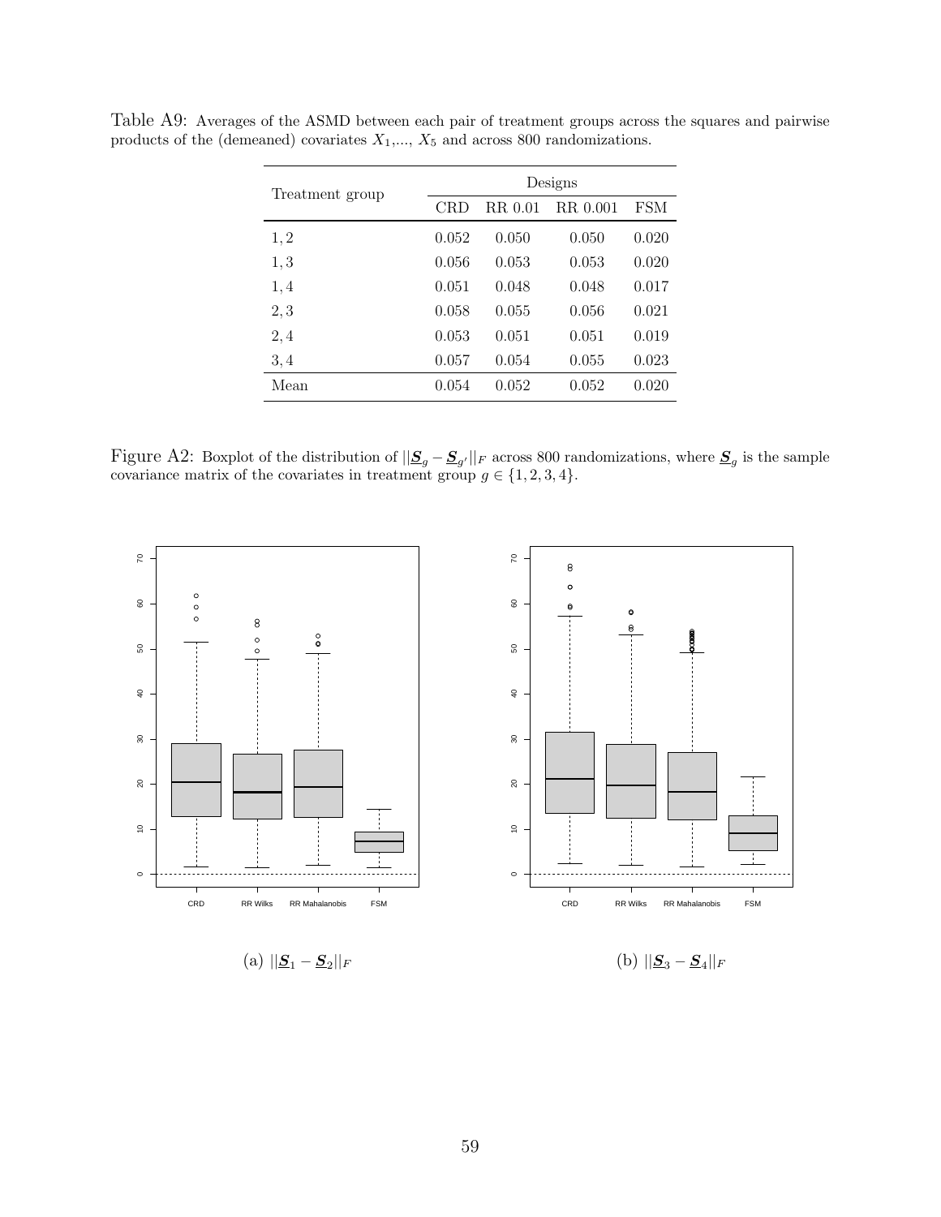Table A9: Averages of the ASMD between each pair of treatment groups across the squares and pairwise products of the (demeaned) covariates $X_1$,..., $X_5$ and across 800 randomizations.

| Treatment group | Designs | | | |
|---|---|---|---|---|
| | CRD | RR 0.01 | RR 0.001 | FSM |
| 1, 2 | 0.052 | 0.050 | 0.050 | 0.020 |
| 1, 3 | 0.056 | 0.053 | 0.053 | 0.020 |
| 1, 4 | 0.051 | 0.048 | 0.048 | 0.017 |
| 2, 3 | 0.058 | 0.055 | 0.056 | 0.021 |
| 2, 4 | 0.053 | 0.051 | 0.051 | 0.019 |
| 3, 4 | 0.057 | 0.054 | 0.055 | 0.023 |
| Mean | 0.054 | 0.052 | 0.052 | 0.020 |

Figure A2: Boxplot of the distribution of $||\underline{\boldsymbol{S}}_g - \underline{\boldsymbol{S}}_{g'}||_F$ across 800 randomizations, where $\underline{\boldsymbol{S}}_g$ is the sample covariance matrix of the covariates in treatment group $g \in \{1, 2, 3, 4\}$.

0
10
20
30
40
50
60
70

CRD
RR Wilks
RR Mahalanobis
FSM

(a) $||\underline{\boldsymbol{S}}_1 - \underline{\boldsymbol{S}}_2||_F$

0
10
20
30
40
50
60
70

CRD
RR Wilks
RR Mahalanobis
FSM

(b) $||\underline{\boldsymbol{S}}_3 - \underline{\boldsymbol{S}}_4||_F$